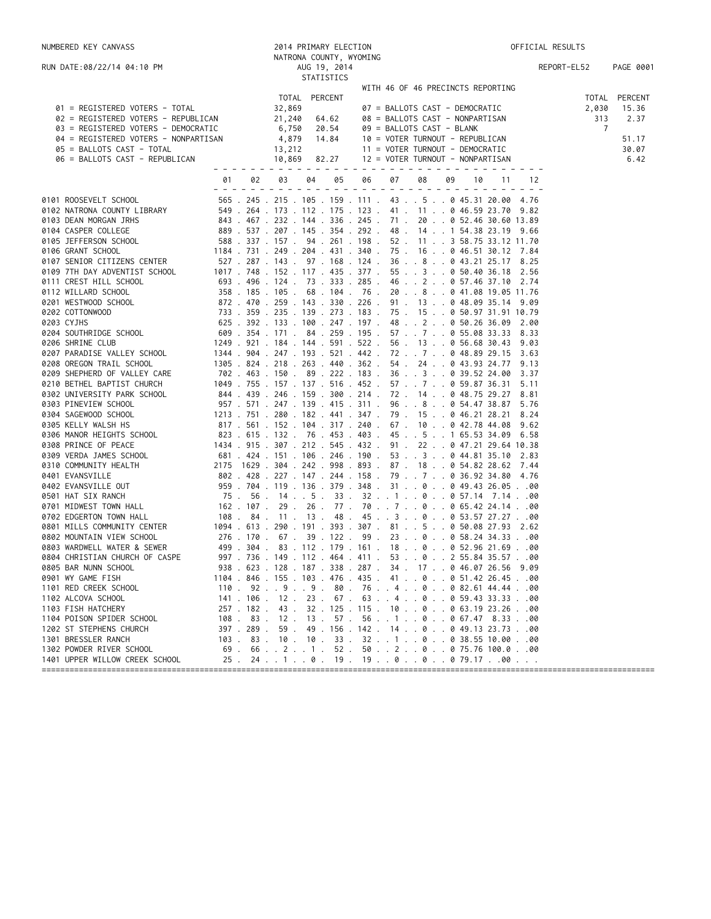NUMBERED KEY CANVASS

RUN DATE:08/22/14 04:10 PM

# 2014 PRIMARY ELECTION

NATRONA COUNTY, WYOMING

AUG 19, 2014

STATISTICS

OFFICIAL RESULTS

REPORT-EL52 PAGE 0001

WITH 46 OF 46 PRECINCTS REPORTING

| | TOTAL | PERCENT | | TOTAL | PERCENT |
|---|---|---|---|---|---|
| 01 = REGISTERED VOTERS - TOTAL | 32,869 | | 07 = BALLOTS CAST - DEMOCRATIC | 2,030 | 15.36 |
| 02 = REGISTERED VOTERS - REPUBLICAN | 21,240 | 64.62 | 08 = BALLOTS CAST - NONPARTISAN | 313 | 2.37 |
| 03 = REGISTERED VOTERS - DEMOCRATIC | 6,750 | 20.54 | 09 = BALLOTS CAST - BLANK | 7 | |
| 04 = REGISTERED VOTERS - NONPARTISAN | 4,879 | 14.84 | 10 = VOTER TURNOUT - REPUBLICAN | | 51.17 |
| 05 = BALLOTS CAST - TOTAL | 13,212 | | 11 = VOTER TURNOUT - DEMOCRATIC | | 30.07 |
| 06 = BALLOTS CAST - REPUBLICAN | 10,869 | 82.27 | 12 = VOTER TURNOUT - NONPARTISAN | | 6.42 |

| Precinct | 01 | 02 | 03 | 04 | 05 | 06 | 07 | 08 | 09 | 10 | 11 | 12 |
|---|---|---|---|---|---|---|---|---|---|---|---|---|
| 0101 ROOSEVELT SCHOOL | 565 | 245 | 215 | 105 | 159 | 111 | 43 | 5 | 0 | 45.31 | 20.00 | 4.76 |
| 0102 NATRONA COUNTY LIBRARY | 549 | 264 | 173 | 112 | 175 | 123 | 41 | 11 | 0 | 46.59 | 23.70 | 9.82 |
| 0103 DEAN MORGAN JRHS | 843 | 467 | 232 | 144 | 336 | 245 | 71 | 20 | 0 | 52.46 | 30.60 | 13.89 |
| 0104 CASPER COLLEGE | 889 | 537 | 207 | 145 | 354 | 292 | 48 | 14 | 1 | 54.38 | 23.19 | 9.66 |
| 0105 JEFFERSON SCHOOL | 588 | 337 | 157 | 94 | 261 | 198 | 52 | 11 | 3 | 58.75 | 33.12 | 11.70 |
| 0106 GRANT SCHOOL | 1184 | 731 | 249 | 204 | 431 | 340 | 75 | 16 | 0 | 46.51 | 30.12 | 7.84 |
| 0107 SENIOR CITIZENS CENTER | 527 | 287 | 143 | 97 | 168 | 124 | 36 | 8 | 0 | 43.21 | 25.17 | 8.25 |
| 0109 7TH DAY ADVENTIST SCHOOL | 1017 | 748 | 152 | 117 | 435 | 377 | 55 | 3 | 0 | 50.40 | 36.18 | 2.56 |
| 0111 CREST HILL SCHOOL | 693 | 496 | 124 | 73 | 333 | 285 | 46 | 2 | 0 | 57.46 | 37.10 | 2.74 |
| 0112 WILLARD SCHOOL | 358 | 185 | 105 | 68 | 104 | 76 | 20 | 8 | 0 | 41.08 | 19.05 | 11.76 |
| 0201 WESTWOOD SCHOOL | 872 | 470 | 259 | 143 | 330 | 226 | 91 | 13 | 0 | 48.09 | 35.14 | 9.09 |
| 0202 COTTONWOOD | 733 | 359 | 235 | 139 | 273 | 183 | 75 | 15 | 0 | 50.97 | 31.91 | 10.79 |
| 0203 CYJHS | 625 | 392 | 133 | 100 | 247 | 197 | 48 | 2 | 0 | 50.26 | 36.09 | 2.00 |
| 0204 SOUTHRIDGE SCHOOL | 609 | 354 | 171 | 84 | 259 | 195 | 57 | 7 | 0 | 55.08 | 33.33 | 8.33 |
| 0206 SHRINE CLUB | 1249 | 921 | 184 | 144 | 591 | 522 | 56 | 13 | 0 | 56.68 | 30.43 | 9.03 |
| 0207 PARADISE VALLEY SCHOOL | 1344 | 904 | 247 | 193 | 521 | 442 | 72 | 7 | 0 | 48.89 | 29.15 | 3.63 |
| 0208 OREGON TRAIL SCHOOL | 1305 | 824 | 218 | 263 | 440 | 362 | 54 | 24 | 0 | 43.93 | 24.77 | 9.13 |
| 0209 SHEPHERD OF VALLEY CARE | 702 | 463 | 150 | 89 | 222 | 183 | 36 | 3 | 0 | 39.52 | 24.00 | 3.37 |
| 0210 BETHEL BAPTIST CHURCH | 1049 | 755 | 157 | 137 | 516 | 452 | 57 | 7 | 0 | 59.87 | 36.31 | 5.11 |
| 0302 UNIVERSITY PARK SCHOOL | 844 | 439 | 246 | 159 | 300 | 214 | 72 | 14 | 0 | 48.75 | 29.27 | 8.81 |
| 0303 PINEVIEW SCHOOL | 957 | 571 | 247 | 139 | 415 | 311 | 96 | 8 | 0 | 54.47 | 38.87 | 5.76 |
| 0304 SAGEWOOD SCHOOL | 1213 | 751 | 280 | 182 | 441 | 347 | 79 | 15 | 0 | 46.21 | 28.21 | 8.24 |
| 0305 KELLY WALSH HS | 817 | 561 | 152 | 104 | 317 | 240 | 67 | 10 | 0 | 42.78 | 44.08 | 9.62 |
| 0306 MANOR HEIGHTS SCHOOL | 823 | 615 | 132 | 76 | 453 | 403 | 45 | 5 | 1 | 65.53 | 34.09 | 6.58 |
| 0308 PRINCE OF PEACE | 1434 | 915 | 307 | 212 | 545 | 432 | 91 | 22 | 0 | 47.21 | 29.64 | 10.38 |
| 0309 VERDA JAMES SCHOOL | 681 | 424 | 151 | 106 | 246 | 190 | 53 | 3 | 0 | 44.81 | 35.10 | 2.83 |
| 0310 COMMUNITY HEALTH | 2175 | 1629 | 304 | 242 | 998 | 893 | 87 | 18 | 0 | 54.82 | 28.62 | 7.44 |
| 0401 EVANSVILLE | 802 | 428 | 227 | 147 | 244 | 158 | 79 | 7 | 0 | 36.92 | 34.80 | 4.76 |
| 0402 EVANSVILLE OUT | 959 | 704 | 119 | 136 | 379 | 348 | 31 | 0 | 0 | 49.43 | 26.05 | .00 |
| 0501 HAT SIX RANCH | 75 | 56 | 14 | 5 | 33 | 32 | 1 | 0 | 0 | 57.14 | 7.14 | .00 |
| 0701 MIDWEST TOWN HALL | 162 | 107 | 29 | 26 | 77 | 70 | 7 | 0 | 0 | 65.42 | 24.14 | .00 |
| 0702 EDGERTON TOWN HALL | 108 | 84 | 11 | 13 | 48 | 45 | 3 | 0 | 0 | 53.57 | 27.27 | .00 |
| 0801 MILLS COMMUNITY CENTER | 1094 | 613 | 290 | 191 | 393 | 307 | 81 | 5 | 0 | 50.08 | 27.93 | 2.62 |
| 0802 MOUNTAIN VIEW SCHOOL | 276 | 170 | 67 | 39 | 122 | 99 | 23 | 0 | 0 | 58.24 | 34.33 | .00 |
| 0803 WARDWELL WATER & SEWER | 499 | 304 | 83 | 112 | 179 | 161 | 18 | 0 | 0 | 52.96 | 21.69 | .00 |
| 0804 CHRISTIAN CHURCH OF CASPE | 997 | 736 | 149 | 112 | 464 | 411 | 53 | 0 | 2 | 55.84 | 35.57 | .00 |
| 0805 BAR NUNN SCHOOL | 938 | 623 | 128 | 187 | 338 | 287 | 34 | 17 | 0 | 46.07 | 26.56 | 9.09 |
| 0901 WY GAME FISH | 1104 | 846 | 155 | 103 | 476 | 435 | 41 | 0 | 0 | 51.42 | 26.45 | .00 |
| 1101 RED CREEK SCHOOL | 110 | 92 | 9 | 9 | 80 | 76 | 4 | 0 | 0 | 82.61 | 44.44 | .00 |
| 1102 ALCOVA SCHOOL | 141 | 106 | 12 | 23 | 67 | 63 | 4 | 0 | 0 | 59.43 | 33.33 | .00 |
| 1103 FISH HATCHERY | 257 | 182 | 43 | 32 | 125 | 115 | 10 | 0 | 0 | 63.19 | 23.26 | .00 |
| 1104 POISON SPIDER SCHOOL | 108 | 83 | 12 | 13 | 57 | 56 | 1 | 0 | 0 | 67.47 | 8.33 | .00 |
| 1202 ST STEPHENS CHURCH | 397 | 289 | 59 | 49 | 156 | 142 | 14 | 0 | 0 | 49.13 | 23.73 | .00 |
| 1301 BRESSLER RANCH | 103 | 83 | 10 | 10 | 33 | 32 | 1 | 0 | 0 | 38.55 | 10.00 | .00 |
| 1302 POWDER RIVER SCHOOL | 69 | 66 | 2 | 1 | 52 | 50 | 2 | 0 | 0 | 75.76 | 100.0 | .00 |
| 1401 UPPER WILLOW CREEK SCHOOL | 25 | 24 | 1 | 0 | 19 | 19 | 0 | 0 | 0 | 79.17 | .00 | . |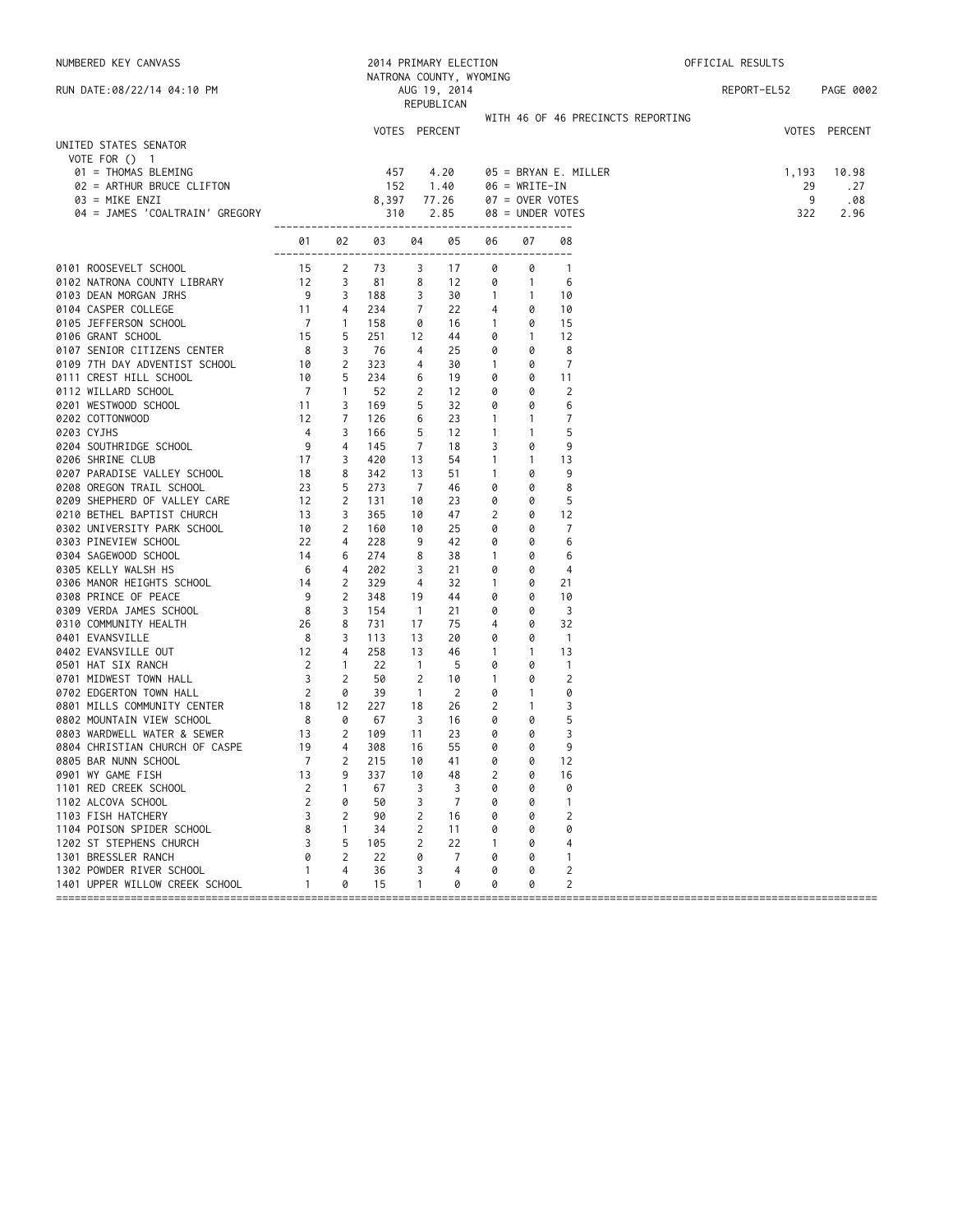NUMBERED KEY CANVASS

2014 PRIMARY ELECTION
NATRONA COUNTY, WYOMING
AUG 19, 2014
REPUBLICAN

OFFICIAL RESULTS

RUN DATE:08/22/14 04:10 PM

REPORT-EL52

WITH 46 OF 46 PRECINCTS REPORTING

## UNITED STATES SENATOR

VOTE FOR () 1

| Candidate | VOTES | PERCENT |
|---|---|---|
| 01 = THOMAS BLEMING | 457 | 4.20 |
| 02 = ARTHUR BRUCE CLIFTON | 152 | 1.40 |
| 03 = MIKE ENZI | 8,397 | 77.26 |
| 04 = JAMES 'COALTRAIN' GREGORY | 310 | 2.85 |
| 05 = BRYAN E. MILLER | 1,193 | 10.98 |
| 06 = WRITE-IN | 29 | .27 |
| 07 = OVER VOTES | 9 | .08 |
| 08 = UNDER VOTES | 322 | 2.96 |

| Precinct | 01 | 02 | 03 | 04 | 05 | 06 | 07 | 08 |
|---|---|---|---|---|---|---|---|---|
| 0101 ROOSEVELT SCHOOL | 15 | 2 | 73 | 3 | 17 | 0 | 0 | 1 |
| 0102 NATRONA COUNTY LIBRARY | 12 | 3 | 81 | 8 | 12 | 0 | 1 | 6 |
| 0103 DEAN MORGAN JRHS | 9 | 3 | 188 | 3 | 30 | 1 | 1 | 10 |
| 0104 CASPER COLLEGE | 11 | 4 | 234 | 7 | 22 | 4 | 0 | 10 |
| 0105 JEFFERSON SCHOOL | 7 | 1 | 158 | 0 | 16 | 1 | 0 | 15 |
| 0106 GRANT SCHOOL | 15 | 5 | 251 | 12 | 44 | 0 | 1 | 12 |
| 0107 SENIOR CITIZENS CENTER | 8 | 3 | 76 | 4 | 25 | 0 | 0 | 8 |
| 0109 7TH DAY ADVENTIST SCHOOL | 10 | 2 | 323 | 4 | 30 | 1 | 0 | 7 |
| 0111 CREST HILL SCHOOL | 10 | 5 | 234 | 6 | 19 | 0 | 0 | 11 |
| 0112 WILLARD SCHOOL | 7 | 1 | 52 | 2 | 12 | 0 | 0 | 2 |
| 0201 WESTWOOD SCHOOL | 11 | 3 | 169 | 5 | 32 | 0 | 0 | 6 |
| 0202 COTTONWOOD | 12 | 7 | 126 | 6 | 23 | 1 | 1 | 7 |
| 0203 CYJHS | 4 | 3 | 166 | 5 | 12 | 1 | 1 | 5 |
| 0204 SOUTHRIDGE SCHOOL | 9 | 4 | 145 | 7 | 18 | 3 | 0 | 9 |
| 0206 SHRINE CLUB | 17 | 3 | 420 | 13 | 54 | 1 | 1 | 13 |
| 0207 PARADISE VALLEY SCHOOL | 18 | 8 | 342 | 13 | 51 | 1 | 0 | 9 |
| 0208 OREGON TRAIL SCHOOL | 23 | 5 | 273 | 7 | 46 | 0 | 0 | 8 |
| 0209 SHEPHERD OF VALLEY CARE | 12 | 2 | 131 | 10 | 23 | 0 | 0 | 5 |
| 0210 BETHEL BAPTIST CHURCH | 13 | 3 | 365 | 10 | 47 | 2 | 0 | 12 |
| 0302 UNIVERSITY PARK SCHOOL | 10 | 2 | 160 | 10 | 25 | 0 | 0 | 7 |
| 0303 PINEVIEW SCHOOL | 22 | 4 | 228 | 9 | 42 | 0 | 0 | 6 |
| 0304 SAGEWOOD SCHOOL | 14 | 6 | 274 | 8 | 38 | 1 | 0 | 6 |
| 0305 KELLY WALSH HS | 6 | 4 | 202 | 3 | 21 | 0 | 0 | 4 |
| 0306 MANOR HEIGHTS SCHOOL | 14 | 2 | 329 | 4 | 32 | 1 | 0 | 21 |
| 0308 PRINCE OF PEACE | 9 | 2 | 348 | 19 | 44 | 0 | 0 | 10 |
| 0309 VERDA JAMES SCHOOL | 8 | 3 | 154 | 1 | 21 | 0 | 0 | 3 |
| 0310 COMMUNITY HEALTH | 26 | 8 | 731 | 17 | 75 | 4 | 0 | 32 |
| 0401 EVANSVILLE | 8 | 3 | 113 | 13 | 20 | 0 | 0 | 1 |
| 0402 EVANSVILLE OUT | 12 | 4 | 258 | 13 | 46 | 1 | 1 | 13 |
| 0501 HAT SIX RANCH | 2 | 1 | 22 | 1 | 5 | 0 | 0 | 1 |
| 0701 MIDWEST TOWN HALL | 3 | 2 | 50 | 2 | 10 | 1 | 0 | 2 |
| 0702 EDGERTON TOWN HALL | 2 | 0 | 39 | 1 | 2 | 0 | 1 | 0 |
| 0801 MILLS COMMUNITY CENTER | 18 | 12 | 227 | 18 | 26 | 2 | 1 | 3 |
| 0802 MOUNTAIN VIEW SCHOOL | 8 | 0 | 67 | 3 | 16 | 0 | 0 | 5 |
| 0803 WARDWELL WATER & SEWER | 13 | 2 | 109 | 11 | 23 | 0 | 0 | 3 |
| 0804 CHRISTIAN CHURCH OF CASPE | 19 | 4 | 308 | 16 | 55 | 0 | 0 | 9 |
| 0805 BAR NUNN SCHOOL | 7 | 2 | 215 | 10 | 41 | 0 | 0 | 12 |
| 0901 WY GAME FISH | 13 | 9 | 337 | 10 | 48 | 2 | 0 | 16 |
| 1101 RED CREEK SCHOOL | 2 | 1 | 67 | 3 | 3 | 0 | 0 | 0 |
| 1102 ALCOVA SCHOOL | 2 | 0 | 50 | 3 | 7 | 0 | 0 | 1 |
| 1103 FISH HATCHERY | 3 | 2 | 90 | 2 | 16 | 0 | 0 | 2 |
| 1104 POISON SPIDER SCHOOL | 8 | 1 | 34 | 2 | 11 | 0 | 0 | 0 |
| 1202 ST STEPHENS CHURCH | 3 | 5 | 105 | 2 | 22 | 1 | 0 | 4 |
| 1301 BRESSLER RANCH | 0 | 2 | 22 | 0 | 7 | 0 | 0 | 1 |
| 1302 POWDER RIVER SCHOOL | 1 | 4 | 36 | 3 | 4 | 0 | 0 | 2 |
| 1401 UPPER WILLOW CREEK SCHOOL | 1 | 0 | 15 | 1 | 0 | 0 | 0 | 2 |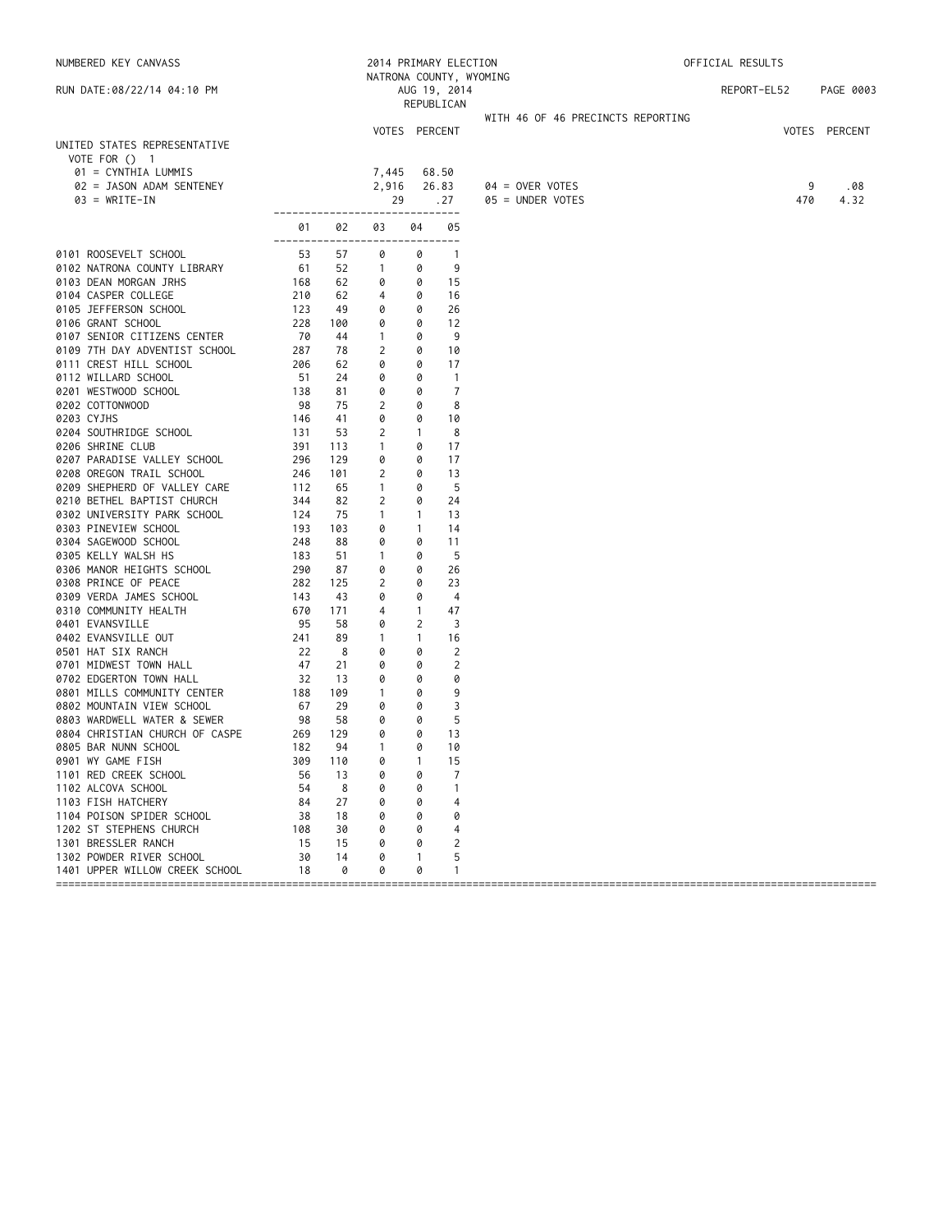NUMBERED KEY CANVASS

RUN DATE:08/22/14 04:10 PM

2014 PRIMARY ELECTION
NATRONA COUNTY, WYOMING
AUG 19, 2014
REPUBLICAN

OFFICIAL RESULTS

REPORT-EL52

WITH 46 OF 46 PRECINCTS REPORTING

## UNITED STATES REPRESENTATIVE

VOTE FOR () 1

| | VOTES | PERCENT |
|---|---|---|
| 01 = CYNTHIA LUMMIS | 7,445 | 68.50 |
| 02 = JASON ADAM SENTENEY | 2,916 | 26.83 |
| 03 = WRITE-IN | 29 | .27 |
| 04 = OVER VOTES | 9 | .08 |
| 05 = UNDER VOTES | 470 | 4.32 |

| Precinct | 01 | 02 | 03 | 04 | 05 |
|---|---|---|---|---|---|
| 0101 ROOSEVELT SCHOOL | 53 | 57 | 0 | 0 | 1 |
| 0102 NATRONA COUNTY LIBRARY | 61 | 52 | 1 | 0 | 9 |
| 0103 DEAN MORGAN JRHS | 168 | 62 | 0 | 0 | 15 |
| 0104 CASPER COLLEGE | 210 | 62 | 4 | 0 | 16 |
| 0105 JEFFERSON SCHOOL | 123 | 49 | 0 | 0 | 26 |
| 0106 GRANT SCHOOL | 228 | 100 | 0 | 0 | 12 |
| 0107 SENIOR CITIZENS CENTER | 70 | 44 | 1 | 0 | 9 |
| 0109 7TH DAY ADVENTIST SCHOOL | 287 | 78 | 2 | 0 | 10 |
| 0111 CREST HILL SCHOOL | 206 | 62 | 0 | 0 | 17 |
| 0112 WILLARD SCHOOL | 51 | 24 | 0 | 0 | 1 |
| 0201 WESTWOOD SCHOOL | 138 | 81 | 0 | 0 | 7 |
| 0202 COTTONWOOD | 98 | 75 | 2 | 0 | 8 |
| 0203 CYJHS | 146 | 41 | 0 | 0 | 10 |
| 0204 SOUTHRIDGE SCHOOL | 131 | 53 | 2 | 1 | 8 |
| 0206 SHRINE CLUB | 391 | 113 | 1 | 0 | 17 |
| 0207 PARADISE VALLEY SCHOOL | 296 | 129 | 0 | 0 | 17 |
| 0208 OREGON TRAIL SCHOOL | 246 | 101 | 2 | 0 | 13 |
| 0209 SHEPHERD OF VALLEY CARE | 112 | 65 | 1 | 0 | 5 |
| 0210 BETHEL BAPTIST CHURCH | 344 | 82 | 2 | 0 | 24 |
| 0302 UNIVERSITY PARK SCHOOL | 124 | 75 | 1 | 1 | 13 |
| 0303 PINEVIEW SCHOOL | 193 | 103 | 0 | 1 | 14 |
| 0304 SAGEWOOD SCHOOL | 248 | 88 | 0 | 0 | 11 |
| 0305 KELLY WALSH HS | 183 | 51 | 1 | 0 | 5 |
| 0306 MANOR HEIGHTS SCHOOL | 290 | 87 | 0 | 0 | 26 |
| 0308 PRINCE OF PEACE | 282 | 125 | 2 | 0 | 23 |
| 0309 VERDA JAMES SCHOOL | 143 | 43 | 0 | 0 | 4 |
| 0310 COMMUNITY HEALTH | 670 | 171 | 4 | 1 | 47 |
| 0401 EVANSVILLE | 95 | 58 | 0 | 2 | 3 |
| 0402 EVANSVILLE OUT | 241 | 89 | 1 | 1 | 16 |
| 0501 HAT SIX RANCH | 22 | 8 | 0 | 0 | 2 |
| 0701 MIDWEST TOWN HALL | 47 | 21 | 0 | 0 | 2 |
| 0702 EDGERTON TOWN HALL | 32 | 13 | 0 | 0 | 0 |
| 0801 MILLS COMMUNITY CENTER | 188 | 109 | 1 | 0 | 9 |
| 0802 MOUNTAIN VIEW SCHOOL | 67 | 29 | 0 | 0 | 3 |
| 0803 WARDWELL WATER & SEWER | 98 | 58 | 0 | 0 | 5 |
| 0804 CHRISTIAN CHURCH OF CASPE | 269 | 129 | 0 | 0 | 13 |
| 0805 BAR NUNN SCHOOL | 182 | 94 | 1 | 0 | 10 |
| 0901 WY GAME FISH | 309 | 110 | 0 | 1 | 15 |
| 1101 RED CREEK SCHOOL | 56 | 13 | 0 | 0 | 7 |
| 1102 ALCOVA SCHOOL | 54 | 8 | 0 | 0 | 1 |
| 1103 FISH HATCHERY | 84 | 27 | 0 | 0 | 4 |
| 1104 POISON SPIDER SCHOOL | 38 | 18 | 0 | 0 | 0 |
| 1202 ST STEPHENS CHURCH | 108 | 30 | 0 | 0 | 4 |
| 1301 BRESSLER RANCH | 15 | 15 | 0 | 0 | 2 |
| 1302 POWDER RIVER SCHOOL | 30 | 14 | 0 | 1 | 5 |
| 1401 UPPER WILLOW CREEK SCHOOL | 18 | 0 | 0 | 0 | 1 |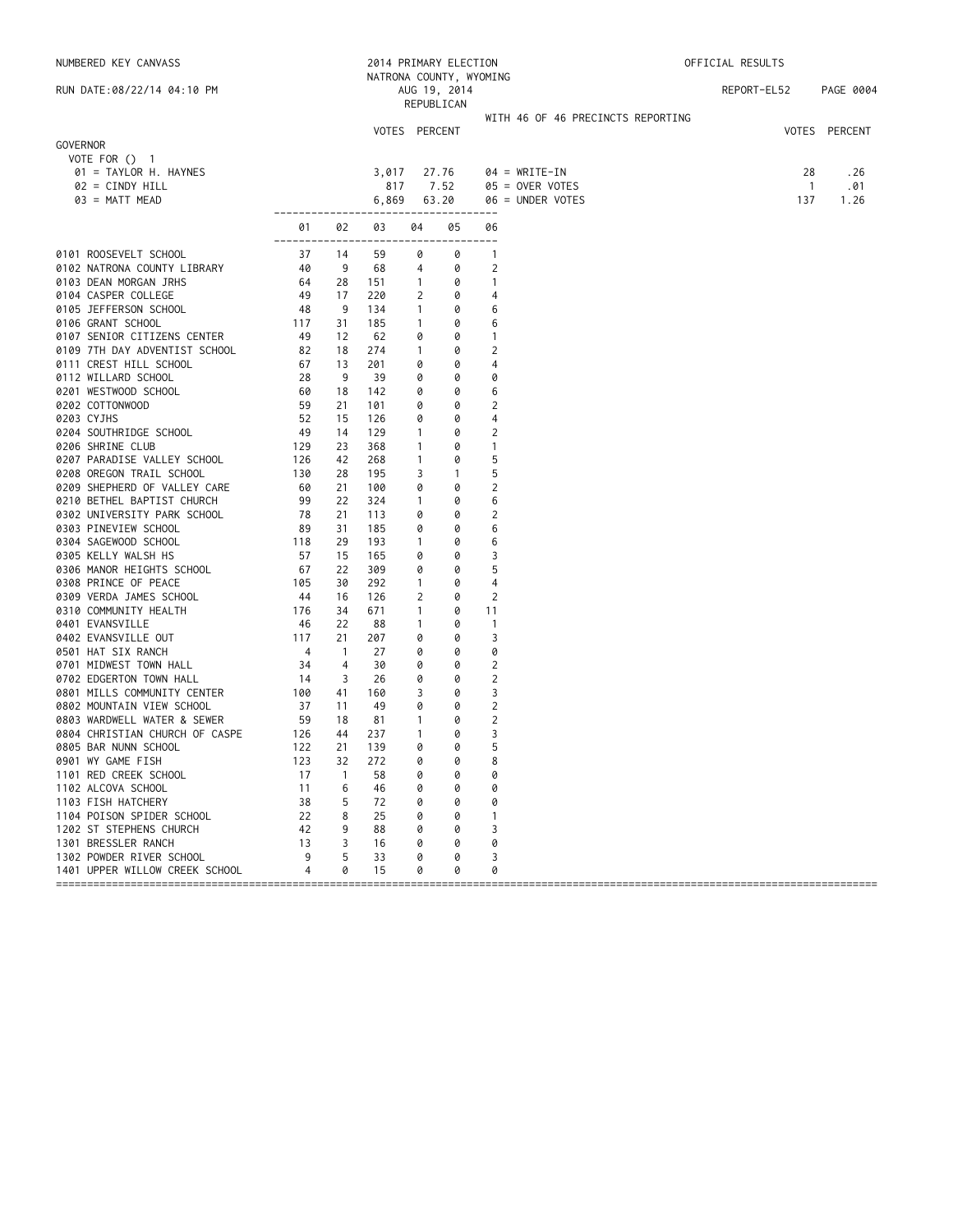NUMBERED KEY CANVASS

RUN DATE:08/22/14 04:10 PM

2014 PRIMARY ELECTION
NATRONA COUNTY, WYOMING
AUG 19, 2014
REPUBLICAN

OFFICIAL RESULTS

REPORT-EL52 PAGE 0004

WITH 46 OF 46 PRECINCTS REPORTING

## GOVERNOR

VOTE FOR () 1

| | VOTES | PERCENT | | VOTES | PERCENT |
|---|---|---|---|---|---|
| 01 = TAYLOR H. HAYNES | 3,017 | 27.76 | 04 = WRITE-IN | 28 | .26 |
| 02 = CINDY HILL | 817 | 7.52 | 05 = OVER VOTES | 1 | .01 |
| 03 = MATT MEAD | 6,869 | 63.20 | 06 = UNDER VOTES | 137 | 1.26 |

| | 01 | 02 | 03 | 04 | 05 | 06 |
|---|---|---|---|---|---|---|
| 0101 ROOSEVELT SCHOOL | 37 | 14 | 59 | 0 | 0 | 1 |
| 0102 NATRONA COUNTY LIBRARY | 40 | 9 | 68 | 4 | 0 | 2 |
| 0103 DEAN MORGAN JRHS | 64 | 28 | 151 | 1 | 0 | 1 |
| 0104 CASPER COLLEGE | 49 | 17 | 220 | 2 | 0 | 4 |
| 0105 JEFFERSON SCHOOL | 48 | 9 | 134 | 1 | 0 | 6 |
| 0106 GRANT SCHOOL | 117 | 31 | 185 | 1 | 0 | 6 |
| 0107 SENIOR CITIZENS CENTER | 49 | 12 | 62 | 0 | 0 | 1 |
| 0109 7TH DAY ADVENTIST SCHOOL | 82 | 18 | 274 | 1 | 0 | 2 |
| 0111 CREST HILL SCHOOL | 67 | 13 | 201 | 0 | 0 | 4 |
| 0112 WILLARD SCHOOL | 28 | 9 | 39 | 0 | 0 | 0 |
| 0201 WESTWOOD SCHOOL | 60 | 18 | 142 | 0 | 0 | 6 |
| 0202 COTTONWOOD | 59 | 21 | 101 | 0 | 0 | 2 |
| 0203 CYJHS | 52 | 15 | 126 | 0 | 0 | 4 |
| 0204 SOUTHRIDGE SCHOOL | 49 | 14 | 129 | 1 | 0 | 2 |
| 0206 SHRINE CLUB | 129 | 23 | 368 | 1 | 0 | 1 |
| 0207 PARADISE VALLEY SCHOOL | 126 | 42 | 268 | 1 | 0 | 5 |
| 0208 OREGON TRAIL SCHOOL | 130 | 28 | 195 | 3 | 1 | 5 |
| 0209 SHEPHERD OF VALLEY CARE | 60 | 21 | 100 | 0 | 0 | 2 |
| 0210 BETHEL BAPTIST CHURCH | 99 | 22 | 324 | 1 | 0 | 6 |
| 0302 UNIVERSITY PARK SCHOOL | 78 | 21 | 113 | 0 | 0 | 2 |
| 0303 PINEVIEW SCHOOL | 89 | 31 | 185 | 0 | 0 | 6 |
| 0304 SAGEWOOD SCHOOL | 118 | 29 | 193 | 1 | 0 | 6 |
| 0305 KELLY WALSH HS | 57 | 15 | 165 | 0 | 0 | 3 |
| 0306 MANOR HEIGHTS SCHOOL | 67 | 22 | 309 | 0 | 0 | 5 |
| 0308 PRINCE OF PEACE | 105 | 30 | 292 | 1 | 0 | 4 |
| 0309 VERDA JAMES SCHOOL | 44 | 16 | 126 | 2 | 0 | 2 |
| 0310 COMMUNITY HEALTH | 176 | 34 | 671 | 1 | 0 | 11 |
| 0401 EVANSVILLE | 46 | 22 | 88 | 1 | 0 | 1 |
| 0402 EVANSVILLE OUT | 117 | 21 | 207 | 0 | 0 | 3 |
| 0501 HAT SIX RANCH | 4 | 1 | 27 | 0 | 0 | 0 |
| 0701 MIDWEST TOWN HALL | 34 | 4 | 30 | 0 | 0 | 2 |
| 0702 EDGERTON TOWN HALL | 14 | 3 | 26 | 0 | 0 | 2 |
| 0801 MILLS COMMUNITY CENTER | 100 | 41 | 160 | 3 | 0 | 3 |
| 0802 MOUNTAIN VIEW SCHOOL | 37 | 11 | 49 | 0 | 0 | 2 |
| 0803 WARDWELL WATER & SEWER | 59 | 18 | 81 | 1 | 0 | 2 |
| 0804 CHRISTIAN CHURCH OF CASPE | 126 | 44 | 237 | 1 | 0 | 3 |
| 0805 BAR NUNN SCHOOL | 122 | 21 | 139 | 0 | 0 | 5 |
| 0901 WY GAME FISH | 123 | 32 | 272 | 0 | 0 | 8 |
| 1101 RED CREEK SCHOOL | 17 | 1 | 58 | 0 | 0 | 0 |
| 1102 ALCOVA SCHOOL | 11 | 6 | 46 | 0 | 0 | 0 |
| 1103 FISH HATCHERY | 38 | 5 | 72 | 0 | 0 | 0 |
| 1104 POISON SPIDER SCHOOL | 22 | 8 | 25 | 0 | 0 | 1 |
| 1202 ST STEPHENS CHURCH | 42 | 9 | 88 | 0 | 0 | 3 |
| 1301 BRESSLER RANCH | 13 | 3 | 16 | 0 | 0 | 0 |
| 1302 POWDER RIVER SCHOOL | 9 | 5 | 33 | 0 | 0 | 3 |
| 1401 UPPER WILLOW CREEK SCHOOL | 4 | 0 | 15 | 0 | 0 | 0 |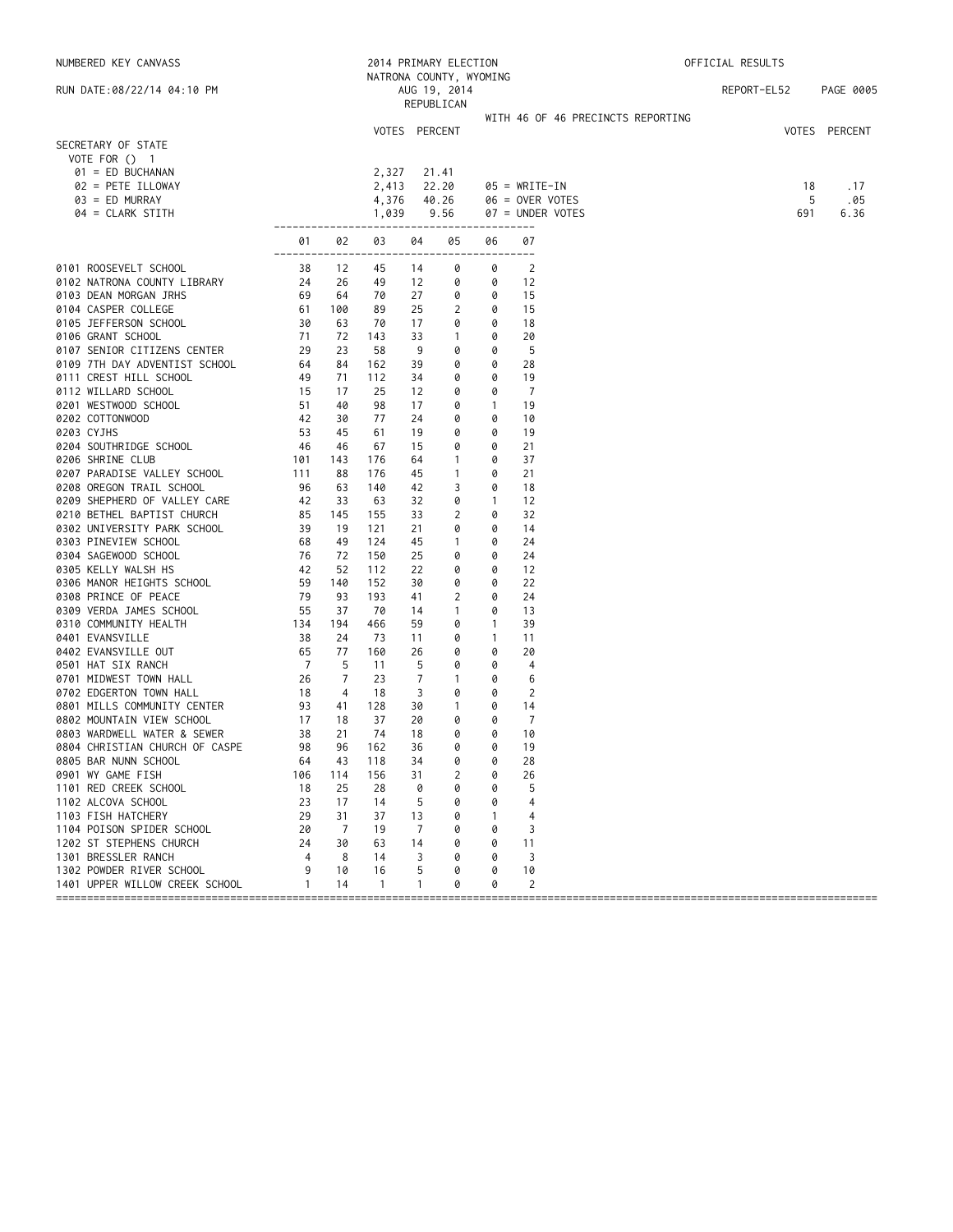NUMBERED KEY CANVASS — 2014 PRIMARY ELECTION — NATRONA COUNTY, WYOMING — AUG 19, 2014 — REPUBLICAN — OFFICIAL RESULTS

RUN DATE:08/22/14 04:10 PM — REPORT-EL52

WITH 46 OF 46 PRECINCTS REPORTING

## SECRETARY OF STATE

VOTE FOR () 1

| | VOTES | PERCENT |
|---|---|---|
| 01 = ED BUCHANAN | 2,327 | 21.41 |
| 02 = PETE ILLOWAY | 2,413 | 22.20 |
| 03 = ED MURRAY | 4,376 | 40.26 |
| 04 = CLARK STITH | 1,039 | 9.56 |
| 05 = WRITE-IN | 18 | .17 |
| 06 = OVER VOTES | 5 | .05 |
| 07 = UNDER VOTES | 691 | 6.36 |

| | 01 | 02 | 03 | 04 | 05 | 06 | 07 |
|---|---|---|---|---|---|---|---|
| 0101 ROOSEVELT SCHOOL | 38 | 12 | 45 | 14 | 0 | 0 | 2 |
| 0102 NATRONA COUNTY LIBRARY | 24 | 26 | 49 | 12 | 0 | 0 | 12 |
| 0103 DEAN MORGAN JRHS | 69 | 64 | 70 | 27 | 0 | 0 | 15 |
| 0104 CASPER COLLEGE | 61 | 100 | 89 | 25 | 2 | 0 | 15 |
| 0105 JEFFERSON SCHOOL | 30 | 63 | 70 | 17 | 0 | 0 | 18 |
| 0106 GRANT SCHOOL | 71 | 72 | 143 | 33 | 1 | 0 | 20 |
| 0107 SENIOR CITIZENS CENTER | 29 | 23 | 58 | 9 | 0 | 0 | 5 |
| 0109 7TH DAY ADVENTIST SCHOOL | 64 | 84 | 162 | 39 | 0 | 0 | 28 |
| 0111 CREST HILL SCHOOL | 49 | 71 | 112 | 34 | 0 | 0 | 19 |
| 0112 WILLARD SCHOOL | 15 | 17 | 25 | 12 | 0 | 0 | 7 |
| 0201 WESTWOOD SCHOOL | 51 | 40 | 98 | 17 | 0 | 1 | 19 |
| 0202 COTTONWOOD | 42 | 30 | 77 | 24 | 0 | 0 | 10 |
| 0203 CYJHS | 53 | 45 | 61 | 19 | 0 | 0 | 19 |
| 0204 SOUTHRIDGE SCHOOL | 46 | 46 | 67 | 15 | 0 | 0 | 21 |
| 0206 SHRINE CLUB | 101 | 143 | 176 | 64 | 1 | 0 | 37 |
| 0207 PARADISE VALLEY SCHOOL | 111 | 88 | 176 | 45 | 1 | 0 | 21 |
| 0208 OREGON TRAIL SCHOOL | 96 | 63 | 140 | 42 | 3 | 0 | 18 |
| 0209 SHEPHERD OF VALLEY CARE | 42 | 33 | 63 | 32 | 0 | 1 | 12 |
| 0210 BETHEL BAPTIST CHURCH | 85 | 145 | 155 | 33 | 2 | 0 | 32 |
| 0302 UNIVERSITY PARK SCHOOL | 39 | 19 | 121 | 21 | 0 | 0 | 14 |
| 0303 PINEVIEW SCHOOL | 68 | 49 | 124 | 45 | 1 | 0 | 24 |
| 0304 SAGEWOOD SCHOOL | 76 | 72 | 150 | 25 | 0 | 0 | 24 |
| 0305 KELLY WALSH HS | 42 | 52 | 112 | 22 | 0 | 0 | 12 |
| 0306 MANOR HEIGHTS SCHOOL | 59 | 140 | 152 | 30 | 0 | 0 | 22 |
| 0308 PRINCE OF PEACE | 79 | 93 | 193 | 41 | 2 | 0 | 24 |
| 0309 VERDA JAMES SCHOOL | 55 | 37 | 70 | 14 | 1 | 0 | 13 |
| 0310 COMMUNITY HEALTH | 134 | 194 | 466 | 59 | 0 | 1 | 39 |
| 0401 EVANSVILLE | 38 | 24 | 73 | 11 | 0 | 1 | 11 |
| 0402 EVANSVILLE OUT | 65 | 77 | 160 | 26 | 0 | 0 | 20 |
| 0501 HAT SIX RANCH | 7 | 5 | 11 | 5 | 0 | 0 | 4 |
| 0701 MIDWEST TOWN HALL | 26 | 7 | 23 | 7 | 1 | 0 | 6 |
| 0702 EDGERTON TOWN HALL | 18 | 4 | 18 | 3 | 0 | 0 | 2 |
| 0801 MILLS COMMUNITY CENTER | 93 | 41 | 128 | 30 | 1 | 0 | 14 |
| 0802 MOUNTAIN VIEW SCHOOL | 17 | 18 | 37 | 20 | 0 | 0 | 7 |
| 0803 WARDWELL WATER & SEWER | 38 | 21 | 74 | 18 | 0 | 0 | 10 |
| 0804 CHRISTIAN CHURCH OF CASPE | 98 | 96 | 162 | 36 | 0 | 0 | 19 |
| 0805 BAR NUNN SCHOOL | 64 | 43 | 118 | 34 | 0 | 0 | 28 |
| 0901 WY GAME FISH | 106 | 114 | 156 | 31 | 2 | 0 | 26 |
| 1101 RED CREEK SCHOOL | 18 | 25 | 28 | 0 | 0 | 0 | 5 |
| 1102 ALCOVA SCHOOL | 23 | 17 | 14 | 5 | 0 | 0 | 4 |
| 1103 FISH HATCHERY | 29 | 31 | 37 | 13 | 0 | 1 | 4 |
| 1104 POISON SPIDER SCHOOL | 20 | 7 | 19 | 7 | 0 | 0 | 3 |
| 1202 ST STEPHENS CHURCH | 24 | 30 | 63 | 14 | 0 | 0 | 11 |
| 1301 BRESSLER RANCH | 4 | 8 | 14 | 3 | 0 | 0 | 3 |
| 1302 POWDER RIVER SCHOOL | 9 | 10 | 16 | 5 | 0 | 0 | 10 |
| 1401 UPPER WILLOW CREEK SCHOOL | 1 | 14 | 1 | 1 | 0 | 0 | 2 |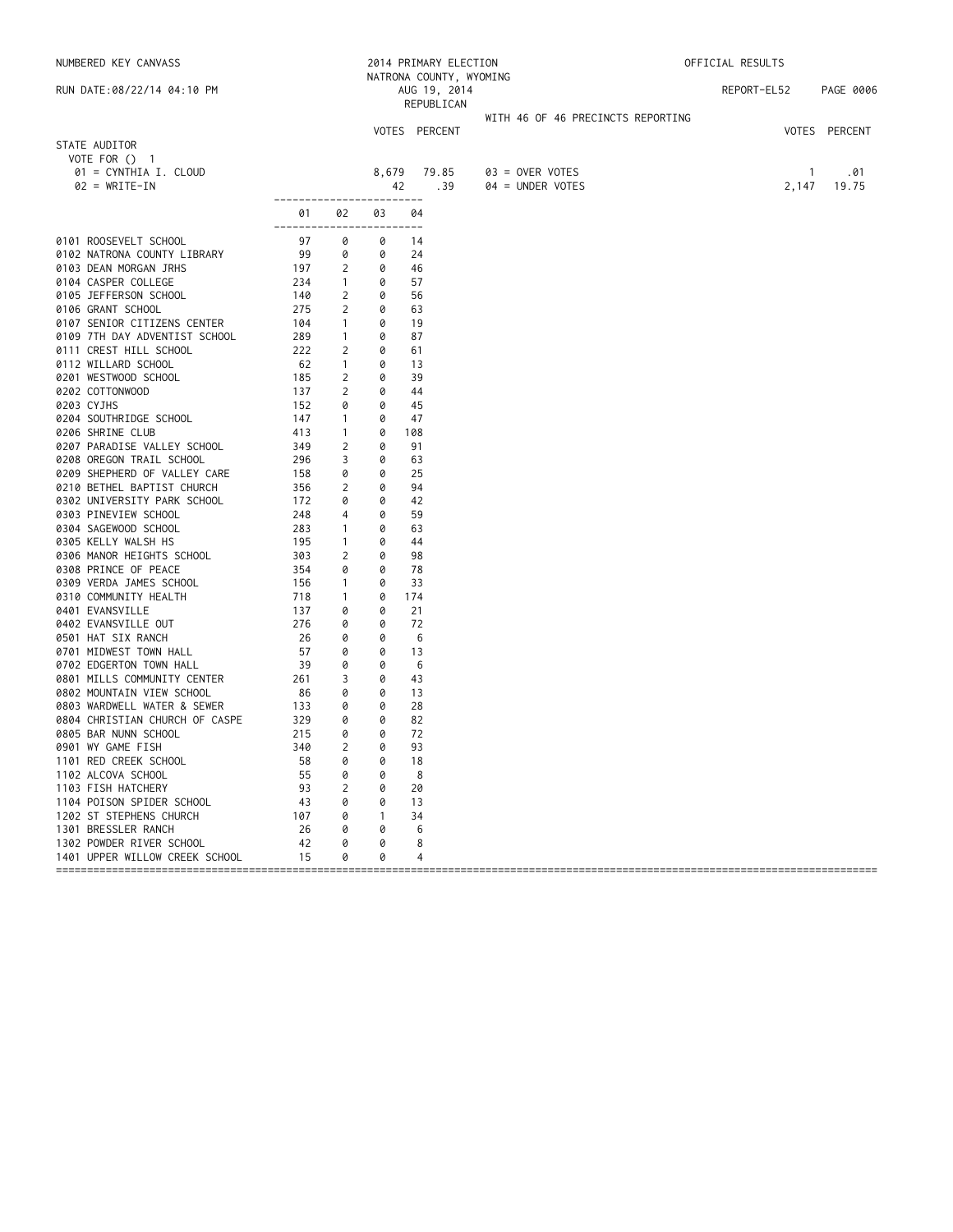NUMBERED KEY CANVASS

RUN DATE:08/22/14 04:10 PM

2014 PRIMARY ELECTION
NATRONA COUNTY, WYOMING
AUG 19, 2014
REPUBLICAN

OFFICIAL RESULTS

REPORT-EL52 PAGE 0006

WITH 46 OF 46 PRECINCTS REPORTING

## STATE AUDITOR

VOTE FOR () 1

| | VOTES | PERCENT | | VOTES | PERCENT |
|---|---|---|---|---|---|
| 01 = CYNTHIA I. CLOUD | 8,679 | 79.85 | 03 = OVER VOTES | 1 | .01 |
| 02 = WRITE-IN | 42 | .39 | 04 = UNDER VOTES | 2,147 | 19.75 |

| | 01 | 02 | 03 | 04 |
|---|---|---|---|---|
| 0101 ROOSEVELT SCHOOL | 97 | 0 | 0 | 14 |
| 0102 NATRONA COUNTY LIBRARY | 99 | 0 | 0 | 24 |
| 0103 DEAN MORGAN JRHS | 197 | 2 | 0 | 46 |
| 0104 CASPER COLLEGE | 234 | 1 | 0 | 57 |
| 0105 JEFFERSON SCHOOL | 140 | 2 | 0 | 56 |
| 0106 GRANT SCHOOL | 275 | 2 | 0 | 63 |
| 0107 SENIOR CITIZENS CENTER | 104 | 1 | 0 | 19 |
| 0109 7TH DAY ADVENTIST SCHOOL | 289 | 1 | 0 | 87 |
| 0111 CREST HILL SCHOOL | 222 | 2 | 0 | 61 |
| 0112 WILLARD SCHOOL | 62 | 1 | 0 | 13 |
| 0201 WESTWOOD SCHOOL | 185 | 2 | 0 | 39 |
| 0202 COTTONWOOD | 137 | 2 | 0 | 44 |
| 0203 CYJHS | 152 | 0 | 0 | 45 |
| 0204 SOUTHRIDGE SCHOOL | 147 | 1 | 0 | 47 |
| 0206 SHRINE CLUB | 413 | 1 | 0 | 108 |
| 0207 PARADISE VALLEY SCHOOL | 349 | 2 | 0 | 91 |
| 0208 OREGON TRAIL SCHOOL | 296 | 3 | 0 | 63 |
| 0209 SHEPHERD OF VALLEY CARE | 158 | 0 | 0 | 25 |
| 0210 BETHEL BAPTIST CHURCH | 356 | 2 | 0 | 94 |
| 0302 UNIVERSITY PARK SCHOOL | 172 | 0 | 0 | 42 |
| 0303 PINEVIEW SCHOOL | 248 | 4 | 0 | 59 |
| 0304 SAGEWOOD SCHOOL | 283 | 1 | 0 | 63 |
| 0305 KELLY WALSH HS | 195 | 1 | 0 | 44 |
| 0306 MANOR HEIGHTS SCHOOL | 303 | 2 | 0 | 98 |
| 0308 PRINCE OF PEACE | 354 | 0 | 0 | 78 |
| 0309 VERDA JAMES SCHOOL | 156 | 1 | 0 | 33 |
| 0310 COMMUNITY HEALTH | 718 | 1 | 0 | 174 |
| 0401 EVANSVILLE | 137 | 0 | 0 | 21 |
| 0402 EVANSVILLE OUT | 276 | 0 | 0 | 72 |
| 0501 HAT SIX RANCH | 26 | 0 | 0 | 6 |
| 0701 MIDWEST TOWN HALL | 57 | 0 | 0 | 13 |
| 0702 EDGERTON TOWN HALL | 39 | 0 | 0 | 6 |
| 0801 MILLS COMMUNITY CENTER | 261 | 3 | 0 | 43 |
| 0802 MOUNTAIN VIEW SCHOOL | 86 | 0 | 0 | 13 |
| 0803 WARDWELL WATER & SEWER | 133 | 0 | 0 | 28 |
| 0804 CHRISTIAN CHURCH OF CASPE | 329 | 0 | 0 | 82 |
| 0805 BAR NUNN SCHOOL | 215 | 0 | 0 | 72 |
| 0901 WY GAME FISH | 340 | 2 | 0 | 93 |
| 1101 RED CREEK SCHOOL | 58 | 0 | 0 | 18 |
| 1102 ALCOVA SCHOOL | 55 | 0 | 0 | 8 |
| 1103 FISH HATCHERY | 93 | 2 | 0 | 20 |
| 1104 POISON SPIDER SCHOOL | 43 | 0 | 0 | 13 |
| 1202 ST STEPHENS CHURCH | 107 | 0 | 1 | 34 |
| 1301 BRESSLER RANCH | 26 | 0 | 0 | 6 |
| 1302 POWDER RIVER SCHOOL | 42 | 0 | 0 | 8 |
| 1401 UPPER WILLOW CREEK SCHOOL | 15 | 0 | 0 | 4 |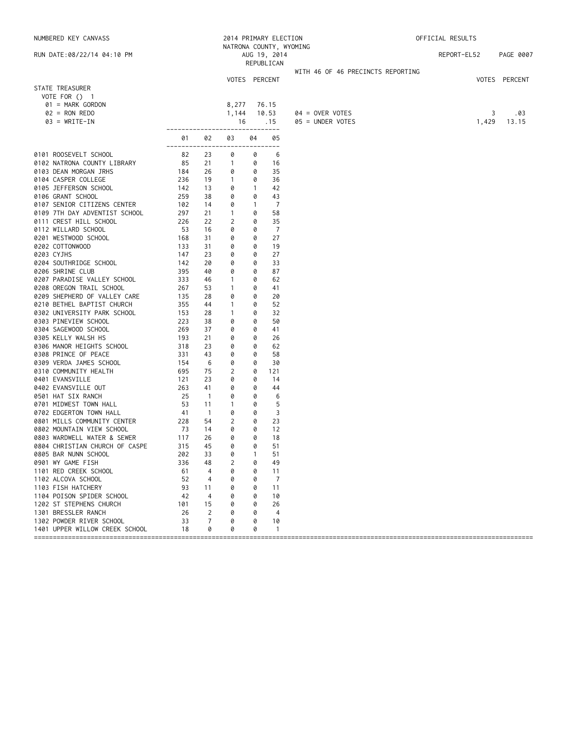NUMBERED KEY CANVASS

RUN DATE:08/22/14 04:10 PM

2014 PRIMARY ELECTION
NATRONA COUNTY, WYOMING
AUG 19, 2014
REPUBLICAN

OFFICIAL RESULTS

REPORT-EL52

WITH 46 OF 46 PRECINCTS REPORTING

## STATE TREASURER

VOTE FOR () 1

| | VOTES | PERCENT |
|---|---|---|
| 01 = MARK GORDON | 8,277 | 76.15 |
| 02 = RON REDO | 1,144 | 10.53 |
| 03 = WRITE-IN | 16 | .15 |
| 04 = OVER VOTES | 3 | .03 |
| 05 = UNDER VOTES | 1,429 | 13.15 |

| | 01 | 02 | 03 | 04 | 05 |
|---|---|---|---|---|---|
| 0101 ROOSEVELT SCHOOL | 82 | 23 | 0 | 0 | 6 |
| 0102 NATRONA COUNTY LIBRARY | 85 | 21 | 1 | 0 | 16 |
| 0103 DEAN MORGAN JRHS | 184 | 26 | 0 | 0 | 35 |
| 0104 CASPER COLLEGE | 236 | 19 | 1 | 0 | 36 |
| 0105 JEFFERSON SCHOOL | 142 | 13 | 0 | 1 | 42 |
| 0106 GRANT SCHOOL | 259 | 38 | 0 | 0 | 43 |
| 0107 SENIOR CITIZENS CENTER | 102 | 14 | 0 | 1 | 7 |
| 0109 7TH DAY ADVENTIST SCHOOL | 297 | 21 | 1 | 0 | 58 |
| 0111 CREST HILL SCHOOL | 226 | 22 | 2 | 0 | 35 |
| 0112 WILLARD SCHOOL | 53 | 16 | 0 | 0 | 7 |
| 0201 WESTWOOD SCHOOL | 168 | 31 | 0 | 0 | 27 |
| 0202 COTTONWOOD | 133 | 31 | 0 | 0 | 19 |
| 0203 CYJHS | 147 | 23 | 0 | 0 | 27 |
| 0204 SOUTHRIDGE SCHOOL | 142 | 20 | 0 | 0 | 33 |
| 0206 SHRINE CLUB | 395 | 40 | 0 | 0 | 87 |
| 0207 PARADISE VALLEY SCHOOL | 333 | 46 | 1 | 0 | 62 |
| 0208 OREGON TRAIL SCHOOL | 267 | 53 | 1 | 0 | 41 |
| 0209 SHEPHERD OF VALLEY CARE | 135 | 28 | 0 | 0 | 20 |
| 0210 BETHEL BAPTIST CHURCH | 355 | 44 | 1 | 0 | 52 |
| 0302 UNIVERSITY PARK SCHOOL | 153 | 28 | 1 | 0 | 32 |
| 0303 PINEVIEW SCHOOL | 223 | 38 | 0 | 0 | 50 |
| 0304 SAGEWOOD SCHOOL | 269 | 37 | 0 | 0 | 41 |
| 0305 KELLY WALSH HS | 193 | 21 | 0 | 0 | 26 |
| 0306 MANOR HEIGHTS SCHOOL | 318 | 23 | 0 | 0 | 62 |
| 0308 PRINCE OF PEACE | 331 | 43 | 0 | 0 | 58 |
| 0309 VERDA JAMES SCHOOL | 154 | 6 | 0 | 0 | 30 |
| 0310 COMMUNITY HEALTH | 695 | 75 | 2 | 0 | 121 |
| 0401 EVANSVILLE | 121 | 23 | 0 | 0 | 14 |
| 0402 EVANSVILLE OUT | 263 | 41 | 0 | 0 | 44 |
| 0501 HAT SIX RANCH | 25 | 1 | 0 | 0 | 6 |
| 0701 MIDWEST TOWN HALL | 53 | 11 | 1 | 0 | 5 |
| 0702 EDGERTON TOWN HALL | 41 | 1 | 0 | 0 | 3 |
| 0801 MILLS COMMUNITY CENTER | 228 | 54 | 2 | 0 | 23 |
| 0802 MOUNTAIN VIEW SCHOOL | 73 | 14 | 0 | 0 | 12 |
| 0803 WARDWELL WATER & SEWER | 117 | 26 | 0 | 0 | 18 |
| 0804 CHRISTIAN CHURCH OF CASPE | 315 | 45 | 0 | 0 | 51 |
| 0805 BAR NUNN SCHOOL | 202 | 33 | 0 | 1 | 51 |
| 0901 WY GAME FISH | 336 | 48 | 2 | 0 | 49 |
| 1101 RED CREEK SCHOOL | 61 | 4 | 0 | 0 | 11 |
| 1102 ALCOVA SCHOOL | 52 | 4 | 0 | 0 | 7 |
| 1103 FISH HATCHERY | 93 | 11 | 0 | 0 | 11 |
| 1104 POISON SPIDER SCHOOL | 42 | 4 | 0 | 0 | 10 |
| 1202 ST STEPHENS CHURCH | 101 | 15 | 0 | 0 | 26 |
| 1301 BRESSLER RANCH | 26 | 2 | 0 | 0 | 4 |
| 1302 POWDER RIVER SCHOOL | 33 | 7 | 0 | 0 | 10 |
| 1401 UPPER WILLOW CREEK SCHOOL | 18 | 0 | 0 | 0 | 1 |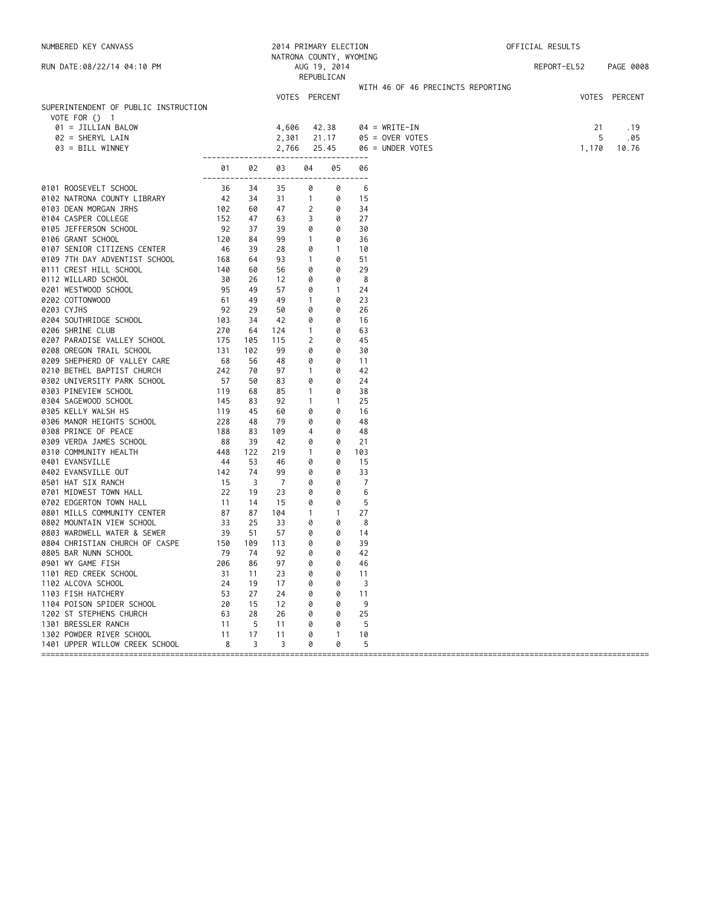NUMBERED KEY CANVASS

RUN DATE:08/22/14 04:10 PM

2014 PRIMARY ELECTION
NATRONA COUNTY, WYOMING
AUG 19, 2014
REPUBLICAN

OFFICIAL RESULTS

REPORT-EL52

WITH 46 OF 46 PRECINCTS REPORTING

## SUPERINTENDENT OF PUBLIC INSTRUCTION

VOTE FOR () 1

| | VOTES | PERCENT | | VOTES | PERCENT |
|---|---|---|---|---|---|
| 01 = JILLIAN BALOW | 4,606 | 42.38 | 04 = WRITE-IN | 21 | .19 |
| 02 = SHERYL LAIN | 2,301 | 21.17 | 05 = OVER VOTES | 5 | .05 |
| 03 = BILL WINNEY | 2,766 | 25.45 | 06 = UNDER VOTES | 1,170 | 10.76 |

| Precinct | 01 | 02 | 03 | 04 | 05 | 06 |
|---|---|---|---|---|---|---|
| 0101 ROOSEVELT SCHOOL | 36 | 34 | 35 | 0 | 0 | 6 |
| 0102 NATRONA COUNTY LIBRARY | 42 | 34 | 31 | 1 | 0 | 15 |
| 0103 DEAN MORGAN JRHS | 102 | 60 | 47 | 2 | 0 | 34 |
| 0104 CASPER COLLEGE | 152 | 47 | 63 | 3 | 0 | 27 |
| 0105 JEFFERSON SCHOOL | 92 | 37 | 39 | 0 | 0 | 30 |
| 0106 GRANT SCHOOL | 120 | 84 | 99 | 1 | 0 | 36 |
| 0107 SENIOR CITIZENS CENTER | 46 | 39 | 28 | 0 | 1 | 10 |
| 0109 7TH DAY ADVENTIST SCHOOL | 168 | 64 | 93 | 1 | 0 | 51 |
| 0111 CREST HILL SCHOOL | 140 | 60 | 56 | 0 | 0 | 29 |
| 0112 WILLARD SCHOOL | 30 | 26 | 12 | 0 | 0 | 8 |
| 0201 WESTWOOD SCHOOL | 95 | 49 | 57 | 0 | 1 | 24 |
| 0202 COTTONWOOD | 61 | 49 | 49 | 1 | 0 | 23 |
| 0203 CYJHS | 92 | 29 | 50 | 0 | 0 | 26 |
| 0204 SOUTHRIDGE SCHOOL | 103 | 34 | 42 | 0 | 0 | 16 |
| 0206 SHRINE CLUB | 270 | 64 | 124 | 1 | 0 | 63 |
| 0207 PARADISE VALLEY SCHOOL | 175 | 105 | 115 | 2 | 0 | 45 |
| 0208 OREGON TRAIL SCHOOL | 131 | 102 | 99 | 0 | 0 | 30 |
| 0209 SHEPHERD OF VALLEY CARE | 68 | 56 | 48 | 0 | 0 | 11 |
| 0210 BETHEL BAPTIST CHURCH | 242 | 70 | 97 | 1 | 0 | 42 |
| 0302 UNIVERSITY PARK SCHOOL | 57 | 50 | 83 | 0 | 0 | 24 |
| 0303 PINEVIEW SCHOOL | 119 | 68 | 85 | 1 | 0 | 38 |
| 0304 SAGEWOOD SCHOOL | 145 | 83 | 92 | 1 | 1 | 25 |
| 0305 KELLY WALSH HS | 119 | 45 | 60 | 0 | 0 | 16 |
| 0306 MANOR HEIGHTS SCHOOL | 228 | 48 | 79 | 0 | 0 | 48 |
| 0308 PRINCE OF PEACE | 188 | 83 | 109 | 4 | 0 | 48 |
| 0309 VERDA JAMES SCHOOL | 88 | 39 | 42 | 0 | 0 | 21 |
| 0310 COMMUNITY HEALTH | 448 | 122 | 219 | 1 | 0 | 103 |
| 0401 EVANSVILLE | 44 | 53 | 46 | 0 | 0 | 15 |
| 0402 EVANSVILLE OUT | 142 | 74 | 99 | 0 | 0 | 33 |
| 0501 HAT SIX RANCH | 15 | 3 | 7 | 0 | 0 | 7 |
| 0701 MIDWEST TOWN HALL | 22 | 19 | 23 | 0 | 0 | 6 |
| 0702 EDGERTON TOWN HALL | 11 | 14 | 15 | 0 | 0 | 5 |
| 0801 MILLS COMMUNITY CENTER | 87 | 87 | 104 | 1 | 1 | 27 |
| 0802 MOUNTAIN VIEW SCHOOL | 33 | 25 | 33 | 0 | 0 | 8 |
| 0803 WARDWELL WATER & SEWER | 39 | 51 | 57 | 0 | 0 | 14 |
| 0804 CHRISTIAN CHURCH OF CASPE | 150 | 109 | 113 | 0 | 0 | 39 |
| 0805 BAR NUNN SCHOOL | 79 | 74 | 92 | 0 | 0 | 42 |
| 0901 WY GAME FISH | 206 | 86 | 97 | 0 | 0 | 46 |
| 1101 RED CREEK SCHOOL | 31 | 11 | 23 | 0 | 0 | 11 |
| 1102 ALCOVA SCHOOL | 24 | 19 | 17 | 0 | 0 | 3 |
| 1103 FISH HATCHERY | 53 | 27 | 24 | 0 | 0 | 11 |
| 1104 POISON SPIDER SCHOOL | 20 | 15 | 12 | 0 | 0 | 9 |
| 1202 ST STEPHENS CHURCH | 63 | 28 | 26 | 0 | 0 | 25 |
| 1301 BRESSLER RANCH | 11 | 5 | 11 | 0 | 0 | 5 |
| 1302 POWDER RIVER SCHOOL | 11 | 17 | 11 | 0 | 1 | 10 |
| 1401 UPPER WILLOW CREEK SCHOOL | 8 | 3 | 3 | 0 | 0 | 5 |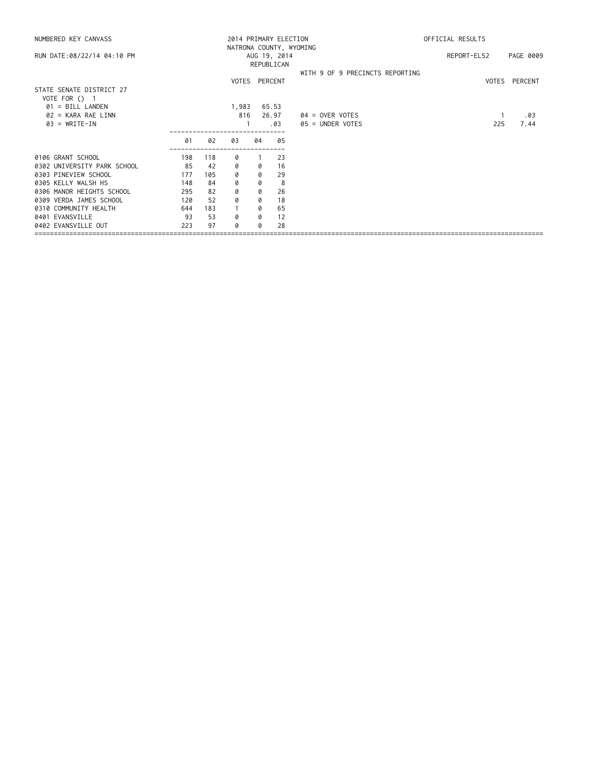NUMBERED KEY CANVASS

RUN DATE:08/22/14 04:10 PM

2014 PRIMARY ELECTION
NATRONA COUNTY, WYOMING
AUG 19, 2014
REPUBLICAN

OFFICIAL RESULTS

REPORT-EL52

WITH 9 OF 9 PRECINCTS REPORTING

## STATE SENATE DISTRICT 27

VOTE FOR () 1

| | VOTES | PERCENT |
|---|---|---|
| 01 = BILL LANDEN | 1,983 | 65.53 |
| 02 = KARA RAE LINN | 816 | 26.97 |
| 03 = WRITE-IN | 1 | .03 |
| 04 = OVER VOTES | 1 | .03 |
| 05 = UNDER VOTES | 225 | 7.44 |

| | 01 | 02 | 03 | 04 | 05 |
|---|---|---|---|---|---|
| 0106 GRANT SCHOOL | 198 | 118 | 0 | 1 | 23 |
| 0302 UNIVERSITY PARK SCHOOL | 85 | 42 | 0 | 0 | 16 |
| 0303 PINEVIEW SCHOOL | 177 | 105 | 0 | 0 | 29 |
| 0305 KELLY WALSH HS | 148 | 84 | 0 | 0 | 8 |
| 0306 MANOR HEIGHTS SCHOOL | 295 | 82 | 0 | 0 | 26 |
| 0309 VERDA JAMES SCHOOL | 120 | 52 | 0 | 0 | 18 |
| 0310 COMMUNITY HEALTH | 644 | 183 | 1 | 0 | 65 |
| 0401 EVANSVILLE | 93 | 53 | 0 | 0 | 12 |
| 0402 EVANSVILLE OUT | 223 | 97 | 0 | 0 | 28 |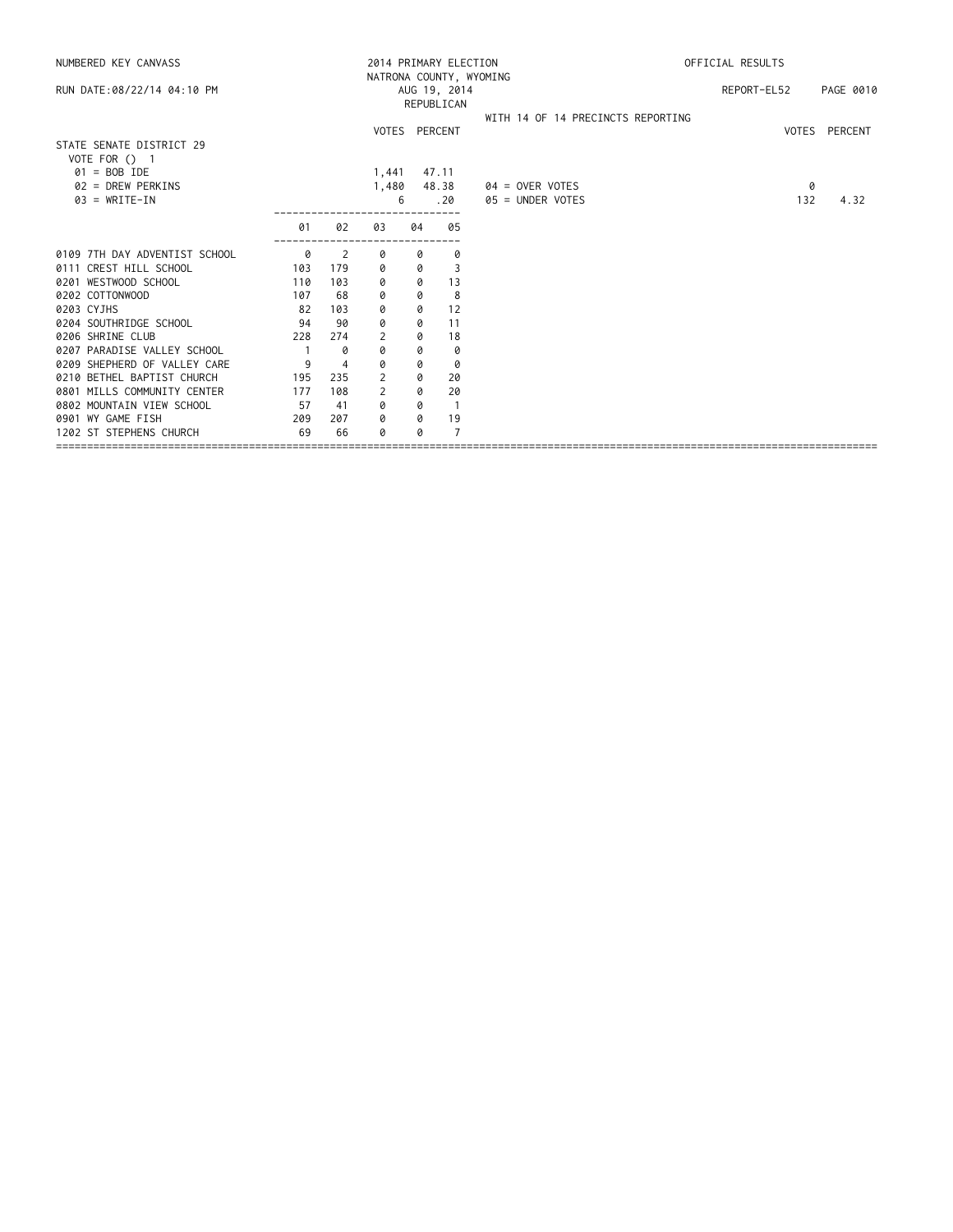NUMBERED KEY CANVASS

RUN DATE:08/22/14 04:10 PM

2014 PRIMARY ELECTION
NATRONA COUNTY, WYOMING
AUG 19, 2014
REPUBLICAN

OFFICIAL RESULTS

REPORT-EL52 PAGE 0010

WITH 14 OF 14 PRECINCTS REPORTING

## STATE SENATE DISTRICT 29

VOTE FOR () 1

| | VOTES | PERCENT |
|---|---|---|
| 01 = BOB IDE | 1,441 | 47.11 |
| 02 = DREW PERKINS | 1,480 | 48.38 |
| 03 = WRITE-IN | 6 | .20 |

| | VOTES | PERCENT |
|---|---|---|
| 04 = OVER VOTES | 0 | |
| 05 = UNDER VOTES | 132 | 4.32 |

| | 01 | 02 | 03 | 04 | 05 |
|---|---|---|---|---|---|
| 0109 7TH DAY ADVENTIST SCHOOL | 0 | 2 | 0 | 0 | 0 |
| 0111 CREST HILL SCHOOL | 103 | 179 | 0 | 0 | 3 |
| 0201 WESTWOOD SCHOOL | 110 | 103 | 0 | 0 | 13 |
| 0202 COTTONWOOD | 107 | 68 | 0 | 0 | 8 |
| 0203 CYJHS | 82 | 103 | 0 | 0 | 12 |
| 0204 SOUTHRIDGE SCHOOL | 94 | 90 | 0 | 0 | 11 |
| 0206 SHRINE CLUB | 228 | 274 | 2 | 0 | 18 |
| 0207 PARADISE VALLEY SCHOOL | 1 | 0 | 0 | 0 | 0 |
| 0209 SHEPHERD OF VALLEY CARE | 9 | 4 | 0 | 0 | 0 |
| 0210 BETHEL BAPTIST CHURCH | 195 | 235 | 2 | 0 | 20 |
| 0801 MILLS COMMUNITY CENTER | 177 | 108 | 2 | 0 | 20 |
| 0802 MOUNTAIN VIEW SCHOOL | 57 | 41 | 0 | 0 | 1 |
| 0901 WY GAME FISH | 209 | 207 | 0 | 0 | 19 |
| 1202 ST STEPHENS CHURCH | 69 | 66 | 0 | 0 | 7 |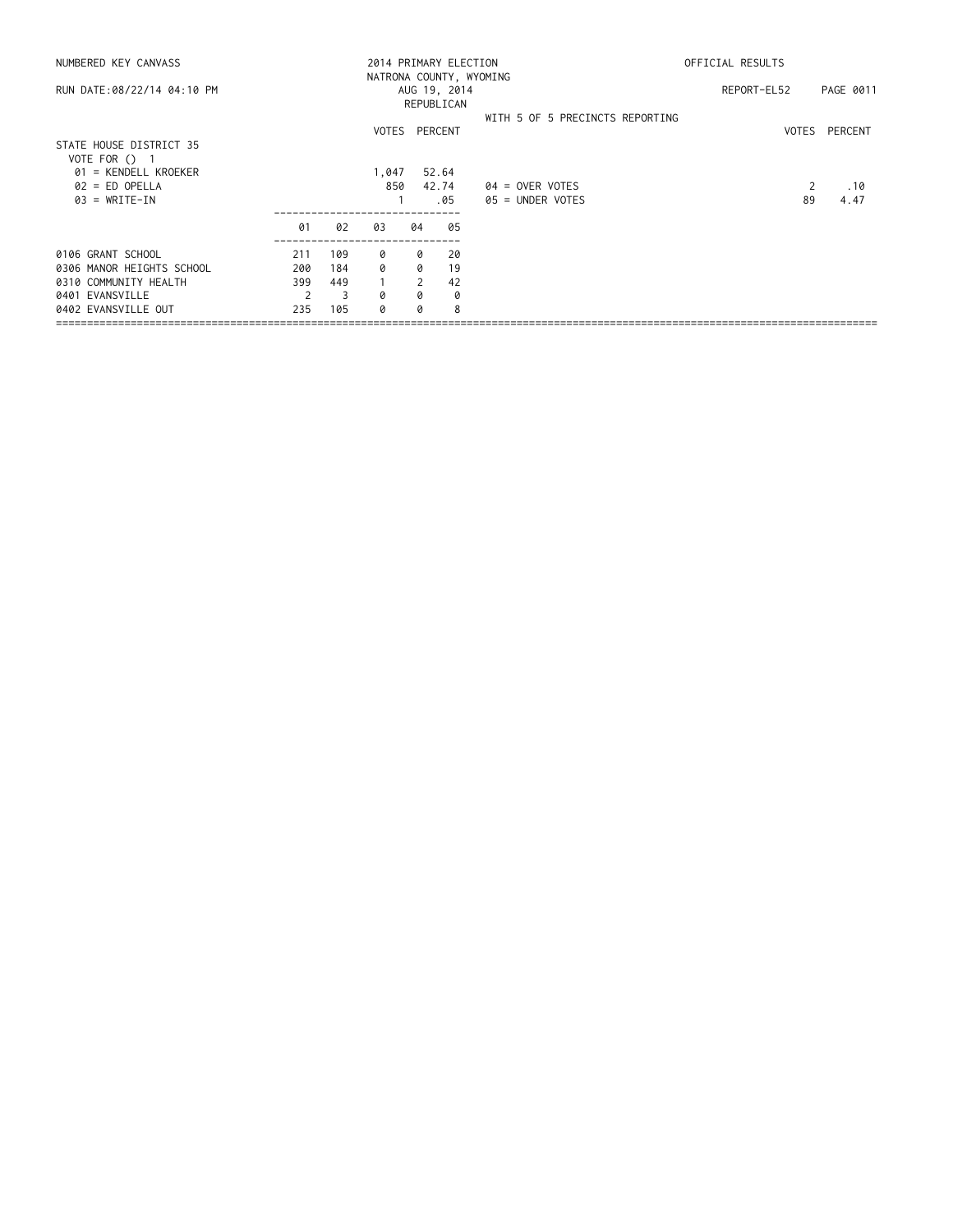NUMBERED KEY CANVASS

RUN DATE:08/22/14 04:10 PM

2014 PRIMARY ELECTION
NATRONA COUNTY, WYOMING
AUG 19, 2014
REPUBLICAN

OFFICIAL RESULTS

REPORT-EL52

WITH 5 OF 5 PRECINCTS REPORTING

## STATE HOUSE DISTRICT 35

VOTE FOR () 1

| | VOTES | PERCENT | | VOTES | PERCENT |
|---|---|---|---|---|---|
| 01 = KENDELL KROEKER | 1,047 | 52.64 | | | |
| 02 = ED OPELLA | 850 | 42.74 | 04 = OVER VOTES | 2 | .10 |
| 03 = WRITE-IN | 1 | .05 | 05 = UNDER VOTES | 89 | 4.47 |

| | 01 | 02 | 03 | 04 | 05 |
|---|---|---|---|---|---|
| 0106 GRANT SCHOOL | 211 | 109 | 0 | 0 | 20 |
| 0306 MANOR HEIGHTS SCHOOL | 200 | 184 | 0 | 0 | 19 |
| 0310 COMMUNITY HEALTH | 399 | 449 | 1 | 2 | 42 |
| 0401 EVANSVILLE | 2 | 3 | 0 | 0 | 0 |
| 0402 EVANSVILLE OUT | 235 | 105 | 0 | 0 | 8 |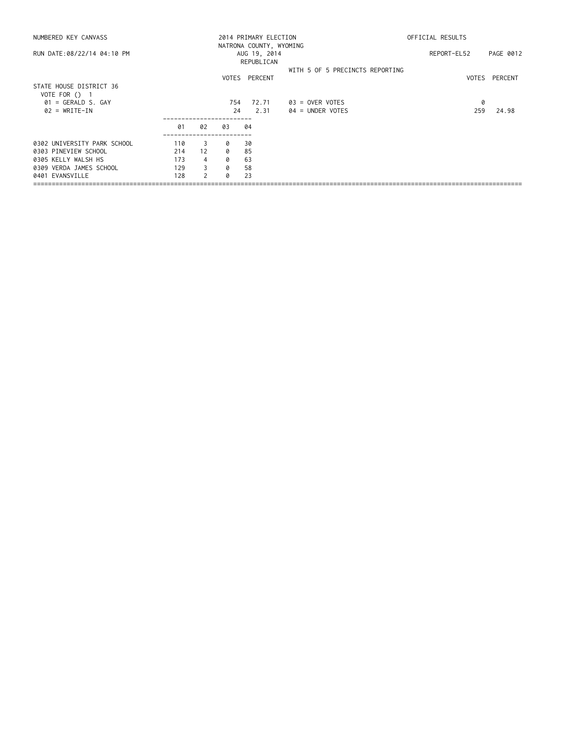NUMBERED KEY CANVASS

RUN DATE:08/22/14 04:10 PM

2014 PRIMARY ELECTION
NATRONA COUNTY, WYOMING
AUG 19, 2014
REPUBLICAN

OFFICIAL RESULTS

REPORT-EL52 PAGE 0012

WITH 5 OF 5 PRECINCTS REPORTING

## STATE HOUSE DISTRICT 36

VOTE FOR () 1

| | VOTES | PERCENT | | VOTES | PERCENT |
|---|---|---|---|---|---|
| 01 = GERALD S. GAY | 754 | 72.71 | 03 = OVER VOTES | 0 | |
| 02 = WRITE-IN | 24 | 2.31 | 04 = UNDER VOTES | 259 | 24.98 |

| | 01 | 02 | 03 | 04 |
|---|---|---|---|---|
| 0302 UNIVERSITY PARK SCHOOL | 110 | 3 | 0 | 30 |
| 0303 PINEVIEW SCHOOL | 214 | 12 | 0 | 85 |
| 0305 KELLY WALSH HS | 173 | 4 | 0 | 63 |
| 0309 VERDA JAMES SCHOOL | 129 | 3 | 0 | 58 |
| 0401 EVANSVILLE | 128 | 2 | 0 | 23 |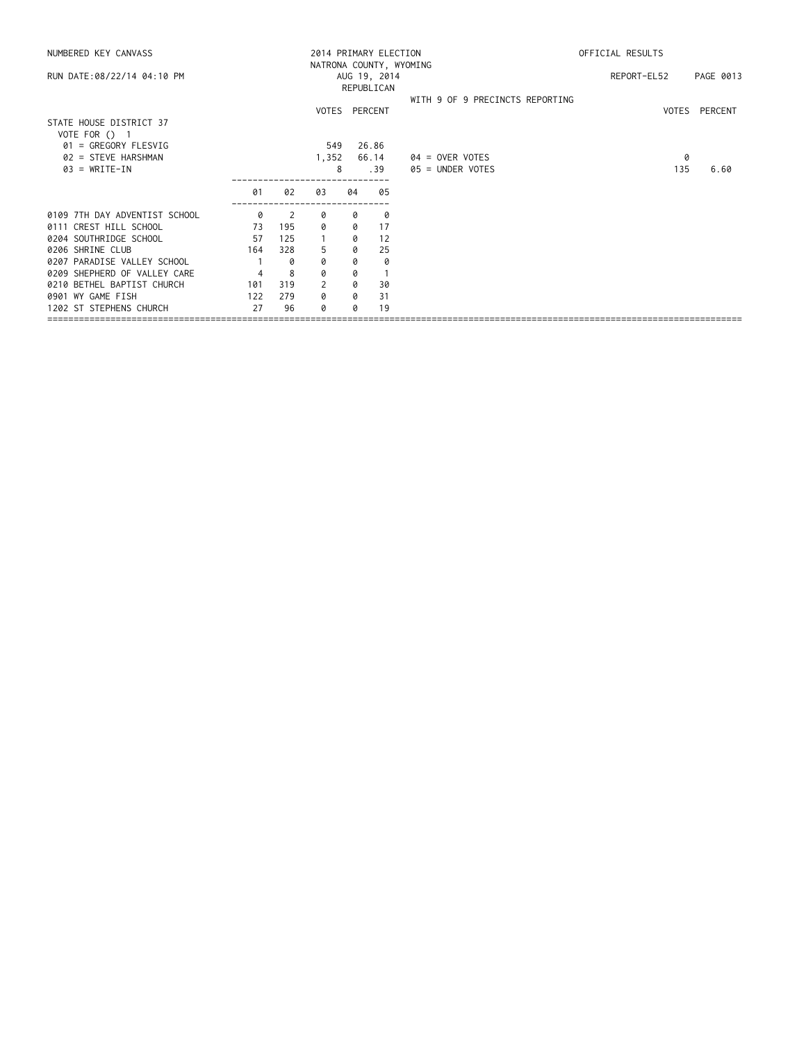NUMBERED KEY CANVASS — 2014 PRIMARY ELECTION — NATRONA COUNTY, WYOMING — OFFICIAL RESULTS

RUN DATE:08/22/14 04:10 PM — AUG 19, 2014 — REPUBLICAN — REPORT-EL52

WITH 9 OF 9 PRECINCTS REPORTING

## STATE HOUSE DISTRICT 37

VOTE FOR () 1

| | VOTES | PERCENT |
|---|---|---|
| 01 = GREGORY FLESVIG | 549 | 26.86 |
| 02 = STEVE HARSHMAN | 1,352 | 66.14 |
| 03 = WRITE-IN | 8 | .39 |

| | VOTES | PERCENT |
|---|---|---|
| 04 = OVER VOTES | 0 | |
| 05 = UNDER VOTES | 135 | 6.60 |

| | 01 | 02 | 03 | 04 | 05 |
|---|---|---|---|---|---|
| 0109 7TH DAY ADVENTIST SCHOOL | 0 | 2 | 0 | 0 | 0 |
| 0111 CREST HILL SCHOOL | 73 | 195 | 0 | 0 | 17 |
| 0204 SOUTHRIDGE SCHOOL | 57 | 125 | 1 | 0 | 12 |
| 0206 SHRINE CLUB | 164 | 328 | 5 | 0 | 25 |
| 0207 PARADISE VALLEY SCHOOL | 1 | 0 | 0 | 0 | 0 |
| 0209 SHEPHERD OF VALLEY CARE | 4 | 8 | 0 | 0 | 1 |
| 0210 BETHEL BAPTIST CHURCH | 101 | 319 | 2 | 0 | 30 |
| 0901 WY GAME FISH | 122 | 279 | 0 | 0 | 31 |
| 1202 ST STEPHENS CHURCH | 27 | 96 | 0 | 0 | 19 |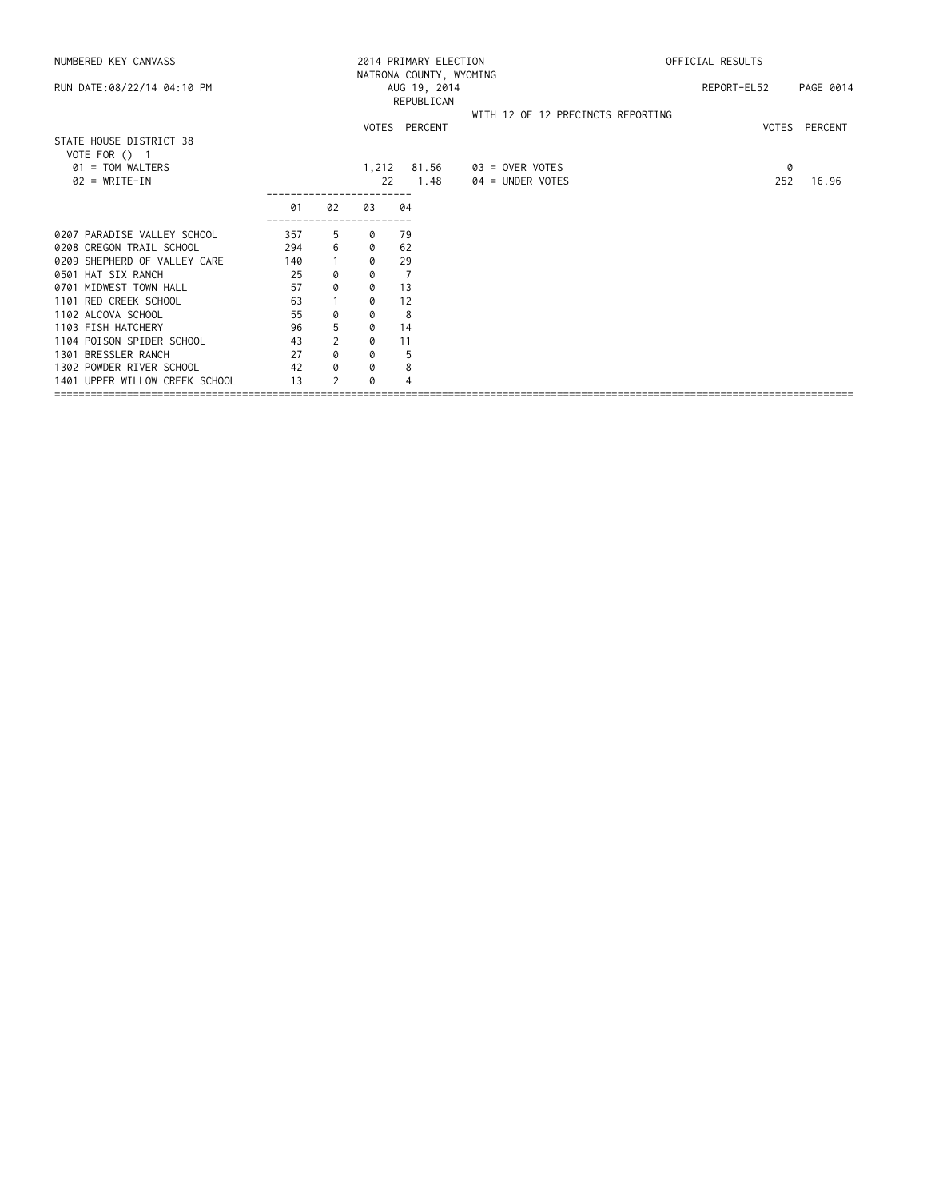NUMBERED KEY CANVASS — 2014 PRIMARY ELECTION — NATRONA COUNTY, WYOMING — OFFICIAL RESULTS

RUN DATE:08/22/14 04:10 PM — AUG 19, 2014 — REPUBLICAN — REPORT-EL52

WITH 12 OF 12 PRECINCTS REPORTING

## STATE HOUSE DISTRICT 38

VOTE FOR () 1

| | VOTES | PERCENT | | VOTES | PERCENT |
|---|---|---|---|---|---|
| 01 = TOM WALTERS | 1,212 | 81.56 | 03 = OVER VOTES | 0 | |
| 02 = WRITE-IN | 22 | 1.48 | 04 = UNDER VOTES | 252 | 16.96 |

| | 01 | 02 | 03 | 04 |
|---|---|---|---|---|
| 0207 PARADISE VALLEY SCHOOL | 357 | 5 | 0 | 79 |
| 0208 OREGON TRAIL SCHOOL | 294 | 6 | 0 | 62 |
| 0209 SHEPHERD OF VALLEY CARE | 140 | 1 | 0 | 29 |
| 0501 HAT SIX RANCH | 25 | 0 | 0 | 7 |
| 0701 MIDWEST TOWN HALL | 57 | 0 | 0 | 13 |
| 1101 RED CREEK SCHOOL | 63 | 1 | 0 | 12 |
| 1102 ALCOVA SCHOOL | 55 | 0 | 0 | 8 |
| 1103 FISH HATCHERY | 96 | 5 | 0 | 14 |
| 1104 POISON SPIDER SCHOOL | 43 | 2 | 0 | 11 |
| 1301 BRESSLER RANCH | 27 | 0 | 0 | 5 |
| 1302 POWDER RIVER SCHOOL | 42 | 0 | 0 | 8 |
| 1401 UPPER WILLOW CREEK SCHOOL | 13 | 2 | 0 | 4 |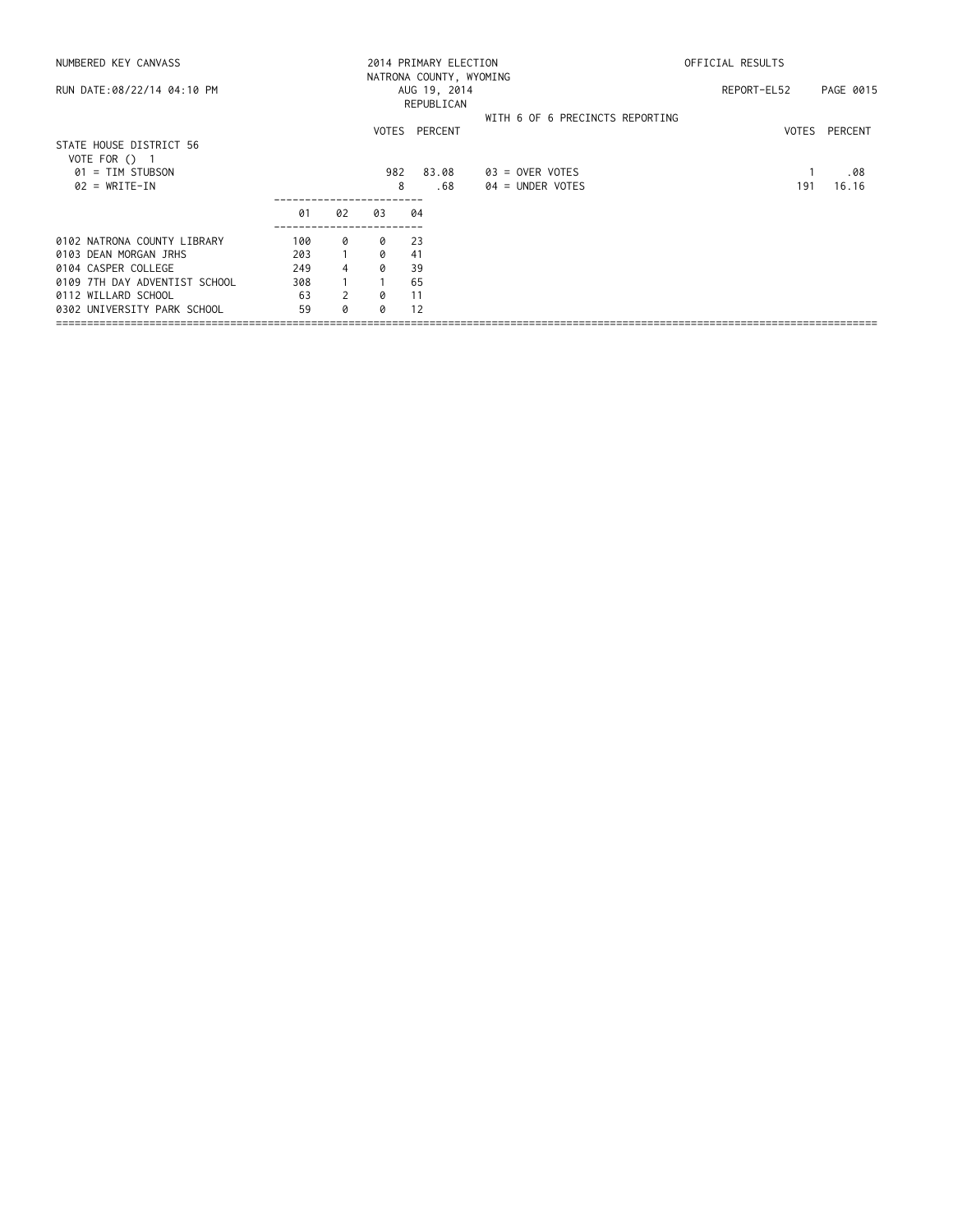NUMBERED KEY CANVASS

RUN DATE:08/22/14 04:10 PM

2014 PRIMARY ELECTION
NATRONA COUNTY, WYOMING
AUG 19, 2014
REPUBLICAN

OFFICIAL RESULTS

REPORT-EL52 PAGE 0015

WITH 6 OF 6 PRECINCTS REPORTING

**STATE HOUSE DISTRICT 56**
VOTE FOR () 1

| | VOTES | PERCENT | | VOTES | PERCENT |
|---|---|---|---|---|---|
| 01 = TIM STUBSON | 982 | 83.08 | 03 = OVER VOTES | 1 | .08 |
| 02 = WRITE-IN | 8 | .68 | 04 = UNDER VOTES | 191 | 16.16 |

| | 01 | 02 | 03 | 04 |
|---|---|---|---|---|
| 0102 NATRONA COUNTY LIBRARY | 100 | 0 | 0 | 23 |
| 0103 DEAN MORGAN JRHS | 203 | 1 | 0 | 41 |
| 0104 CASPER COLLEGE | 249 | 4 | 0 | 39 |
| 0109 7TH DAY ADVENTIST SCHOOL | 308 | 1 | 1 | 65 |
| 0112 WILLARD SCHOOL | 63 | 2 | 0 | 11 |
| 0302 UNIVERSITY PARK SCHOOL | 59 | 0 | 0 | 12 |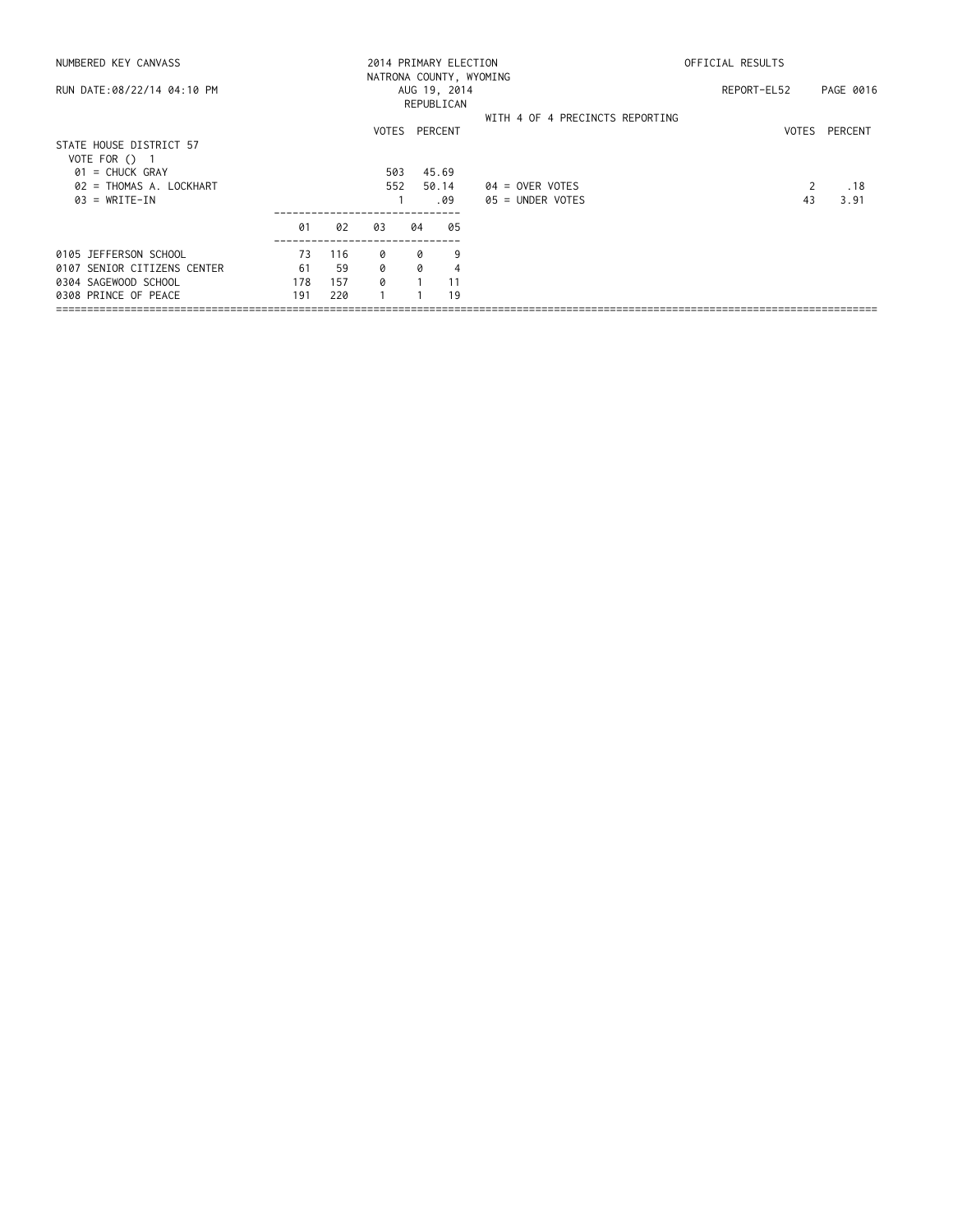NUMBERED KEY CANVASS — 2014 PRIMARY ELECTION — NATRONA COUNTY, WYOMING — OFFICIAL RESULTS

RUN DATE:08/22/14 04:10 PM — AUG 19, 2014 — REPUBLICAN — REPORT-EL52 — PAGE 0016

WITH 4 OF 4 PRECINCTS REPORTING

## STATE HOUSE DISTRICT 57

VOTE FOR () 1

| | VOTES | PERCENT |
|---|---|---|
| 01 = CHUCK GRAY | 503 | 45.69 |
| 02 = THOMAS A. LOCKHART | 552 | 50.14 |
| 03 = WRITE-IN | 1 | .09 |
| 04 = OVER VOTES | 2 | .18 |
| 05 = UNDER VOTES | 43 | 3.91 |

| | 01 | 02 | 03 | 04 | 05 |
|---|---|---|---|---|---|
| 0105 JEFFERSON SCHOOL | 73 | 116 | 0 | 0 | 9 |
| 0107 SENIOR CITIZENS CENTER | 61 | 59 | 0 | 0 | 4 |
| 0304 SAGEWOOD SCHOOL | 178 | 157 | 0 | 1 | 11 |
| 0308 PRINCE OF PEACE | 191 | 220 | 1 | 1 | 19 |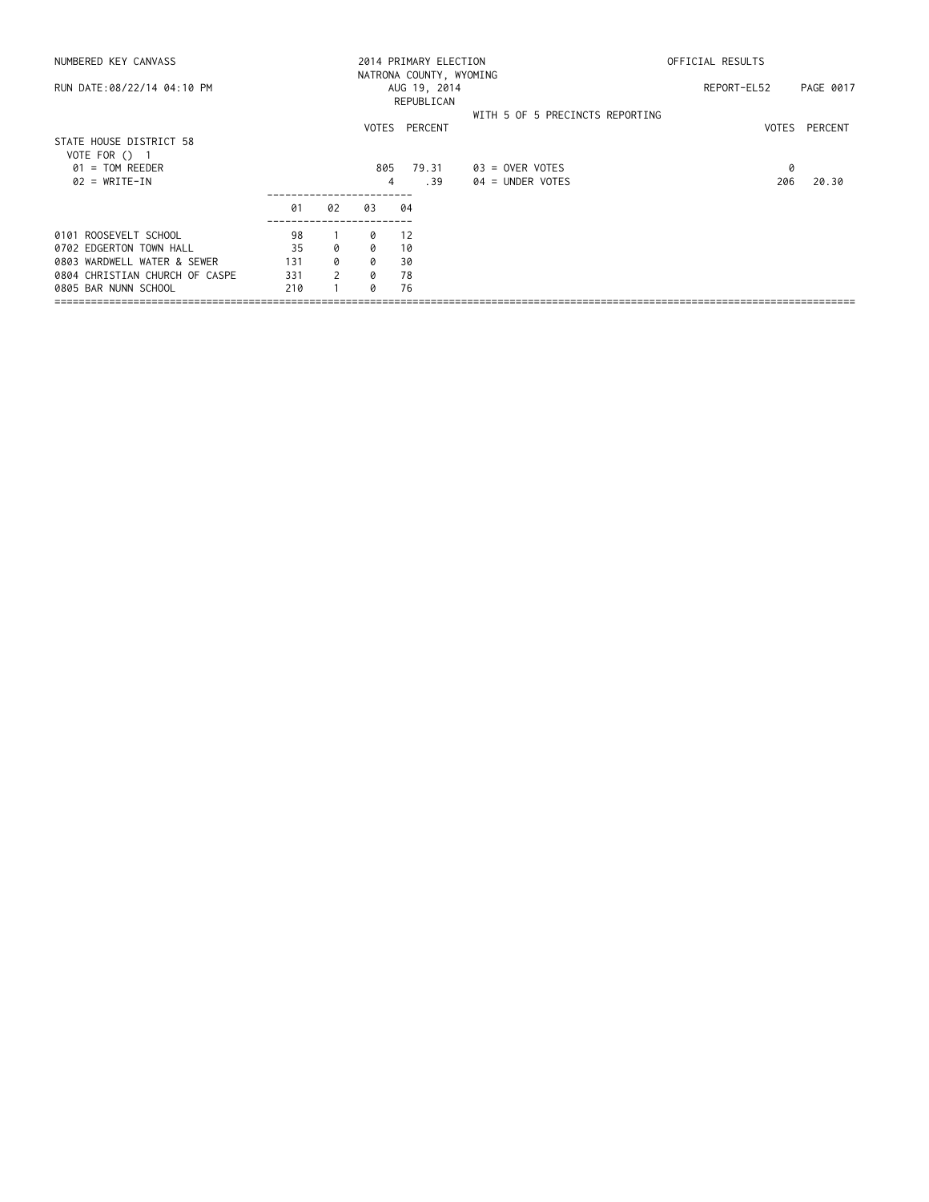NUMBERED KEY CANVASS

2014 PRIMARY ELECTION
NATRONA COUNTY, WYOMING

OFFICIAL RESULTS

RUN DATE:08/22/14 04:10 PM

AUG 19, 2014
REPUBLICAN

REPORT-EL52

WITH 5 OF 5 PRECINCTS REPORTING

## STATE HOUSE DISTRICT 58

VOTE FOR () 1

| | VOTES | PERCENT | | VOTES | PERCENT |
|---|---|---|---|---|---|
| 01 = TOM REEDER | 805 | 79.31 | 03 = OVER VOTES | 0 | |
| 02 = WRITE-IN | 4 | .39 | 04 = UNDER VOTES | 206 | 20.30 |

| | 01 | 02 | 03 | 04 |
|---|---|---|---|---|
| 0101 ROOSEVELT SCHOOL | 98 | 1 | 0 | 12 |
| 0702 EDGERTON TOWN HALL | 35 | 0 | 0 | 10 |
| 0803 WARDWELL WATER & SEWER | 131 | 0 | 0 | 30 |
| 0804 CHRISTIAN CHURCH OF CASPE | 331 | 2 | 0 | 78 |
| 0805 BAR NUNN SCHOOL | 210 | 1 | 0 | 76 |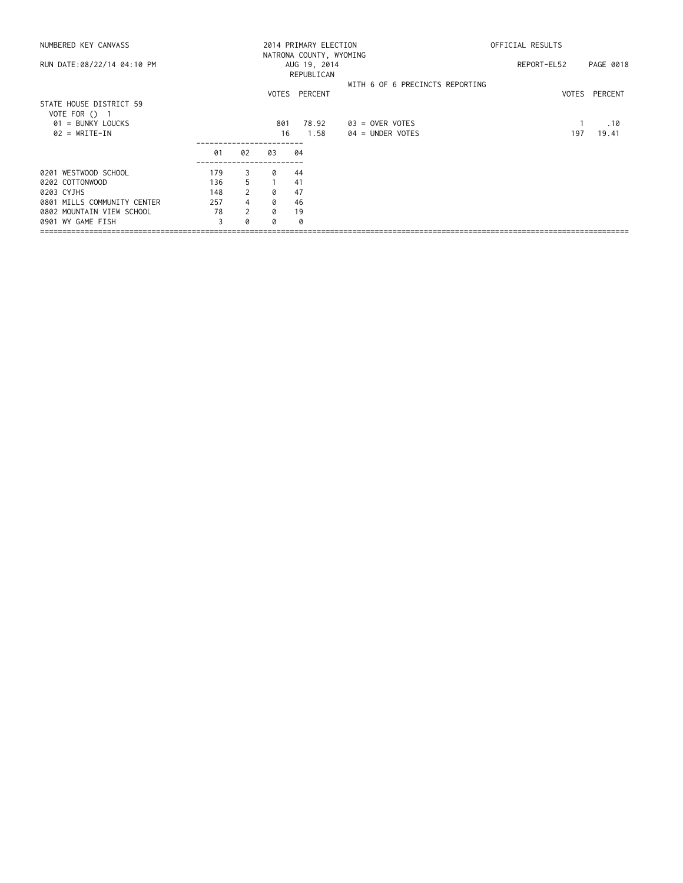NUMBERED KEY CANVASS

RUN DATE:08/22/14 04:10 PM

2014 PRIMARY ELECTION
NATRONA COUNTY, WYOMING
AUG 19, 2014
REPUBLICAN

OFFICIAL RESULTS

REPORT-EL52 PAGE 0018

WITH 6 OF 6 PRECINCTS REPORTING

## STATE HOUSE DISTRICT 59

VOTE FOR () 1

| | VOTES | PERCENT | | VOTES | PERCENT |
|---|---|---|---|---|---|
| 01 = BUNKY LOUCKS | 801 | 78.92 | 03 = OVER VOTES | 1 | .10 |
| 02 = WRITE-IN | 16 | 1.58 | 04 = UNDER VOTES | 197 | 19.41 |

| | 01 | 02 | 03 | 04 |
|---|---|---|---|---|
| 0201 WESTWOOD SCHOOL | 179 | 3 | 0 | 44 |
| 0202 COTTONWOOD | 136 | 5 | 1 | 41 |
| 0203 CYJHS | 148 | 2 | 0 | 47 |
| 0801 MILLS COMMUNITY CENTER | 257 | 4 | 0 | 46 |
| 0802 MOUNTAIN VIEW SCHOOL | 78 | 2 | 0 | 19 |
| 0901 WY GAME FISH | 3 | 0 | 0 | 0 |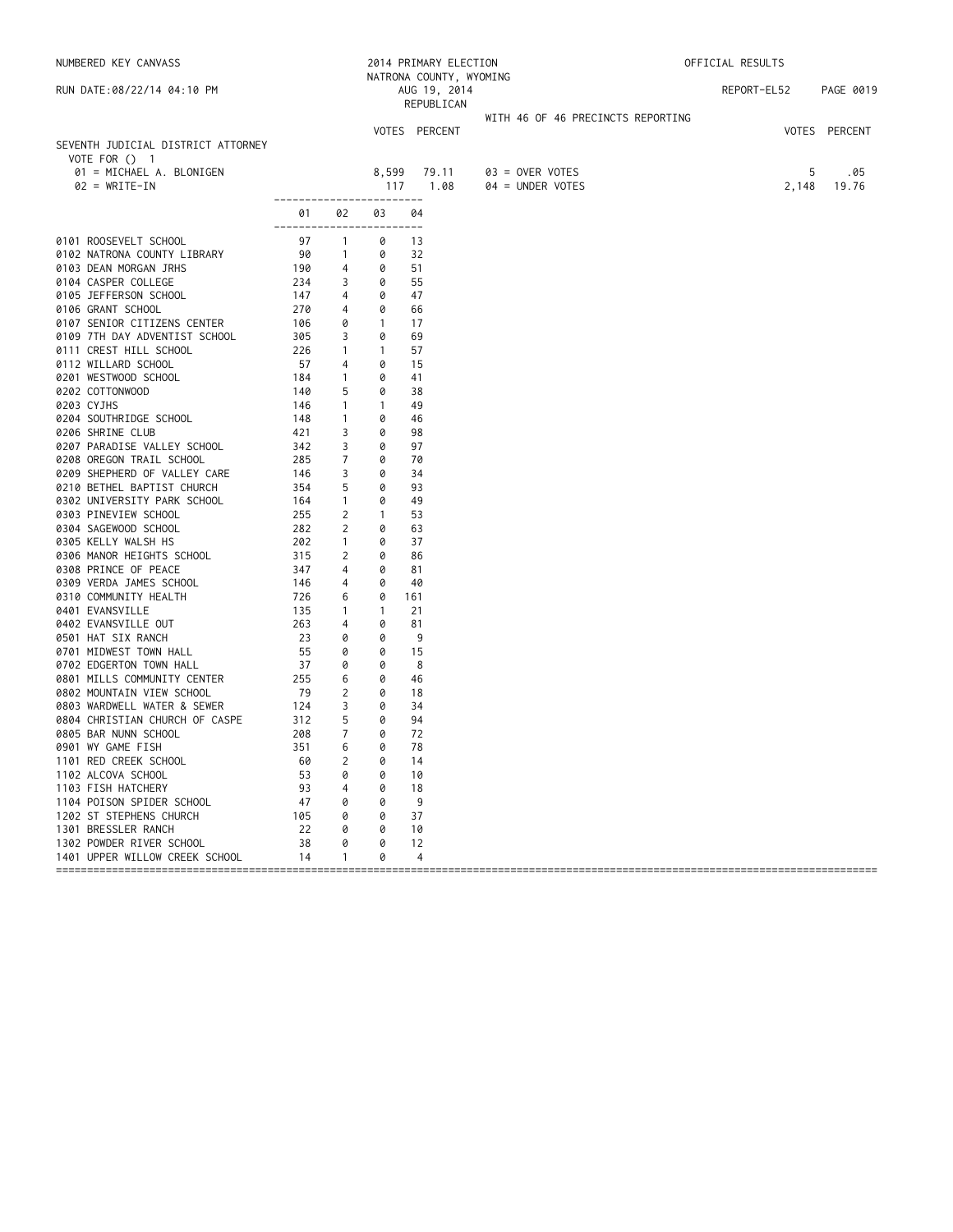NUMBERED KEY CANVASS — 2014 PRIMARY ELECTION — NATRONA COUNTY, WYOMING — OFFICIAL RESULTS

RUN DATE:08/22/14 04:10 PM — AUG 19, 2014 — REPUBLICAN — REPORT-EL52

WITH 46 OF 46 PRECINCTS REPORTING

## SEVENTH JUDICIAL DISTRICT ATTORNEY

VOTE FOR () 1

| | VOTES | PERCENT | | VOTES | PERCENT |
|---|---|---|---|---|---|
| 01 = MICHAEL A. BLONIGEN | 8,599 | 79.11 | 03 = OVER VOTES | 5 | .05 |
| 02 = WRITE-IN | 117 | 1.08 | 04 = UNDER VOTES | 2,148 | 19.76 |

| | 01 | 02 | 03 | 04 |
|---|---|---|---|---|
| 0101 ROOSEVELT SCHOOL | 97 | 1 | 0 | 13 |
| 0102 NATRONA COUNTY LIBRARY | 90 | 1 | 0 | 32 |
| 0103 DEAN MORGAN JRHS | 190 | 4 | 0 | 51 |
| 0104 CASPER COLLEGE | 234 | 3 | 0 | 55 |
| 0105 JEFFERSON SCHOOL | 147 | 4 | 0 | 47 |
| 0106 GRANT SCHOOL | 270 | 4 | 0 | 66 |
| 0107 SENIOR CITIZENS CENTER | 106 | 0 | 1 | 17 |
| 0109 7TH DAY ADVENTIST SCHOOL | 305 | 3 | 0 | 69 |
| 0111 CREST HILL SCHOOL | 226 | 1 | 1 | 57 |
| 0112 WILLARD SCHOOL | 57 | 4 | 0 | 15 |
| 0201 WESTWOOD SCHOOL | 184 | 1 | 0 | 41 |
| 0202 COTTONWOOD | 140 | 5 | 0 | 38 |
| 0203 CYJHS | 146 | 1 | 1 | 49 |
| 0204 SOUTHRIDGE SCHOOL | 148 | 1 | 0 | 46 |
| 0206 SHRINE CLUB | 421 | 3 | 0 | 98 |
| 0207 PARADISE VALLEY SCHOOL | 342 | 3 | 0 | 97 |
| 0208 OREGON TRAIL SCHOOL | 285 | 7 | 0 | 70 |
| 0209 SHEPHERD OF VALLEY CARE | 146 | 3 | 0 | 34 |
| 0210 BETHEL BAPTIST CHURCH | 354 | 5 | 0 | 93 |
| 0302 UNIVERSITY PARK SCHOOL | 164 | 1 | 0 | 49 |
| 0303 PINEVIEW SCHOOL | 255 | 2 | 1 | 53 |
| 0304 SAGEWOOD SCHOOL | 282 | 2 | 0 | 63 |
| 0305 KELLY WALSH HS | 202 | 1 | 0 | 37 |
| 0306 MANOR HEIGHTS SCHOOL | 315 | 2 | 0 | 86 |
| 0308 PRINCE OF PEACE | 347 | 4 | 0 | 81 |
| 0309 VERDA JAMES SCHOOL | 146 | 4 | 0 | 40 |
| 0310 COMMUNITY HEALTH | 726 | 6 | 0 | 161 |
| 0401 EVANSVILLE | 135 | 1 | 1 | 21 |
| 0402 EVANSVILLE OUT | 263 | 4 | 0 | 81 |
| 0501 HAT SIX RANCH | 23 | 0 | 0 | 9 |
| 0701 MIDWEST TOWN HALL | 55 | 0 | 0 | 15 |
| 0702 EDGERTON TOWN HALL | 37 | 0 | 0 | 8 |
| 0801 MILLS COMMUNITY CENTER | 255 | 6 | 0 | 46 |
| 0802 MOUNTAIN VIEW SCHOOL | 79 | 2 | 0 | 18 |
| 0803 WARDWELL WATER & SEWER | 124 | 3 | 0 | 34 |
| 0804 CHRISTIAN CHURCH OF CASPE | 312 | 5 | 0 | 94 |
| 0805 BAR NUNN SCHOOL | 208 | 7 | 0 | 72 |
| 0901 WY GAME FISH | 351 | 6 | 0 | 78 |
| 1101 RED CREEK SCHOOL | 60 | 2 | 0 | 14 |
| 1102 ALCOVA SCHOOL | 53 | 0 | 0 | 10 |
| 1103 FISH HATCHERY | 93 | 4 | 0 | 18 |
| 1104 POISON SPIDER SCHOOL | 47 | 0 | 0 | 9 |
| 1202 ST STEPHENS CHURCH | 105 | 0 | 0 | 37 |
| 1301 BRESSLER RANCH | 22 | 0 | 0 | 10 |
| 1302 POWDER RIVER SCHOOL | 38 | 0 | 0 | 12 |
| 1401 UPPER WILLOW CREEK SCHOOL | 14 | 1 | 0 | 4 |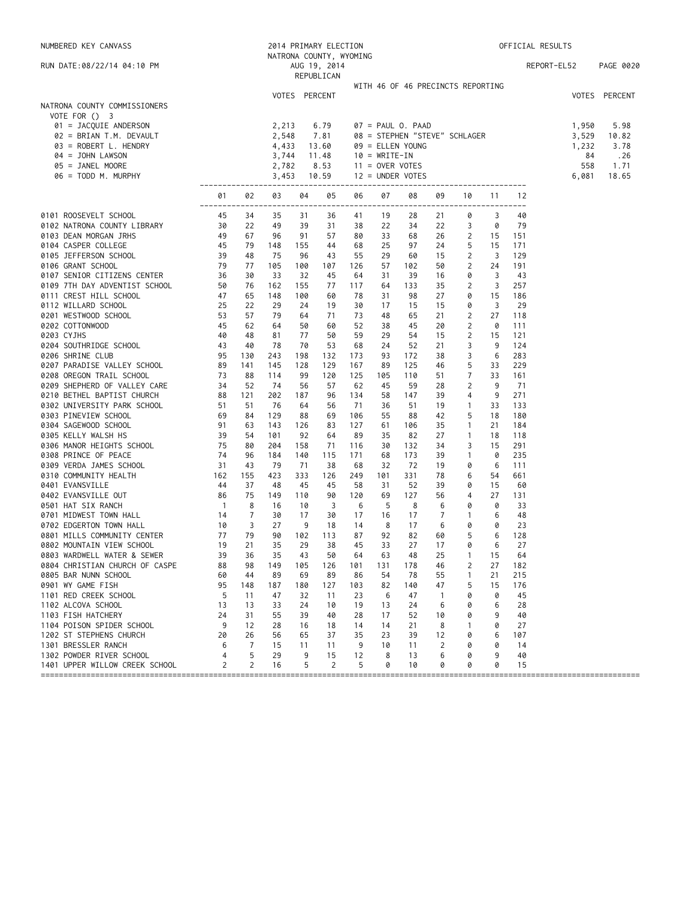NUMBERED KEY CANVASS — 2014 PRIMARY ELECTION — NATRONA COUNTY, WYOMING — OFFICIAL RESULTS

RUN DATE:08/22/14 04:10 PM — AUG 19, 2014 — REPUBLICAN — REPORT-EL52

WITH 46 OF 46 PRECINCTS REPORTING

## NATRONA COUNTY COMMISSIONERS

VOTE FOR () 3

| Candidate | VOTES | PERCENT |
|---|---|---|
| 01 = JACQUIE ANDERSON | 2,213 | 6.79 |
| 02 = BRIAN T.M. DEVAULT | 2,548 | 7.81 |
| 03 = ROBERT L. HENDRY | 4,433 | 13.60 |
| 04 = JOHN LAWSON | 3,744 | 11.48 |
| 05 = JANEL MOORE | 2,782 | 8.53 |
| 06 = TODD M. MURPHY | 3,453 | 10.59 |
| 07 = PAUL O. PAAD | 1,950 | 5.98 |
| 08 = STEPHEN "STEVE" SCHLAGER | 3,529 | 10.82 |
| 09 = ELLEN YOUNG | 1,232 | 3.78 |
| 10 = WRITE-IN | 84 | .26 |
| 11 = OVER VOTES | 558 | 1.71 |
| 12 = UNDER VOTES | 6,081 | 18.65 |

| Precinct | 01 | 02 | 03 | 04 | 05 | 06 | 07 | 08 | 09 | 10 | 11 | 12 |
|---|---|---|---|---|---|---|---|---|---|---|---|---|
| 0101 ROOSEVELT SCHOOL | 45 | 34 | 35 | 31 | 36 | 41 | 19 | 28 | 21 | 0 | 3 | 40 |
| 0102 NATRONA COUNTY LIBRARY | 30 | 22 | 49 | 39 | 31 | 38 | 22 | 34 | 22 | 3 | 0 | 79 |
| 0103 DEAN MORGAN JRHS | 49 | 67 | 96 | 91 | 57 | 80 | 33 | 68 | 26 | 2 | 15 | 151 |
| 0104 CASPER COLLEGE | 45 | 79 | 148 | 155 | 44 | 68 | 25 | 97 | 24 | 5 | 15 | 171 |
| 0105 JEFFERSON SCHOOL | 39 | 48 | 75 | 96 | 43 | 55 | 29 | 60 | 15 | 2 | 3 | 129 |
| 0106 GRANT SCHOOL | 79 | 77 | 105 | 100 | 107 | 126 | 57 | 102 | 50 | 2 | 24 | 191 |
| 0107 SENIOR CITIZENS CENTER | 36 | 30 | 33 | 32 | 45 | 64 | 31 | 39 | 16 | 0 | 3 | 43 |
| 0109 7TH DAY ADVENTIST SCHOOL | 50 | 76 | 162 | 155 | 77 | 117 | 64 | 133 | 35 | 2 | 3 | 257 |
| 0111 CREST HILL SCHOOL | 47 | 65 | 148 | 100 | 60 | 78 | 31 | 98 | 27 | 0 | 15 | 186 |
| 0112 WILLARD SCHOOL | 25 | 22 | 29 | 24 | 19 | 30 | 17 | 15 | 15 | 0 | 3 | 29 |
| 0201 WESTWOOD SCHOOL | 53 | 57 | 79 | 64 | 71 | 73 | 48 | 65 | 21 | 2 | 27 | 118 |
| 0202 COTTONWOOD | 45 | 62 | 64 | 50 | 60 | 52 | 38 | 45 | 20 | 2 | 0 | 111 |
| 0203 CYJHS | 40 | 48 | 81 | 77 | 50 | 59 | 29 | 54 | 15 | 2 | 15 | 121 |
| 0204 SOUTHRIDGE SCHOOL | 43 | 40 | 78 | 70 | 53 | 68 | 24 | 52 | 21 | 3 | 9 | 124 |
| 0206 SHRINE CLUB | 95 | 130 | 243 | 198 | 132 | 173 | 93 | 172 | 38 | 3 | 6 | 283 |
| 0207 PARADISE VALLEY SCHOOL | 89 | 141 | 145 | 128 | 129 | 167 | 89 | 125 | 46 | 5 | 33 | 229 |
| 0208 OREGON TRAIL SCHOOL | 73 | 88 | 114 | 99 | 120 | 125 | 105 | 110 | 51 | 7 | 33 | 161 |
| 0209 SHEPHERD OF VALLEY CARE | 34 | 52 | 74 | 56 | 57 | 62 | 45 | 59 | 28 | 2 | 9 | 71 |
| 0210 BETHEL BAPTIST CHURCH | 88 | 121 | 202 | 187 | 96 | 134 | 58 | 147 | 39 | 4 | 9 | 271 |
| 0302 UNIVERSITY PARK SCHOOL | 51 | 51 | 76 | 64 | 56 | 71 | 36 | 51 | 19 | 1 | 33 | 133 |
| 0303 PINEVIEW SCHOOL | 69 | 84 | 129 | 88 | 69 | 106 | 55 | 88 | 42 | 5 | 18 | 180 |
| 0304 SAGEWOOD SCHOOL | 91 | 63 | 143 | 126 | 83 | 127 | 61 | 106 | 35 | 1 | 21 | 184 |
| 0305 KELLY WALSH HS | 39 | 54 | 101 | 92 | 64 | 89 | 35 | 82 | 27 | 1 | 18 | 118 |
| 0306 MANOR HEIGHTS SCHOOL | 75 | 80 | 204 | 158 | 71 | 116 | 30 | 132 | 34 | 3 | 15 | 291 |
| 0308 PRINCE OF PEACE | 74 | 96 | 184 | 140 | 115 | 171 | 68 | 173 | 39 | 1 | 0 | 235 |
| 0309 VERDA JAMES SCHOOL | 31 | 43 | 79 | 71 | 38 | 68 | 32 | 72 | 19 | 0 | 6 | 111 |
| 0310 COMMUNITY HEALTH | 162 | 155 | 423 | 333 | 126 | 249 | 101 | 331 | 78 | 6 | 54 | 661 |
| 0401 EVANSVILLE | 44 | 37 | 48 | 45 | 45 | 58 | 31 | 52 | 39 | 0 | 15 | 60 |
| 0402 EVANSVILLE OUT | 86 | 75 | 149 | 110 | 90 | 120 | 69 | 127 | 56 | 4 | 27 | 131 |
| 0501 HAT SIX RANCH | 1 | 8 | 16 | 10 | 3 | 6 | 5 | 8 | 6 | 0 | 0 | 33 |
| 0701 MIDWEST TOWN HALL | 14 | 7 | 30 | 17 | 30 | 17 | 16 | 17 | 7 | 1 | 6 | 48 |
| 0702 EDGERTON TOWN HALL | 10 | 3 | 27 | 9 | 18 | 14 | 8 | 17 | 6 | 0 | 0 | 23 |
| 0801 MILLS COMMUNITY CENTER | 77 | 79 | 90 | 102 | 113 | 87 | 92 | 82 | 60 | 5 | 6 | 128 |
| 0802 MOUNTAIN VIEW SCHOOL | 19 | 21 | 35 | 29 | 38 | 45 | 33 | 27 | 17 | 0 | 6 | 27 |
| 0803 WARDWELL WATER & SEWER | 39 | 36 | 35 | 43 | 50 | 64 | 63 | 48 | 25 | 1 | 15 | 64 |
| 0804 CHRISTIAN CHURCH OF CASPE | 88 | 98 | 149 | 105 | 126 | 101 | 131 | 178 | 46 | 2 | 27 | 182 |
| 0805 BAR NUNN SCHOOL | 60 | 44 | 89 | 69 | 89 | 86 | 54 | 78 | 55 | 1 | 21 | 215 |
| 0901 WY GAME FISH | 95 | 148 | 187 | 180 | 127 | 103 | 82 | 140 | 47 | 5 | 15 | 176 |
| 1101 RED CREEK SCHOOL | 5 | 11 | 47 | 32 | 11 | 23 | 6 | 47 | 1 | 0 | 0 | 45 |
| 1102 ALCOVA SCHOOL | 13 | 13 | 33 | 24 | 10 | 19 | 13 | 24 | 6 | 0 | 6 | 28 |
| 1103 FISH HATCHERY | 24 | 31 | 55 | 39 | 40 | 28 | 17 | 52 | 10 | 0 | 9 | 40 |
| 1104 POISON SPIDER SCHOOL | 9 | 12 | 28 | 16 | 18 | 14 | 14 | 21 | 8 | 1 | 0 | 27 |
| 1202 ST STEPHENS CHURCH | 20 | 26 | 56 | 65 | 37 | 35 | 23 | 39 | 12 | 0 | 6 | 107 |
| 1301 BRESSLER RANCH | 6 | 7 | 15 | 11 | 11 | 9 | 10 | 11 | 2 | 0 | 0 | 14 |
| 1302 POWDER RIVER SCHOOL | 4 | 5 | 29 | 9 | 15 | 12 | 8 | 13 | 6 | 0 | 9 | 40 |
| 1401 UPPER WILLOW CREEK SCHOOL | 2 | 2 | 16 | 5 | 2 | 5 | 0 | 10 | 0 | 0 | 0 | 15 |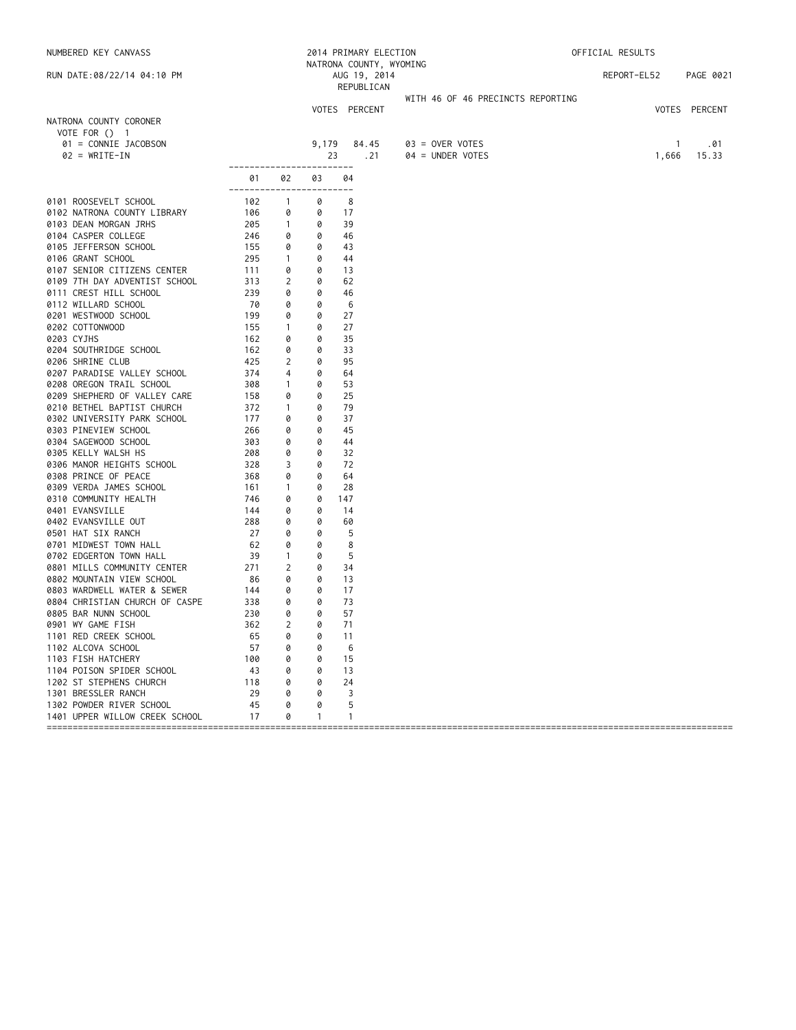NUMBERED KEY CANVASS

2014 PRIMARY ELECTION
NATRONA COUNTY, WYOMING
AUG 19, 2014
REPUBLICAN

OFFICIAL RESULTS

RUN DATE:08/22/14 04:10 PM

REPORT-EL52

WITH 46 OF 46 PRECINCTS REPORTING

## NATRONA COUNTY CORONER

VOTE FOR () 1

| | VOTES | PERCENT | | VOTES | PERCENT |
|---|---|---|---|---|---|
| 01 = CONNIE JACOBSON | 9,179 | 84.45 | 03 = OVER VOTES | 1 | .01 |
| 02 = WRITE-IN | 23 | .21 | 04 = UNDER VOTES | 1,666 | 15.33 |

| | 01 | 02 | 03 | 04 |
|---|---|---|---|---|
| 0101 ROOSEVELT SCHOOL | 102 | 1 | 0 | 8 |
| 0102 NATRONA COUNTY LIBRARY | 106 | 0 | 0 | 17 |
| 0103 DEAN MORGAN JRHS | 205 | 1 | 0 | 39 |
| 0104 CASPER COLLEGE | 246 | 0 | 0 | 46 |
| 0105 JEFFERSON SCHOOL | 155 | 0 | 0 | 43 |
| 0106 GRANT SCHOOL | 295 | 1 | 0 | 44 |
| 0107 SENIOR CITIZENS CENTER | 111 | 0 | 0 | 13 |
| 0109 7TH DAY ADVENTIST SCHOOL | 313 | 2 | 0 | 62 |
| 0111 CREST HILL SCHOOL | 239 | 0 | 0 | 46 |
| 0112 WILLARD SCHOOL | 70 | 0 | 0 | 6 |
| 0201 WESTWOOD SCHOOL | 199 | 0 | 0 | 27 |
| 0202 COTTONWOOD | 155 | 1 | 0 | 27 |
| 0203 CYJHS | 162 | 0 | 0 | 35 |
| 0204 SOUTHRIDGE SCHOOL | 162 | 0 | 0 | 33 |
| 0206 SHRINE CLUB | 425 | 2 | 0 | 95 |
| 0207 PARADISE VALLEY SCHOOL | 374 | 4 | 0 | 64 |
| 0208 OREGON TRAIL SCHOOL | 308 | 1 | 0 | 53 |
| 0209 SHEPHERD OF VALLEY CARE | 158 | 0 | 0 | 25 |
| 0210 BETHEL BAPTIST CHURCH | 372 | 1 | 0 | 79 |
| 0302 UNIVERSITY PARK SCHOOL | 177 | 0 | 0 | 37 |
| 0303 PINEVIEW SCHOOL | 266 | 0 | 0 | 45 |
| 0304 SAGEWOOD SCHOOL | 303 | 0 | 0 | 44 |
| 0305 KELLY WALSH HS | 208 | 0 | 0 | 32 |
| 0306 MANOR HEIGHTS SCHOOL | 328 | 3 | 0 | 72 |
| 0308 PRINCE OF PEACE | 368 | 0 | 0 | 64 |
| 0309 VERDA JAMES SCHOOL | 161 | 1 | 0 | 28 |
| 0310 COMMUNITY HEALTH | 746 | 0 | 0 | 147 |
| 0401 EVANSVILLE | 144 | 0 | 0 | 14 |
| 0402 EVANSVILLE OUT | 288 | 0 | 0 | 60 |
| 0501 HAT SIX RANCH | 27 | 0 | 0 | 5 |
| 0701 MIDWEST TOWN HALL | 62 | 0 | 0 | 8 |
| 0702 EDGERTON TOWN HALL | 39 | 1 | 0 | 5 |
| 0801 MILLS COMMUNITY CENTER | 271 | 2 | 0 | 34 |
| 0802 MOUNTAIN VIEW SCHOOL | 86 | 0 | 0 | 13 |
| 0803 WARDWELL WATER & SEWER | 144 | 0 | 0 | 17 |
| 0804 CHRISTIAN CHURCH OF CASPE | 338 | 0 | 0 | 73 |
| 0805 BAR NUNN SCHOOL | 230 | 0 | 0 | 57 |
| 0901 WY GAME FISH | 362 | 2 | 0 | 71 |
| 1101 RED CREEK SCHOOL | 65 | 0 | 0 | 11 |
| 1102 ALCOVA SCHOOL | 57 | 0 | 0 | 6 |
| 1103 FISH HATCHERY | 100 | 0 | 0 | 15 |
| 1104 POISON SPIDER SCHOOL | 43 | 0 | 0 | 13 |
| 1202 ST STEPHENS CHURCH | 118 | 0 | 0 | 24 |
| 1301 BRESSLER RANCH | 29 | 0 | 0 | 3 |
| 1302 POWDER RIVER SCHOOL | 45 | 0 | 0 | 5 |
| 1401 UPPER WILLOW CREEK SCHOOL | 17 | 0 | 1 | 1 |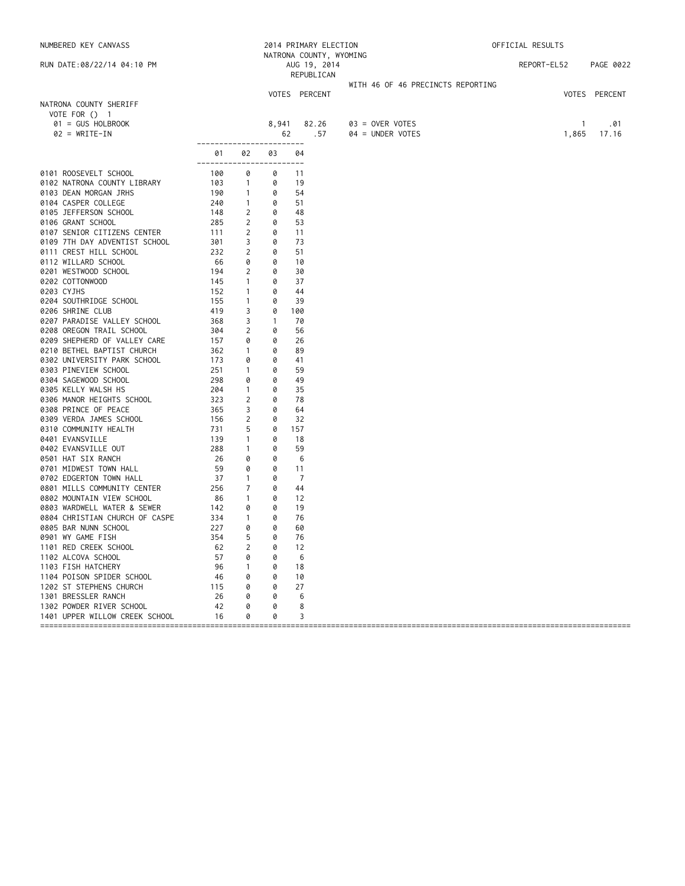NUMBERED KEY CANVASS — 2014 PRIMARY ELECTION — NATRONA COUNTY, WYOMING — OFFICIAL RESULTS

RUN DATE:08/22/14 04:10 PM — AUG 19, 2014 — REPUBLICAN — REPORT-EL52

WITH 46 OF 46 PRECINCTS REPORTING

## NATRONA COUNTY SHERIFF

VOTE FOR () 1

| | VOTES | PERCENT |
|---|---|---|
| 01 = GUS HOLBROOK | 8,941 | 82.26 |
| 02 = WRITE-IN | 62 | .57 |
| 03 = OVER VOTES | 1 | .01 |
| 04 = UNDER VOTES | 1,865 | 17.16 |

| Precinct | 01 | 02 | 03 | 04 |
|---|---|---|---|---|
| 0101 ROOSEVELT SCHOOL | 100 | 0 | 0 | 11 |
| 0102 NATRONA COUNTY LIBRARY | 103 | 1 | 0 | 19 |
| 0103 DEAN MORGAN JRHS | 190 | 1 | 0 | 54 |
| 0104 CASPER COLLEGE | 240 | 1 | 0 | 51 |
| 0105 JEFFERSON SCHOOL | 148 | 2 | 0 | 48 |
| 0106 GRANT SCHOOL | 285 | 2 | 0 | 53 |
| 0107 SENIOR CITIZENS CENTER | 111 | 2 | 0 | 11 |
| 0109 7TH DAY ADVENTIST SCHOOL | 301 | 3 | 0 | 73 |
| 0111 CREST HILL SCHOOL | 232 | 2 | 0 | 51 |
| 0112 WILLARD SCHOOL | 66 | 0 | 0 | 10 |
| 0201 WESTWOOD SCHOOL | 194 | 2 | 0 | 30 |
| 0202 COTTONWOOD | 145 | 1 | 0 | 37 |
| 0203 CYJHS | 152 | 1 | 0 | 44 |
| 0204 SOUTHRIDGE SCHOOL | 155 | 1 | 0 | 39 |
| 0206 SHRINE CLUB | 419 | 3 | 0 | 100 |
| 0207 PARADISE VALLEY SCHOOL | 368 | 3 | 1 | 70 |
| 0208 OREGON TRAIL SCHOOL | 304 | 2 | 0 | 56 |
| 0209 SHEPHERD OF VALLEY CARE | 157 | 0 | 0 | 26 |
| 0210 BETHEL BAPTIST CHURCH | 362 | 1 | 0 | 89 |
| 0302 UNIVERSITY PARK SCHOOL | 173 | 0 | 0 | 41 |
| 0303 PINEVIEW SCHOOL | 251 | 1 | 0 | 59 |
| 0304 SAGEWOOD SCHOOL | 298 | 0 | 0 | 49 |
| 0305 KELLY WALSH HS | 204 | 1 | 0 | 35 |
| 0306 MANOR HEIGHTS SCHOOL | 323 | 2 | 0 | 78 |
| 0308 PRINCE OF PEACE | 365 | 3 | 0 | 64 |
| 0309 VERDA JAMES SCHOOL | 156 | 2 | 0 | 32 |
| 0310 COMMUNITY HEALTH | 731 | 5 | 0 | 157 |
| 0401 EVANSVILLE | 139 | 1 | 0 | 18 |
| 0402 EVANSVILLE OUT | 288 | 1 | 0 | 59 |
| 0501 HAT SIX RANCH | 26 | 0 | 0 | 6 |
| 0701 MIDWEST TOWN HALL | 59 | 0 | 0 | 11 |
| 0702 EDGERTON TOWN HALL | 37 | 1 | 0 | 7 |
| 0801 MILLS COMMUNITY CENTER | 256 | 7 | 0 | 44 |
| 0802 MOUNTAIN VIEW SCHOOL | 86 | 1 | 0 | 12 |
| 0803 WARDWELL WATER & SEWER | 142 | 0 | 0 | 19 |
| 0804 CHRISTIAN CHURCH OF CASPE | 334 | 1 | 0 | 76 |
| 0805 BAR NUNN SCHOOL | 227 | 0 | 0 | 60 |
| 0901 WY GAME FISH | 354 | 5 | 0 | 76 |
| 1101 RED CREEK SCHOOL | 62 | 2 | 0 | 12 |
| 1102 ALCOVA SCHOOL | 57 | 0 | 0 | 6 |
| 1103 FISH HATCHERY | 96 | 1 | 0 | 18 |
| 1104 POISON SPIDER SCHOOL | 46 | 0 | 0 | 10 |
| 1202 ST STEPHENS CHURCH | 115 | 0 | 0 | 27 |
| 1301 BRESSLER RANCH | 26 | 0 | 0 | 6 |
| 1302 POWDER RIVER SCHOOL | 42 | 0 | 0 | 8 |
| 1401 UPPER WILLOW CREEK SCHOOL | 16 | 0 | 0 | 3 |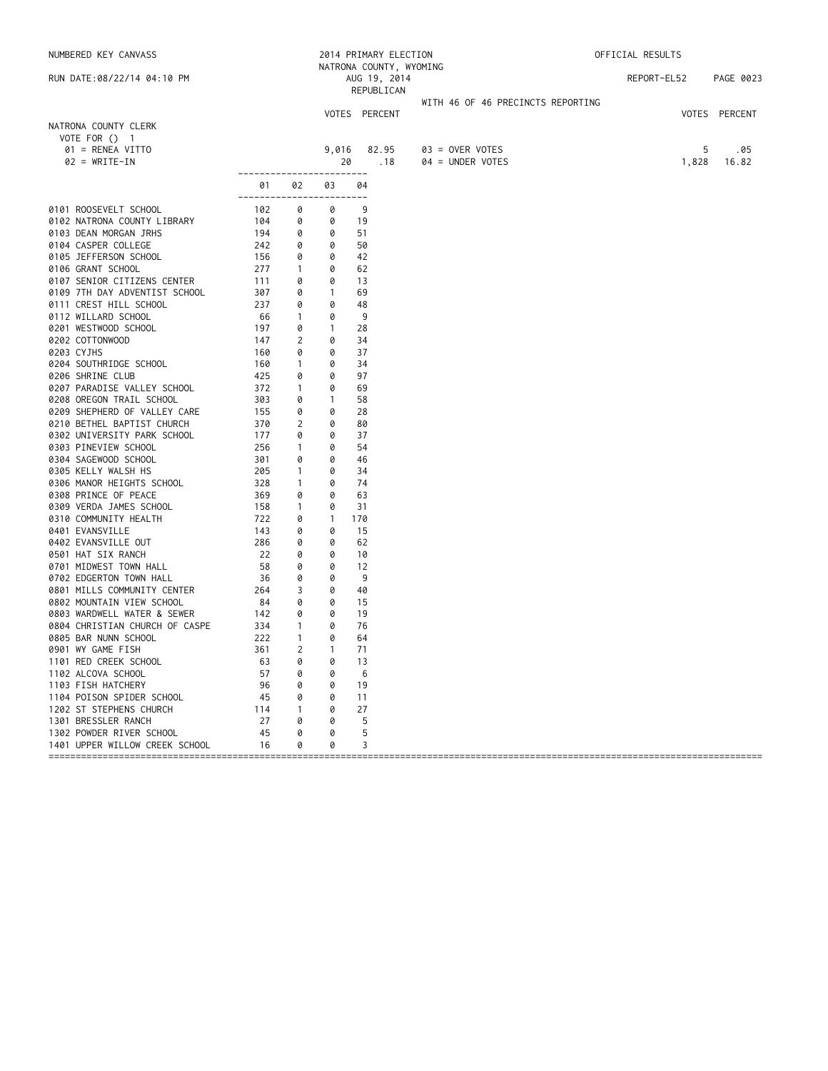NUMBERED KEY CANVASS — 2014 PRIMARY ELECTION — OFFICIAL RESULTS

NATRONA COUNTY, WYOMING

RUN DATE:08/22/14 04:10 PM — AUG 19, 2014 — REPORT-EL52

REPUBLICAN

WITH 46 OF 46 PRECINCTS REPORTING

## NATRONA COUNTY CLERK

VOTE FOR () 1

| | VOTES | PERCENT | | VOTES | PERCENT |
|---|---|---|---|---|---|
| 01 = RENEA VITTO | 9,016 | 82.95 | 03 = OVER VOTES | 5 | .05 |
| 02 = WRITE-IN | 20 | .18 | 04 = UNDER VOTES | 1,828 | 16.82 |

| Precinct | 01 | 02 | 03 | 04 |
|---|---|---|---|---|
| 0101 ROOSEVELT SCHOOL | 102 | 0 | 0 | 9 |
| 0102 NATRONA COUNTY LIBRARY | 104 | 0 | 0 | 19 |
| 0103 DEAN MORGAN JRHS | 194 | 0 | 0 | 51 |
| 0104 CASPER COLLEGE | 242 | 0 | 0 | 50 |
| 0105 JEFFERSON SCHOOL | 156 | 0 | 0 | 42 |
| 0106 GRANT SCHOOL | 277 | 1 | 0 | 62 |
| 0107 SENIOR CITIZENS CENTER | 111 | 0 | 0 | 13 |
| 0109 7TH DAY ADVENTIST SCHOOL | 307 | 0 | 1 | 69 |
| 0111 CREST HILL SCHOOL | 237 | 0 | 0 | 48 |
| 0112 WILLARD SCHOOL | 66 | 1 | 0 | 9 |
| 0201 WESTWOOD SCHOOL | 197 | 0 | 1 | 28 |
| 0202 COTTONWOOD | 147 | 2 | 0 | 34 |
| 0203 CYJHS | 160 | 0 | 0 | 37 |
| 0204 SOUTHRIDGE SCHOOL | 160 | 1 | 0 | 34 |
| 0206 SHRINE CLUB | 425 | 0 | 0 | 97 |
| 0207 PARADISE VALLEY SCHOOL | 372 | 1 | 0 | 69 |
| 0208 OREGON TRAIL SCHOOL | 303 | 0 | 1 | 58 |
| 0209 SHEPHERD OF VALLEY CARE | 155 | 0 | 0 | 28 |
| 0210 BETHEL BAPTIST CHURCH | 370 | 2 | 0 | 80 |
| 0302 UNIVERSITY PARK SCHOOL | 177 | 0 | 0 | 37 |
| 0303 PINEVIEW SCHOOL | 256 | 1 | 0 | 54 |
| 0304 SAGEWOOD SCHOOL | 301 | 0 | 0 | 46 |
| 0305 KELLY WALSH HS | 205 | 1 | 0 | 34 |
| 0306 MANOR HEIGHTS SCHOOL | 328 | 1 | 0 | 74 |
| 0308 PRINCE OF PEACE | 369 | 0 | 0 | 63 |
| 0309 VERDA JAMES SCHOOL | 158 | 1 | 0 | 31 |
| 0310 COMMUNITY HEALTH | 722 | 0 | 1 | 170 |
| 0401 EVANSVILLE | 143 | 0 | 0 | 15 |
| 0402 EVANSVILLE OUT | 286 | 0 | 0 | 62 |
| 0501 HAT SIX RANCH | 22 | 0 | 0 | 10 |
| 0701 MIDWEST TOWN HALL | 58 | 0 | 0 | 12 |
| 0702 EDGERTON TOWN HALL | 36 | 0 | 0 | 9 |
| 0801 MILLS COMMUNITY CENTER | 264 | 3 | 0 | 40 |
| 0802 MOUNTAIN VIEW SCHOOL | 84 | 0 | 0 | 15 |
| 0803 WARDWELL WATER & SEWER | 142 | 0 | 0 | 19 |
| 0804 CHRISTIAN CHURCH OF CASPE | 334 | 1 | 0 | 76 |
| 0805 BAR NUNN SCHOOL | 222 | 1 | 0 | 64 |
| 0901 WY GAME FISH | 361 | 2 | 1 | 71 |
| 1101 RED CREEK SCHOOL | 63 | 0 | 0 | 13 |
| 1102 ALCOVA SCHOOL | 57 | 0 | 0 | 6 |
| 1103 FISH HATCHERY | 96 | 0 | 0 | 19 |
| 1104 POISON SPIDER SCHOOL | 45 | 0 | 0 | 11 |
| 1202 ST STEPHENS CHURCH | 114 | 1 | 0 | 27 |
| 1301 BRESSLER RANCH | 27 | 0 | 0 | 5 |
| 1302 POWDER RIVER SCHOOL | 45 | 0 | 0 | 5 |
| 1401 UPPER WILLOW CREEK SCHOOL | 16 | 0 | 0 | 3 |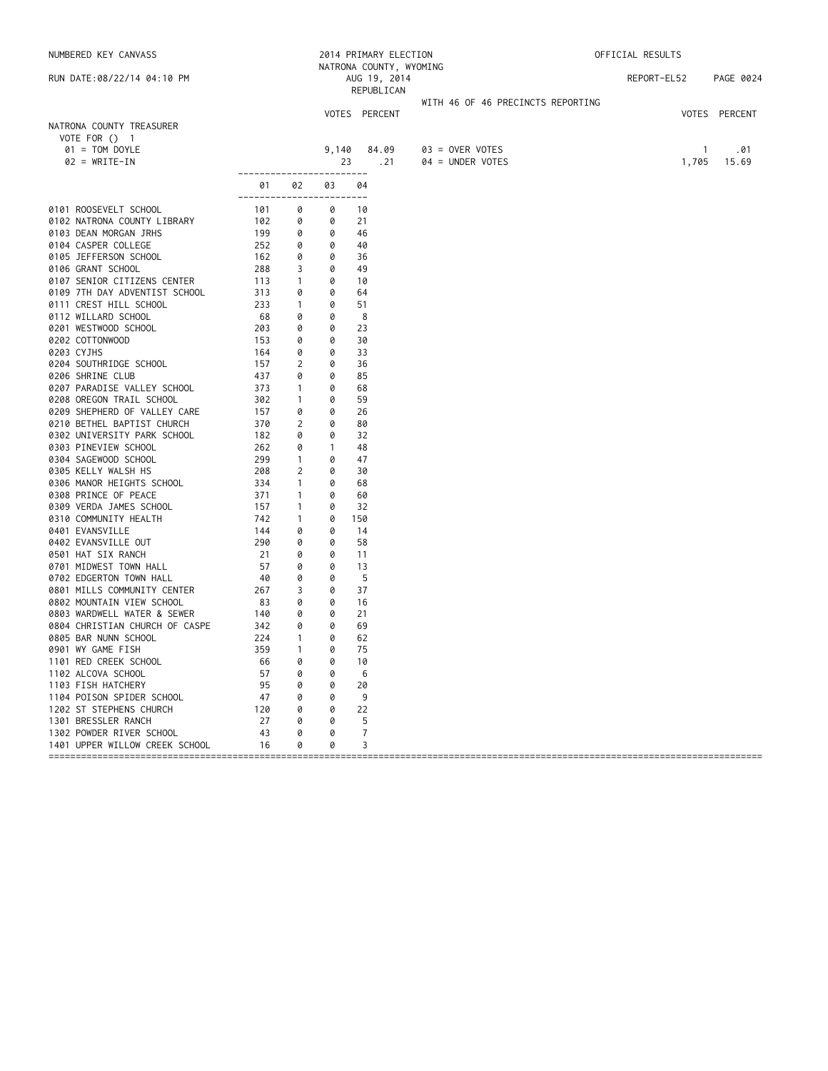NUMBERED KEY CANVASS

RUN DATE:08/22/14 04:10 PM

2014 PRIMARY ELECTION
NATRONA COUNTY, WYOMING
AUG 19, 2014
REPUBLICAN

OFFICIAL RESULTS

REPORT-EL52

WITH 46 OF 46 PRECINCTS REPORTING

## NATRONA COUNTY TREASURER

VOTE FOR () 1

| | VOTES | PERCENT | | VOTES | PERCENT |
|---|---|---|---|---|---|
| 01 = TOM DOYLE | 9,140 | 84.09 | 03 = OVER VOTES | 1 | .01 |
| 02 = WRITE-IN | 23 | .21 | 04 = UNDER VOTES | 1,705 | 15.69 |

| | 01 | 02 | 03 | 04 |
|---|---|---|---|---|
| 0101 ROOSEVELT SCHOOL | 101 | 0 | 0 | 10 |
| 0102 NATRONA COUNTY LIBRARY | 102 | 0 | 0 | 21 |
| 0103 DEAN MORGAN JRHS | 199 | 0 | 0 | 46 |
| 0104 CASPER COLLEGE | 252 | 0 | 0 | 40 |
| 0105 JEFFERSON SCHOOL | 162 | 0 | 0 | 36 |
| 0106 GRANT SCHOOL | 288 | 3 | 0 | 49 |
| 0107 SENIOR CITIZENS CENTER | 113 | 1 | 0 | 10 |
| 0109 7TH DAY ADVENTIST SCHOOL | 313 | 0 | 0 | 64 |
| 0111 CREST HILL SCHOOL | 233 | 1 | 0 | 51 |
| 0112 WILLARD SCHOOL | 68 | 0 | 0 | 8 |
| 0201 WESTWOOD SCHOOL | 203 | 0 | 0 | 23 |
| 0202 COTTONWOOD | 153 | 0 | 0 | 30 |
| 0203 CYJHS | 164 | 0 | 0 | 33 |
| 0204 SOUTHRIDGE SCHOOL | 157 | 2 | 0 | 36 |
| 0206 SHRINE CLUB | 437 | 0 | 0 | 85 |
| 0207 PARADISE VALLEY SCHOOL | 373 | 1 | 0 | 68 |
| 0208 OREGON TRAIL SCHOOL | 302 | 1 | 0 | 59 |
| 0209 SHEPHERD OF VALLEY CARE | 157 | 0 | 0 | 26 |
| 0210 BETHEL BAPTIST CHURCH | 370 | 2 | 0 | 80 |
| 0302 UNIVERSITY PARK SCHOOL | 182 | 0 | 0 | 32 |
| 0303 PINEVIEW SCHOOL | 262 | 0 | 1 | 48 |
| 0304 SAGEWOOD SCHOOL | 299 | 1 | 0 | 47 |
| 0305 KELLY WALSH HS | 208 | 2 | 0 | 30 |
| 0306 MANOR HEIGHTS SCHOOL | 334 | 1 | 0 | 68 |
| 0308 PRINCE OF PEACE | 371 | 1 | 0 | 60 |
| 0309 VERDA JAMES SCHOOL | 157 | 1 | 0 | 32 |
| 0310 COMMUNITY HEALTH | 742 | 1 | 0 | 150 |
| 0401 EVANSVILLE | 144 | 0 | 0 | 14 |
| 0402 EVANSVILLE OUT | 290 | 0 | 0 | 58 |
| 0501 HAT SIX RANCH | 21 | 0 | 0 | 11 |
| 0701 MIDWEST TOWN HALL | 57 | 0 | 0 | 13 |
| 0702 EDGERTON TOWN HALL | 40 | 0 | 0 | 5 |
| 0801 MILLS COMMUNITY CENTER | 267 | 3 | 0 | 37 |
| 0802 MOUNTAIN VIEW SCHOOL | 83 | 0 | 0 | 16 |
| 0803 WARDWELL WATER & SEWER | 140 | 0 | 0 | 21 |
| 0804 CHRISTIAN CHURCH OF CASPE | 342 | 0 | 0 | 69 |
| 0805 BAR NUNN SCHOOL | 224 | 1 | 0 | 62 |
| 0901 WY GAME FISH | 359 | 1 | 0 | 75 |
| 1101 RED CREEK SCHOOL | 66 | 0 | 0 | 10 |
| 1102 ALCOVA SCHOOL | 57 | 0 | 0 | 6 |
| 1103 FISH HATCHERY | 95 | 0 | 0 | 20 |
| 1104 POISON SPIDER SCHOOL | 47 | 0 | 0 | 9 |
| 1202 ST STEPHENS CHURCH | 120 | 0 | 0 | 22 |
| 1301 BRESSLER RANCH | 27 | 0 | 0 | 5 |
| 1302 POWDER RIVER SCHOOL | 43 | 0 | 0 | 7 |
| 1401 UPPER WILLOW CREEK SCHOOL | 16 | 0 | 0 | 3 |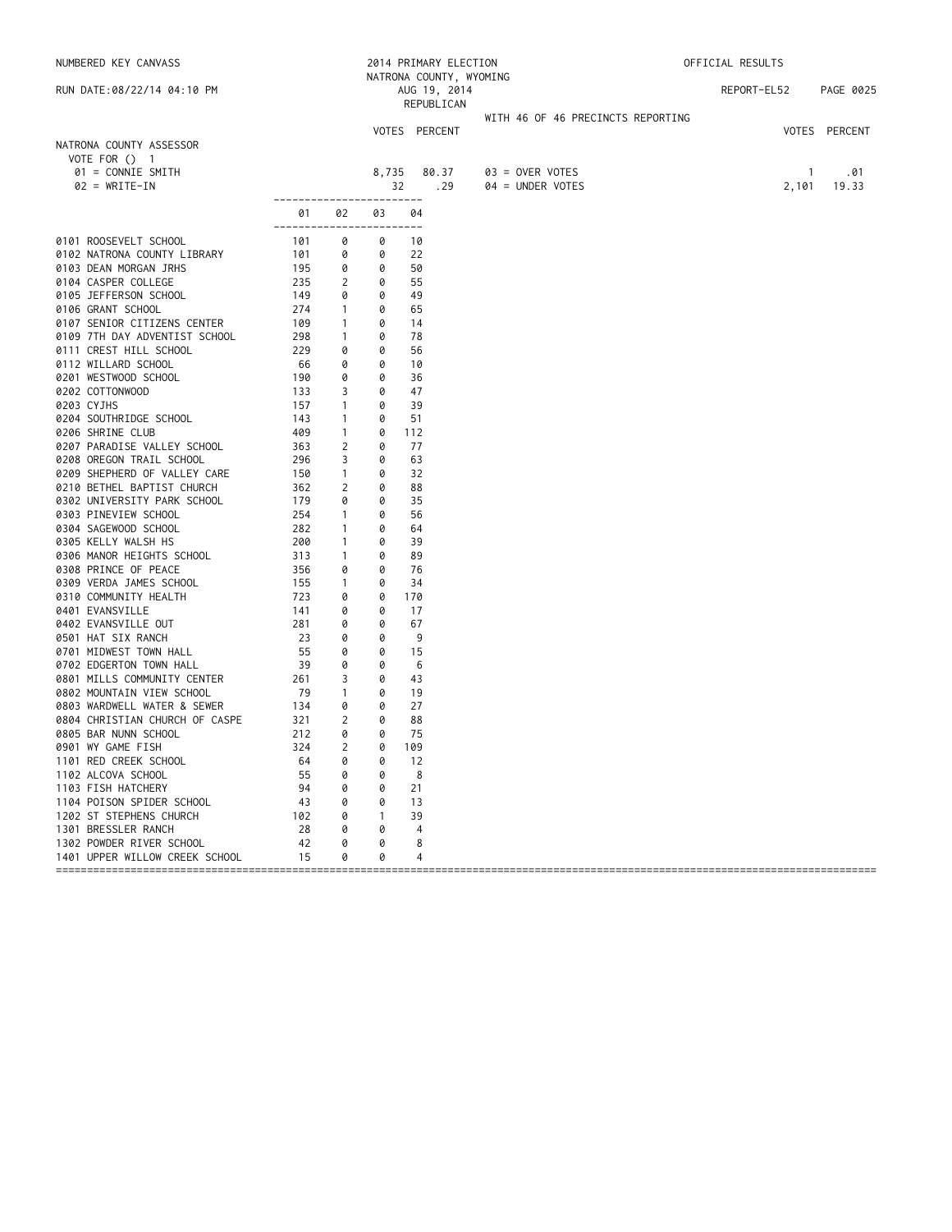NUMBERED KEY CANVASS

RUN DATE:08/22/14 04:10 PM

2014 PRIMARY ELECTION
NATRONA COUNTY, WYOMING
AUG 19, 2014
REPUBLICAN

OFFICIAL RESULTS

REPORT-EL52

WITH 46 OF 46 PRECINCTS REPORTING

## NATRONA COUNTY ASSESSOR

VOTE FOR () 1

| | VOTES | PERCENT | | VOTES | PERCENT |
|---|---|---|---|---|---|
| 01 = CONNIE SMITH | 8,735 | 80.37 | 03 = OVER VOTES | 1 | .01 |
| 02 = WRITE-IN | 32 | .29 | 04 = UNDER VOTES | 2,101 | 19.33 |

| | 01 | 02 | 03 | 04 |
|---|---|---|---|---|
| 0101 ROOSEVELT SCHOOL | 101 | 0 | 0 | 10 |
| 0102 NATRONA COUNTY LIBRARY | 101 | 0 | 0 | 22 |
| 0103 DEAN MORGAN JRHS | 195 | 0 | 0 | 50 |
| 0104 CASPER COLLEGE | 235 | 2 | 0 | 55 |
| 0105 JEFFERSON SCHOOL | 149 | 0 | 0 | 49 |
| 0106 GRANT SCHOOL | 274 | 1 | 0 | 65 |
| 0107 SENIOR CITIZENS CENTER | 109 | 1 | 0 | 14 |
| 0109 7TH DAY ADVENTIST SCHOOL | 298 | 1 | 0 | 78 |
| 0111 CREST HILL SCHOOL | 229 | 0 | 0 | 56 |
| 0112 WILLARD SCHOOL | 66 | 0 | 0 | 10 |
| 0201 WESTWOOD SCHOOL | 190 | 0 | 0 | 36 |
| 0202 COTTONWOOD | 133 | 3 | 0 | 47 |
| 0203 CYJHS | 157 | 1 | 0 | 39 |
| 0204 SOUTHRIDGE SCHOOL | 143 | 1 | 0 | 51 |
| 0206 SHRINE CLUB | 409 | 1 | 0 | 112 |
| 0207 PARADISE VALLEY SCHOOL | 363 | 2 | 0 | 77 |
| 0208 OREGON TRAIL SCHOOL | 296 | 3 | 0 | 63 |
| 0209 SHEPHERD OF VALLEY CARE | 150 | 1 | 0 | 32 |
| 0210 BETHEL BAPTIST CHURCH | 362 | 2 | 0 | 88 |
| 0302 UNIVERSITY PARK SCHOOL | 179 | 0 | 0 | 35 |
| 0303 PINEVIEW SCHOOL | 254 | 1 | 0 | 56 |
| 0304 SAGEWOOD SCHOOL | 282 | 1 | 0 | 64 |
| 0305 KELLY WALSH HS | 200 | 1 | 0 | 39 |
| 0306 MANOR HEIGHTS SCHOOL | 313 | 1 | 0 | 89 |
| 0308 PRINCE OF PEACE | 356 | 0 | 0 | 76 |
| 0309 VERDA JAMES SCHOOL | 155 | 1 | 0 | 34 |
| 0310 COMMUNITY HEALTH | 723 | 0 | 0 | 170 |
| 0401 EVANSVILLE | 141 | 0 | 0 | 17 |
| 0402 EVANSVILLE OUT | 281 | 0 | 0 | 67 |
| 0501 HAT SIX RANCH | 23 | 0 | 0 | 9 |
| 0701 MIDWEST TOWN HALL | 55 | 0 | 0 | 15 |
| 0702 EDGERTON TOWN HALL | 39 | 0 | 0 | 6 |
| 0801 MILLS COMMUNITY CENTER | 261 | 3 | 0 | 43 |
| 0802 MOUNTAIN VIEW SCHOOL | 79 | 1 | 0 | 19 |
| 0803 WARDWELL WATER & SEWER | 134 | 0 | 0 | 27 |
| 0804 CHRISTIAN CHURCH OF CASPE | 321 | 2 | 0 | 88 |
| 0805 BAR NUNN SCHOOL | 212 | 0 | 0 | 75 |
| 0901 WY GAME FISH | 324 | 2 | 0 | 109 |
| 1101 RED CREEK SCHOOL | 64 | 0 | 0 | 12 |
| 1102 ALCOVA SCHOOL | 55 | 0 | 0 | 8 |
| 1103 FISH HATCHERY | 94 | 0 | 0 | 21 |
| 1104 POISON SPIDER SCHOOL | 43 | 0 | 0 | 13 |
| 1202 ST STEPHENS CHURCH | 102 | 0 | 1 | 39 |
| 1301 BRESSLER RANCH | 28 | 0 | 0 | 4 |
| 1302 POWDER RIVER SCHOOL | 42 | 0 | 0 | 8 |
| 1401 UPPER WILLOW CREEK SCHOOL | 15 | 0 | 0 | 4 |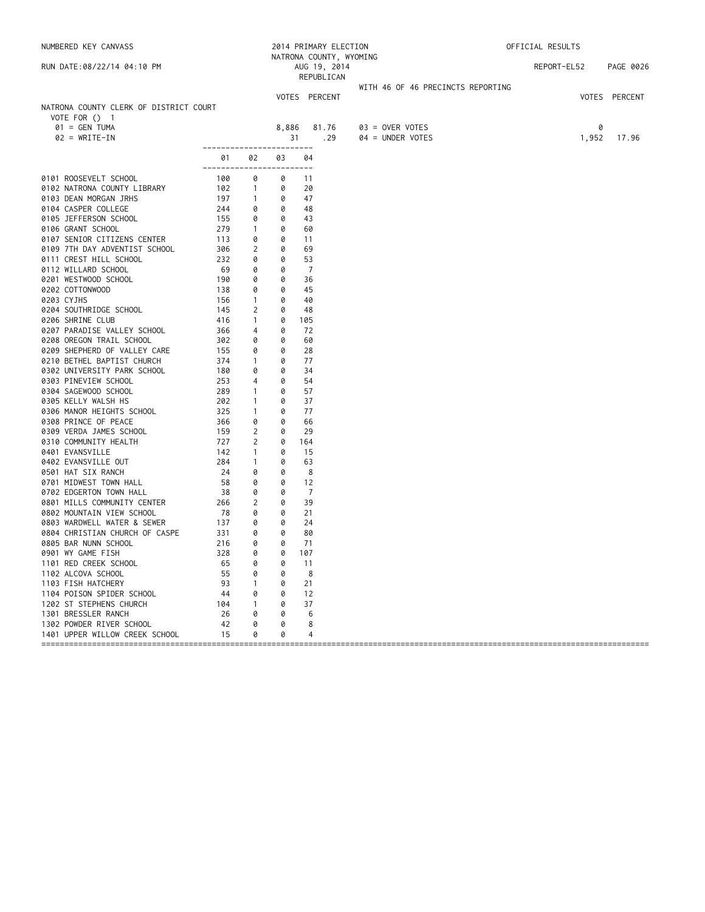NUMBERED KEY CANVASS — 2014 PRIMARY ELECTION — NATRONA COUNTY, WYOMING — AUG 19, 2014 — REPUBLICAN — OFFICIAL RESULTS

RUN DATE:08/22/14 04:10 PM — REPORT-EL52

WITH 46 OF 46 PRECINCTS REPORTING

## NATRONA COUNTY CLERK OF DISTRICT COURT

VOTE FOR () 1

| | VOTES | PERCENT | | VOTES | PERCENT |
|---|---|---|---|---|---|
| 01 = GEN TUMA | 8,886 | 81.76 | 03 = OVER VOTES | 0 | |
| 02 = WRITE-IN | 31 | .29 | 04 = UNDER VOTES | 1,952 | 17.96 |

| | 01 | 02 | 03 | 04 |
|---|---|---|---|---|
| 0101 ROOSEVELT SCHOOL | 100 | 0 | 0 | 11 |
| 0102 NATRONA COUNTY LIBRARY | 102 | 1 | 0 | 20 |
| 0103 DEAN MORGAN JRHS | 197 | 1 | 0 | 47 |
| 0104 CASPER COLLEGE | 244 | 0 | 0 | 48 |
| 0105 JEFFERSON SCHOOL | 155 | 0 | 0 | 43 |
| 0106 GRANT SCHOOL | 279 | 1 | 0 | 60 |
| 0107 SENIOR CITIZENS CENTER | 113 | 0 | 0 | 11 |
| 0109 7TH DAY ADVENTIST SCHOOL | 306 | 2 | 0 | 69 |
| 0111 CREST HILL SCHOOL | 232 | 0 | 0 | 53 |
| 0112 WILLARD SCHOOL | 69 | 0 | 0 | 7 |
| 0201 WESTWOOD SCHOOL | 190 | 0 | 0 | 36 |
| 0202 COTTONWOOD | 138 | 0 | 0 | 45 |
| 0203 CYJHS | 156 | 1 | 0 | 40 |
| 0204 SOUTHRIDGE SCHOOL | 145 | 2 | 0 | 48 |
| 0206 SHRINE CLUB | 416 | 1 | 0 | 105 |
| 0207 PARADISE VALLEY SCHOOL | 366 | 4 | 0 | 72 |
| 0208 OREGON TRAIL SCHOOL | 302 | 0 | 0 | 60 |
| 0209 SHEPHERD OF VALLEY CARE | 155 | 0 | 0 | 28 |
| 0210 BETHEL BAPTIST CHURCH | 374 | 1 | 0 | 77 |
| 0302 UNIVERSITY PARK SCHOOL | 180 | 0 | 0 | 34 |
| 0303 PINEVIEW SCHOOL | 253 | 4 | 0 | 54 |
| 0304 SAGEWOOD SCHOOL | 289 | 1 | 0 | 57 |
| 0305 KELLY WALSH HS | 202 | 1 | 0 | 37 |
| 0306 MANOR HEIGHTS SCHOOL | 325 | 1 | 0 | 77 |
| 0308 PRINCE OF PEACE | 366 | 0 | 0 | 66 |
| 0309 VERDA JAMES SCHOOL | 159 | 2 | 0 | 29 |
| 0310 COMMUNITY HEALTH | 727 | 2 | 0 | 164 |
| 0401 EVANSVILLE | 142 | 1 | 0 | 15 |
| 0402 EVANSVILLE OUT | 284 | 1 | 0 | 63 |
| 0501 HAT SIX RANCH | 24 | 0 | 0 | 8 |
| 0701 MIDWEST TOWN HALL | 58 | 0 | 0 | 12 |
| 0702 EDGERTON TOWN HALL | 38 | 0 | 0 | 7 |
| 0801 MILLS COMMUNITY CENTER | 266 | 2 | 0 | 39 |
| 0802 MOUNTAIN VIEW SCHOOL | 78 | 0 | 0 | 21 |
| 0803 WARDWELL WATER & SEWER | 137 | 0 | 0 | 24 |
| 0804 CHRISTIAN CHURCH OF CASPE | 331 | 0 | 0 | 80 |
| 0805 BAR NUNN SCHOOL | 216 | 0 | 0 | 71 |
| 0901 WY GAME FISH | 328 | 0 | 0 | 107 |
| 1101 RED CREEK SCHOOL | 65 | 0 | 0 | 11 |
| 1102 ALCOVA SCHOOL | 55 | 0 | 0 | 8 |
| 1103 FISH HATCHERY | 93 | 1 | 0 | 21 |
| 1104 POISON SPIDER SCHOOL | 44 | 0 | 0 | 12 |
| 1202 ST STEPHENS CHURCH | 104 | 1 | 0 | 37 |
| 1301 BRESSLER RANCH | 26 | 0 | 0 | 6 |
| 1302 POWDER RIVER SCHOOL | 42 | 0 | 0 | 8 |
| 1401 UPPER WILLOW CREEK SCHOOL | 15 | 0 | 0 | 4 |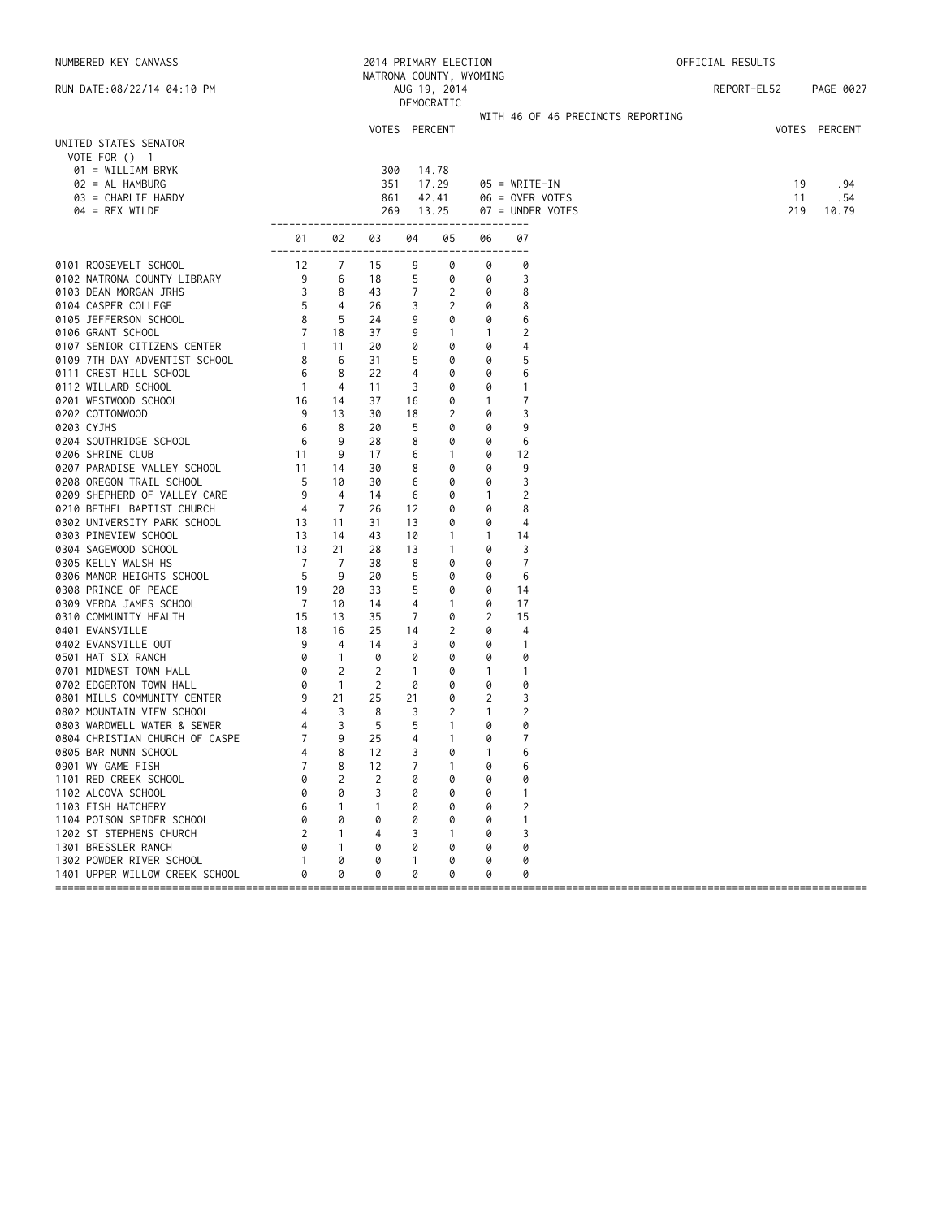NUMBERED KEY CANVASS

RUN DATE:08/22/14 04:10 PM

2014 PRIMARY ELECTION
NATRONA COUNTY, WYOMING
AUG 19, 2014
DEMOCRATIC

OFFICIAL RESULTS

REPORT-EL52

WITH 46 OF 46 PRECINCTS REPORTING

## UNITED STATES SENATOR

VOTE FOR () 1

| | VOTES | PERCENT | | VOTES | PERCENT |
|---|---|---|---|---|---|
| 01 = WILLIAM BRYK | 300 | 14.78 | 05 = WRITE-IN | 19 | .94 |
| 02 = AL HAMBURG | 351 | 17.29 | 06 = OVER VOTES | 11 | .54 |
| 03 = CHARLIE HARDY | 861 | 42.41 | 07 = UNDER VOTES | 219 | 10.79 |
| 04 = REX WILDE | 269 | 13.25 | | | |

| | 01 | 02 | 03 | 04 | 05 | 06 | 07 |
|---|---|---|---|---|---|---|---|
| 0101 ROOSEVELT SCHOOL | 12 | 7 | 15 | 9 | 0 | 0 | 0 |
| 0102 NATRONA COUNTY LIBRARY | 9 | 6 | 18 | 5 | 0 | 0 | 3 |
| 0103 DEAN MORGAN JRHS | 3 | 8 | 43 | 7 | 2 | 0 | 8 |
| 0104 CASPER COLLEGE | 5 | 4 | 26 | 3 | 2 | 0 | 8 |
| 0105 JEFFERSON SCHOOL | 8 | 5 | 24 | 9 | 0 | 0 | 6 |
| 0106 GRANT SCHOOL | 7 | 18 | 37 | 9 | 1 | 1 | 2 |
| 0107 SENIOR CITIZENS CENTER | 1 | 11 | 20 | 0 | 0 | 0 | 4 |
| 0109 7TH DAY ADVENTIST SCHOOL | 8 | 6 | 31 | 5 | 0 | 0 | 5 |
| 0111 CREST HILL SCHOOL | 6 | 8 | 22 | 4 | 0 | 0 | 6 |
| 0112 WILLARD SCHOOL | 1 | 4 | 11 | 3 | 0 | 0 | 1 |
| 0201 WESTWOOD SCHOOL | 16 | 14 | 37 | 16 | 0 | 1 | 7 |
| 0202 COTTONWOOD | 9 | 13 | 30 | 18 | 2 | 0 | 3 |
| 0203 CYJHS | 6 | 8 | 20 | 5 | 0 | 0 | 9 |
| 0204 SOUTHRIDGE SCHOOL | 6 | 9 | 28 | 8 | 0 | 0 | 6 |
| 0206 SHRINE CLUB | 11 | 9 | 17 | 6 | 1 | 0 | 12 |
| 0207 PARADISE VALLEY SCHOOL | 11 | 14 | 30 | 8 | 0 | 0 | 9 |
| 0208 OREGON TRAIL SCHOOL | 5 | 10 | 30 | 6 | 0 | 0 | 3 |
| 0209 SHEPHERD OF VALLEY CARE | 9 | 4 | 14 | 6 | 0 | 1 | 2 |
| 0210 BETHEL BAPTIST CHURCH | 4 | 7 | 26 | 12 | 0 | 0 | 8 |
| 0302 UNIVERSITY PARK SCHOOL | 13 | 11 | 31 | 13 | 0 | 0 | 4 |
| 0303 PINEVIEW SCHOOL | 13 | 14 | 43 | 10 | 1 | 1 | 14 |
| 0304 SAGEWOOD SCHOOL | 13 | 21 | 28 | 13 | 1 | 0 | 3 |
| 0305 KELLY WALSH HS | 7 | 7 | 38 | 8 | 0 | 0 | 7 |
| 0306 MANOR HEIGHTS SCHOOL | 5 | 9 | 20 | 5 | 0 | 0 | 6 |
| 0308 PRINCE OF PEACE | 19 | 20 | 33 | 5 | 0 | 0 | 14 |
| 0309 VERDA JAMES SCHOOL | 7 | 10 | 14 | 4 | 1 | 0 | 17 |
| 0310 COMMUNITY HEALTH | 15 | 13 | 35 | 7 | 0 | 2 | 15 |
| 0401 EVANSVILLE | 18 | 16 | 25 | 14 | 2 | 0 | 4 |
| 0402 EVANSVILLE OUT | 9 | 4 | 14 | 3 | 0 | 0 | 1 |
| 0501 HAT SIX RANCH | 0 | 1 | 0 | 0 | 0 | 0 | 0 |
| 0701 MIDWEST TOWN HALL | 0 | 2 | 2 | 1 | 0 | 1 | 1 |
| 0702 EDGERTON TOWN HALL | 0 | 1 | 2 | 0 | 0 | 0 | 0 |
| 0801 MILLS COMMUNITY CENTER | 9 | 21 | 25 | 21 | 0 | 2 | 3 |
| 0802 MOUNTAIN VIEW SCHOOL | 4 | 3 | 8 | 3 | 2 | 1 | 2 |
| 0803 WARDWELL WATER & SEWER | 4 | 3 | 5 | 5 | 1 | 0 | 0 |
| 0804 CHRISTIAN CHURCH OF CASPE | 7 | 9 | 25 | 4 | 1 | 0 | 7 |
| 0805 BAR NUNN SCHOOL | 4 | 8 | 12 | 3 | 0 | 1 | 6 |
| 0901 WY GAME FISH | 7 | 8 | 12 | 7 | 1 | 0 | 6 |
| 1101 RED CREEK SCHOOL | 0 | 2 | 2 | 0 | 0 | 0 | 0 |
| 1102 ALCOVA SCHOOL | 0 | 0 | 3 | 0 | 0 | 0 | 1 |
| 1103 FISH HATCHERY | 6 | 1 | 1 | 0 | 0 | 0 | 2 |
| 1104 POISON SPIDER SCHOOL | 0 | 0 | 0 | 0 | 0 | 0 | 1 |
| 1202 ST STEPHENS CHURCH | 2 | 1 | 4 | 3 | 1 | 0 | 3 |
| 1301 BRESSLER RANCH | 0 | 1 | 0 | 0 | 0 | 0 | 0 |
| 1302 POWDER RIVER SCHOOL | 1 | 0 | 0 | 1 | 0 | 0 | 0 |
| 1401 UPPER WILLOW CREEK SCHOOL | 0 | 0 | 0 | 0 | 0 | 0 | 0 |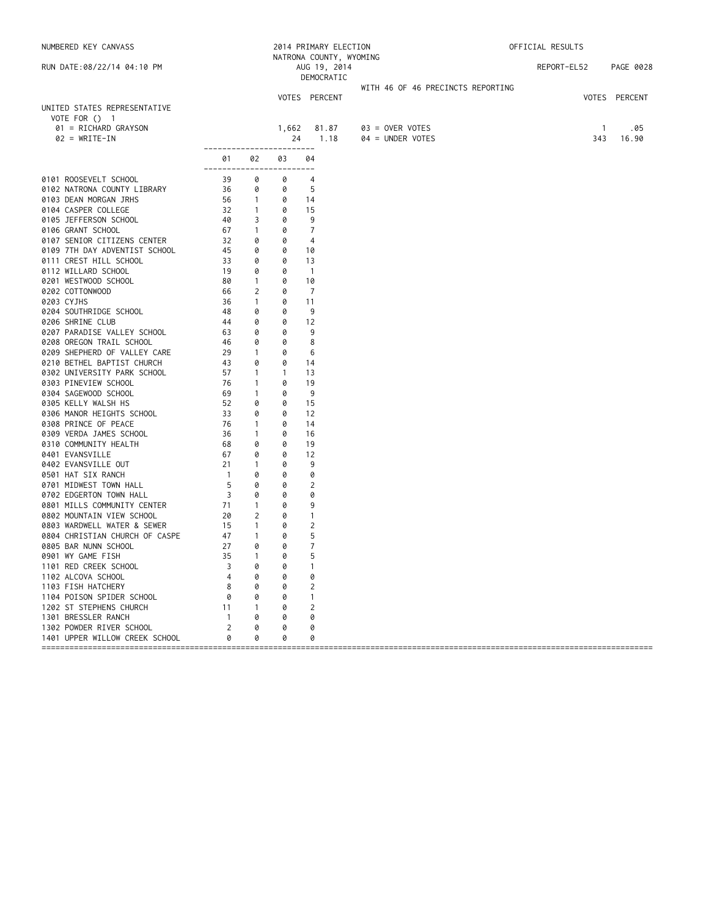NUMBERED KEY CANVASS

RUN DATE:08/22/14 04:10 PM

2014 PRIMARY ELECTION
NATRONA COUNTY, WYOMING
AUG 19, 2014
DEMOCRATIC

OFFICIAL RESULTS

REPORT-EL52

WITH 46 OF 46 PRECINCTS REPORTING

## UNITED STATES REPRESENTATIVE

VOTE FOR () 1

| | VOTES | PERCENT | | VOTES | PERCENT |
|---|---|---|---|---|---|
| 01 = RICHARD GRAYSON | 1,662 | 81.87 | 03 = OVER VOTES | 1 | .05 |
| 02 = WRITE-IN | 24 | 1.18 | 04 = UNDER VOTES | 343 | 16.90 |

| | 01 | 02 | 03 | 04 |
|---|---|---|---|---|
| 0101 ROOSEVELT SCHOOL | 39 | 0 | 0 | 4 |
| 0102 NATRONA COUNTY LIBRARY | 36 | 0 | 0 | 5 |
| 0103 DEAN MORGAN JRHS | 56 | 1 | 0 | 14 |
| 0104 CASPER COLLEGE | 32 | 1 | 0 | 15 |
| 0105 JEFFERSON SCHOOL | 40 | 3 | 0 | 9 |
| 0106 GRANT SCHOOL | 67 | 1 | 0 | 7 |
| 0107 SENIOR CITIZENS CENTER | 32 | 0 | 0 | 4 |
| 0109 7TH DAY ADVENTIST SCHOOL | 45 | 0 | 0 | 10 |
| 0111 CREST HILL SCHOOL | 33 | 0 | 0 | 13 |
| 0112 WILLARD SCHOOL | 19 | 0 | 0 | 1 |
| 0201 WESTWOOD SCHOOL | 80 | 1 | 0 | 10 |
| 0202 COTTONWOOD | 66 | 2 | 0 | 7 |
| 0203 CYJHS | 36 | 1 | 0 | 11 |
| 0204 SOUTHRIDGE SCHOOL | 48 | 0 | 0 | 9 |
| 0206 SHRINE CLUB | 44 | 0 | 0 | 12 |
| 0207 PARADISE VALLEY SCHOOL | 63 | 0 | 0 | 9 |
| 0208 OREGON TRAIL SCHOOL | 46 | 0 | 0 | 8 |
| 0209 SHEPHERD OF VALLEY CARE | 29 | 1 | 0 | 6 |
| 0210 BETHEL BAPTIST CHURCH | 43 | 0 | 0 | 14 |
| 0302 UNIVERSITY PARK SCHOOL | 57 | 1 | 1 | 13 |
| 0303 PINEVIEW SCHOOL | 76 | 1 | 0 | 19 |
| 0304 SAGEWOOD SCHOOL | 69 | 1 | 0 | 9 |
| 0305 KELLY WALSH HS | 52 | 0 | 0 | 15 |
| 0306 MANOR HEIGHTS SCHOOL | 33 | 0 | 0 | 12 |
| 0308 PRINCE OF PEACE | 76 | 1 | 0 | 14 |
| 0309 VERDA JAMES SCHOOL | 36 | 1 | 0 | 16 |
| 0310 COMMUNITY HEALTH | 68 | 0 | 0 | 19 |
| 0401 EVANSVILLE | 67 | 0 | 0 | 12 |
| 0402 EVANSVILLE OUT | 21 | 1 | 0 | 9 |
| 0501 HAT SIX RANCH | 1 | 0 | 0 | 0 |
| 0701 MIDWEST TOWN HALL | 5 | 0 | 0 | 2 |
| 0702 EDGERTON TOWN HALL | 3 | 0 | 0 | 0 |
| 0801 MILLS COMMUNITY CENTER | 71 | 1 | 0 | 9 |
| 0802 MOUNTAIN VIEW SCHOOL | 20 | 2 | 0 | 1 |
| 0803 WARDWELL WATER & SEWER | 15 | 1 | 0 | 2 |
| 0804 CHRISTIAN CHURCH OF CASPE | 47 | 1 | 0 | 5 |
| 0805 BAR NUNN SCHOOL | 27 | 0 | 0 | 7 |
| 0901 WY GAME FISH | 35 | 1 | 0 | 5 |
| 1101 RED CREEK SCHOOL | 3 | 0 | 0 | 1 |
| 1102 ALCOVA SCHOOL | 4 | 0 | 0 | 0 |
| 1103 FISH HATCHERY | 8 | 0 | 0 | 2 |
| 1104 POISON SPIDER SCHOOL | 0 | 0 | 0 | 1 |
| 1202 ST STEPHENS CHURCH | 11 | 1 | 0 | 2 |
| 1301 BRESSLER RANCH | 1 | 0 | 0 | 0 |
| 1302 POWDER RIVER SCHOOL | 2 | 0 | 0 | 0 |
| 1401 UPPER WILLOW CREEK SCHOOL | 0 | 0 | 0 | 0 |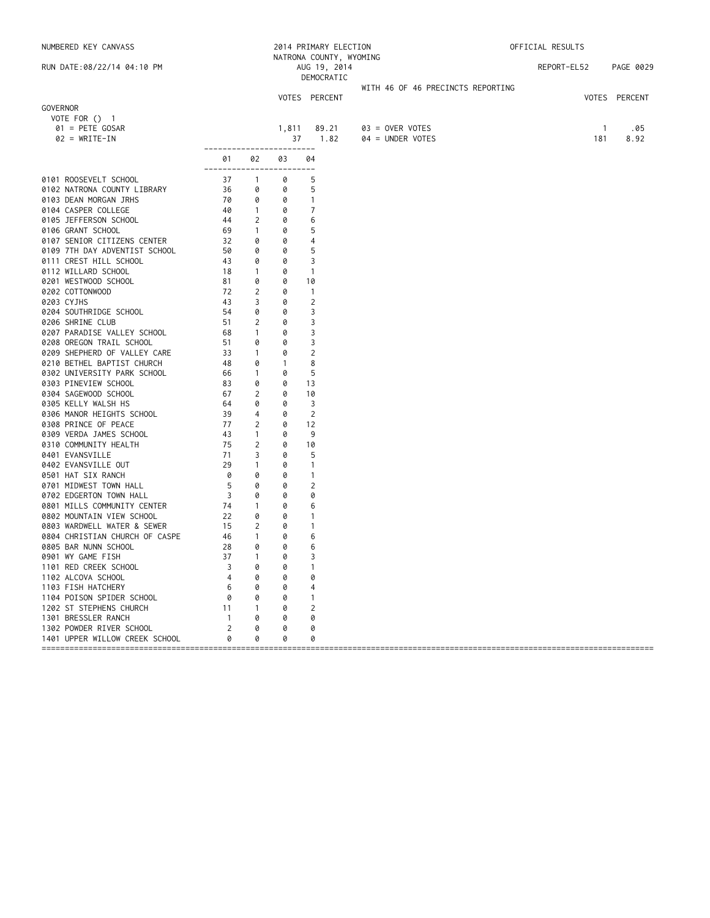NUMBERED KEY CANVASS

RUN DATE:08/22/14 04:10 PM

2014 PRIMARY ELECTION
NATRONA COUNTY, WYOMING
AUG 19, 2014
DEMOCRATIC

OFFICIAL RESULTS

REPORT-EL52 PAGE 0029

WITH 46 OF 46 PRECINCTS REPORTING

## GOVERNOR

VOTE FOR () 1

| | VOTES | PERCENT | | VOTES | PERCENT |
|---|---|---|---|---|---|
| 01 = PETE GOSAR | 1,811 | 89.21 | 03 = OVER VOTES | 1 | .05 |
| 02 = WRITE-IN | 37 | 1.82 | 04 = UNDER VOTES | 181 | 8.92 |

| | 01 | 02 | 03 | 04 |
|---|---|---|---|---|
| 0101 ROOSEVELT SCHOOL | 37 | 1 | 0 | 5 |
| 0102 NATRONA COUNTY LIBRARY | 36 | 0 | 0 | 5 |
| 0103 DEAN MORGAN JRHS | 70 | 0 | 0 | 1 |
| 0104 CASPER COLLEGE | 40 | 1 | 0 | 7 |
| 0105 JEFFERSON SCHOOL | 44 | 2 | 0 | 6 |
| 0106 GRANT SCHOOL | 69 | 1 | 0 | 5 |
| 0107 SENIOR CITIZENS CENTER | 32 | 0 | 0 | 4 |
| 0109 7TH DAY ADVENTIST SCHOOL | 50 | 0 | 0 | 5 |
| 0111 CREST HILL SCHOOL | 43 | 0 | 0 | 3 |
| 0112 WILLARD SCHOOL | 18 | 1 | 0 | 1 |
| 0201 WESTWOOD SCHOOL | 81 | 0 | 0 | 10 |
| 0202 COTTONWOOD | 72 | 2 | 0 | 1 |
| 0203 CYJHS | 43 | 3 | 0 | 2 |
| 0204 SOUTHRIDGE SCHOOL | 54 | 0 | 0 | 3 |
| 0206 SHRINE CLUB | 51 | 2 | 0 | 3 |
| 0207 PARADISE VALLEY SCHOOL | 68 | 1 | 0 | 3 |
| 0208 OREGON TRAIL SCHOOL | 51 | 0 | 0 | 3 |
| 0209 SHEPHERD OF VALLEY CARE | 33 | 1 | 0 | 2 |
| 0210 BETHEL BAPTIST CHURCH | 48 | 0 | 1 | 8 |
| 0302 UNIVERSITY PARK SCHOOL | 66 | 1 | 0 | 5 |
| 0303 PINEVIEW SCHOOL | 83 | 0 | 0 | 13 |
| 0304 SAGEWOOD SCHOOL | 67 | 2 | 0 | 10 |
| 0305 KELLY WALSH HS | 64 | 0 | 0 | 3 |
| 0306 MANOR HEIGHTS SCHOOL | 39 | 4 | 0 | 2 |
| 0308 PRINCE OF PEACE | 77 | 2 | 0 | 12 |
| 0309 VERDA JAMES SCHOOL | 43 | 1 | 0 | 9 |
| 0310 COMMUNITY HEALTH | 75 | 2 | 0 | 10 |
| 0401 EVANSVILLE | 71 | 3 | 0 | 5 |
| 0402 EVANSVILLE OUT | 29 | 1 | 0 | 1 |
| 0501 HAT SIX RANCH | 0 | 0 | 0 | 1 |
| 0701 MIDWEST TOWN HALL | 5 | 0 | 0 | 2 |
| 0702 EDGERTON TOWN HALL | 3 | 0 | 0 | 0 |
| 0801 MILLS COMMUNITY CENTER | 74 | 1 | 0 | 6 |
| 0802 MOUNTAIN VIEW SCHOOL | 22 | 0 | 0 | 1 |
| 0803 WARDWELL WATER & SEWER | 15 | 2 | 0 | 1 |
| 0804 CHRISTIAN CHURCH OF CASPE | 46 | 1 | 0 | 6 |
| 0805 BAR NUNN SCHOOL | 28 | 0 | 0 | 6 |
| 0901 WY GAME FISH | 37 | 1 | 0 | 3 |
| 1101 RED CREEK SCHOOL | 3 | 0 | 0 | 1 |
| 1102 ALCOVA SCHOOL | 4 | 0 | 0 | 0 |
| 1103 FISH HATCHERY | 6 | 0 | 0 | 4 |
| 1104 POISON SPIDER SCHOOL | 0 | 0 | 0 | 1 |
| 1202 ST STEPHENS CHURCH | 11 | 1 | 0 | 2 |
| 1301 BRESSLER RANCH | 1 | 0 | 0 | 0 |
| 1302 POWDER RIVER SCHOOL | 2 | 0 | 0 | 0 |
| 1401 UPPER WILLOW CREEK SCHOOL | 0 | 0 | 0 | 0 |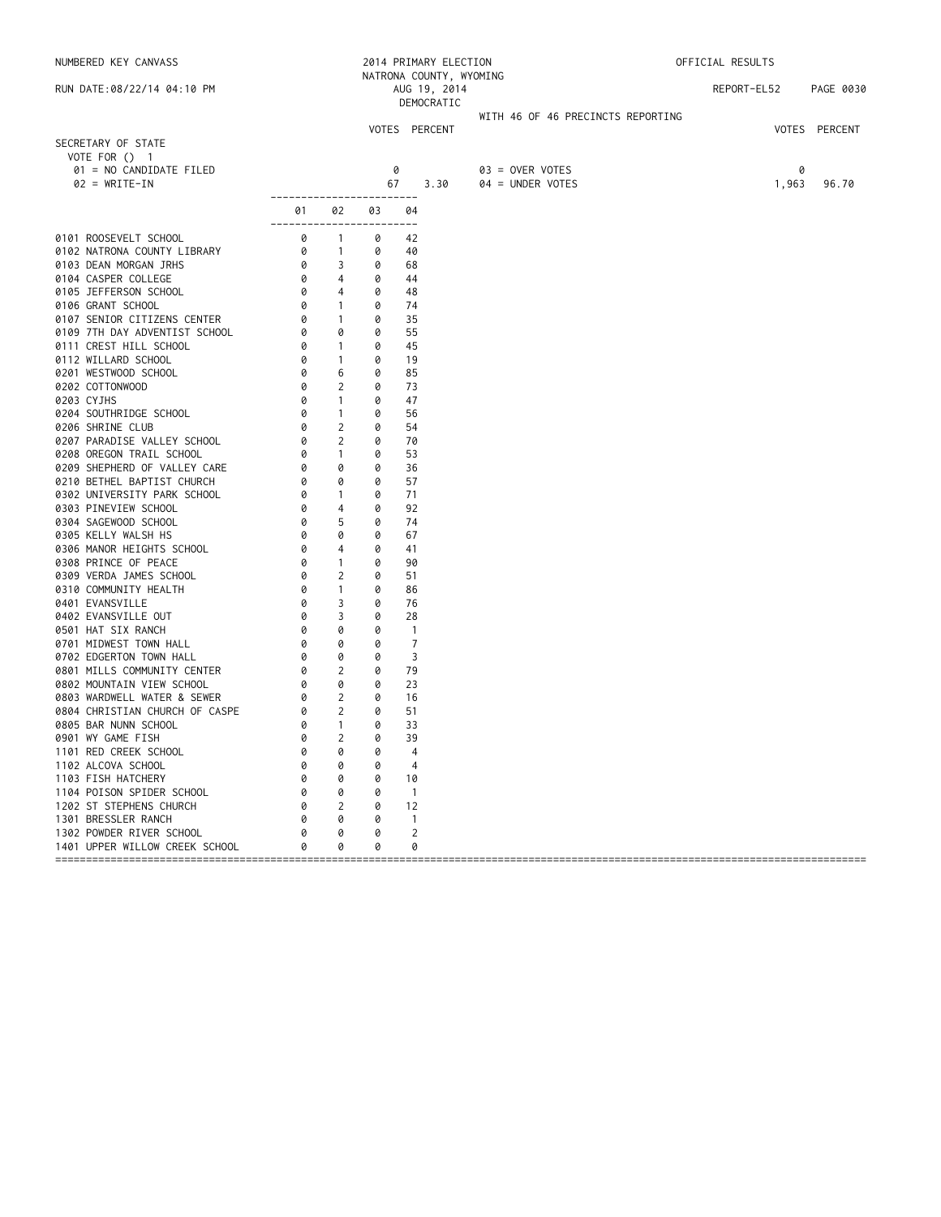NUMBERED KEY CANVASS

RUN DATE:08/22/14 04:10 PM

2014 PRIMARY ELECTION
NATRONA COUNTY, WYOMING
AUG 19, 2014
DEMOCRATIC

OFFICIAL RESULTS

REPORT-EL52

WITH 46 OF 46 PRECINCTS REPORTING

## SECRETARY OF STATE

VOTE FOR () 1

| | VOTES | PERCENT | | VOTES | PERCENT |
|---|---|---|---|---|---|
| 01 = NO CANDIDATE FILED | 0 | | 03 = OVER VOTES | 0 | |
| 02 = WRITE-IN | 67 | 3.30 | 04 = UNDER VOTES | 1,963 | 96.70 |

| | 01 | 02 | 03 | 04 |
|---|---|---|---|---|
| 0101 ROOSEVELT SCHOOL | 0 | 1 | 0 | 42 |
| 0102 NATRONA COUNTY LIBRARY | 0 | 1 | 0 | 40 |
| 0103 DEAN MORGAN JRHS | 0 | 3 | 0 | 68 |
| 0104 CASPER COLLEGE | 0 | 4 | 0 | 44 |
| 0105 JEFFERSON SCHOOL | 0 | 4 | 0 | 48 |
| 0106 GRANT SCHOOL | 0 | 1 | 0 | 74 |
| 0107 SENIOR CITIZENS CENTER | 0 | 1 | 0 | 35 |
| 0109 7TH DAY ADVENTIST SCHOOL | 0 | 0 | 0 | 55 |
| 0111 CREST HILL SCHOOL | 0 | 1 | 0 | 45 |
| 0112 WILLARD SCHOOL | 0 | 1 | 0 | 19 |
| 0201 WESTWOOD SCHOOL | 0 | 6 | 0 | 85 |
| 0202 COTTONWOOD | 0 | 2 | 0 | 73 |
| 0203 CYJHS | 0 | 1 | 0 | 47 |
| 0204 SOUTHRIDGE SCHOOL | 0 | 1 | 0 | 56 |
| 0206 SHRINE CLUB | 0 | 2 | 0 | 54 |
| 0207 PARADISE VALLEY SCHOOL | 0 | 2 | 0 | 70 |
| 0208 OREGON TRAIL SCHOOL | 0 | 1 | 0 | 53 |
| 0209 SHEPHERD OF VALLEY CARE | 0 | 0 | 0 | 36 |
| 0210 BETHEL BAPTIST CHURCH | 0 | 0 | 0 | 57 |
| 0302 UNIVERSITY PARK SCHOOL | 0 | 1 | 0 | 71 |
| 0303 PINEVIEW SCHOOL | 0 | 4 | 0 | 92 |
| 0304 SAGEWOOD SCHOOL | 0 | 5 | 0 | 74 |
| 0305 KELLY WALSH HS | 0 | 0 | 0 | 67 |
| 0306 MANOR HEIGHTS SCHOOL | 0 | 4 | 0 | 41 |
| 0308 PRINCE OF PEACE | 0 | 1 | 0 | 90 |
| 0309 VERDA JAMES SCHOOL | 0 | 2 | 0 | 51 |
| 0310 COMMUNITY HEALTH | 0 | 1 | 0 | 86 |
| 0401 EVANSVILLE | 0 | 3 | 0 | 76 |
| 0402 EVANSVILLE OUT | 0 | 3 | 0 | 28 |
| 0501 HAT SIX RANCH | 0 | 0 | 0 | 1 |
| 0701 MIDWEST TOWN HALL | 0 | 0 | 0 | 7 |
| 0702 EDGERTON TOWN HALL | 0 | 0 | 0 | 3 |
| 0801 MILLS COMMUNITY CENTER | 0 | 2 | 0 | 79 |
| 0802 MOUNTAIN VIEW SCHOOL | 0 | 0 | 0 | 23 |
| 0803 WARDWELL WATER & SEWER | 0 | 2 | 0 | 16 |
| 0804 CHRISTIAN CHURCH OF CASPE | 0 | 2 | 0 | 51 |
| 0805 BAR NUNN SCHOOL | 0 | 1 | 0 | 33 |
| 0901 WY GAME FISH | 0 | 2 | 0 | 39 |
| 1101 RED CREEK SCHOOL | 0 | 0 | 0 | 4 |
| 1102 ALCOVA SCHOOL | 0 | 0 | 0 | 4 |
| 1103 FISH HATCHERY | 0 | 0 | 0 | 10 |
| 1104 POISON SPIDER SCHOOL | 0 | 0 | 0 | 1 |
| 1202 ST STEPHENS CHURCH | 0 | 2 | 0 | 12 |
| 1301 BRESSLER RANCH | 0 | 0 | 0 | 1 |
| 1302 POWDER RIVER SCHOOL | 0 | 0 | 0 | 2 |
| 1401 UPPER WILLOW CREEK SCHOOL | 0 | 0 | 0 | 0 |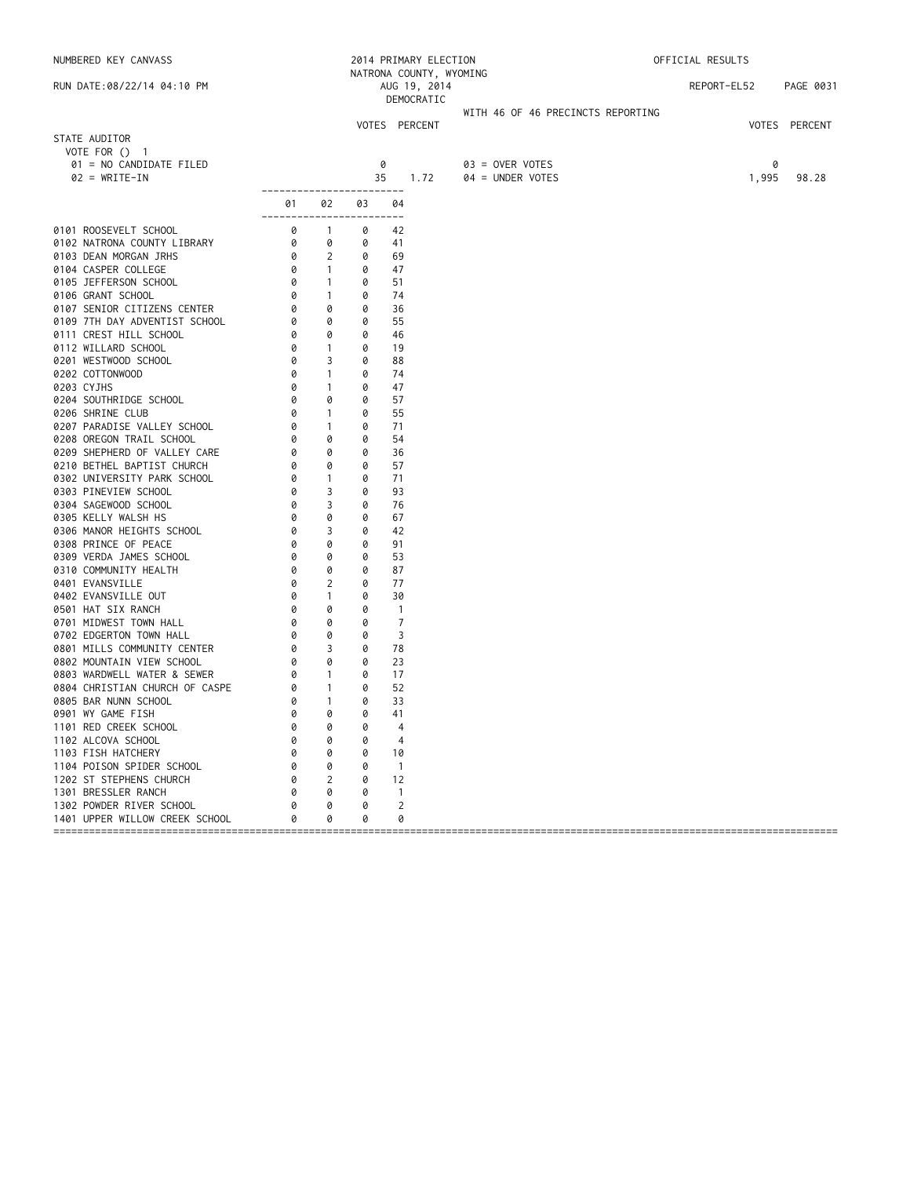NUMBERED KEY CANVASS — 2014 PRIMARY ELECTION — NATRONA COUNTY, WYOMING — OFFICIAL RESULTS

RUN DATE:08/22/14 04:10 PM — AUG 19, 2014 — DEMOCRATIC — REPORT-EL52

WITH 46 OF 46 PRECINCTS REPORTING

## STATE AUDITOR

VOTE FOR () 1

| | VOTES | PERCENT | | VOTES | PERCENT |
|---|---|---|---|---|---|
| 01 = NO CANDIDATE FILED | 0 | | 03 = OVER VOTES | 0 | |
| 02 = WRITE-IN | 35 | 1.72 | 04 = UNDER VOTES | 1,995 | 98.28 |

| Precinct | 01 | 02 | 03 | 04 |
|---|---|---|---|---|
| 0101 ROOSEVELT SCHOOL | 0 | 1 | 0 | 42 |
| 0102 NATRONA COUNTY LIBRARY | 0 | 0 | 0 | 41 |
| 0103 DEAN MORGAN JRHS | 0 | 2 | 0 | 69 |
| 0104 CASPER COLLEGE | 0 | 1 | 0 | 47 |
| 0105 JEFFERSON SCHOOL | 0 | 1 | 0 | 51 |
| 0106 GRANT SCHOOL | 0 | 1 | 0 | 74 |
| 0107 SENIOR CITIZENS CENTER | 0 | 0 | 0 | 36 |
| 0109 7TH DAY ADVENTIST SCHOOL | 0 | 0 | 0 | 55 |
| 0111 CREST HILL SCHOOL | 0 | 0 | 0 | 46 |
| 0112 WILLARD SCHOOL | 0 | 1 | 0 | 19 |
| 0201 WESTWOOD SCHOOL | 0 | 3 | 0 | 88 |
| 0202 COTTONWOOD | 0 | 1 | 0 | 74 |
| 0203 CYJHS | 0 | 1 | 0 | 47 |
| 0204 SOUTHRIDGE SCHOOL | 0 | 0 | 0 | 57 |
| 0206 SHRINE CLUB | 0 | 1 | 0 | 55 |
| 0207 PARADISE VALLEY SCHOOL | 0 | 1 | 0 | 71 |
| 0208 OREGON TRAIL SCHOOL | 0 | 0 | 0 | 54 |
| 0209 SHEPHERD OF VALLEY CARE | 0 | 0 | 0 | 36 |
| 0210 BETHEL BAPTIST CHURCH | 0 | 0 | 0 | 57 |
| 0302 UNIVERSITY PARK SCHOOL | 0 | 1 | 0 | 71 |
| 0303 PINEVIEW SCHOOL | 0 | 3 | 0 | 93 |
| 0304 SAGEWOOD SCHOOL | 0 | 3 | 0 | 76 |
| 0305 KELLY WALSH HS | 0 | 0 | 0 | 67 |
| 0306 MANOR HEIGHTS SCHOOL | 0 | 3 | 0 | 42 |
| 0308 PRINCE OF PEACE | 0 | 0 | 0 | 91 |
| 0309 VERDA JAMES SCHOOL | 0 | 0 | 0 | 53 |
| 0310 COMMUNITY HEALTH | 0 | 0 | 0 | 87 |
| 0401 EVANSVILLE | 0 | 2 | 0 | 77 |
| 0402 EVANSVILLE OUT | 0 | 1 | 0 | 30 |
| 0501 HAT SIX RANCH | 0 | 0 | 0 | 1 |
| 0701 MIDWEST TOWN HALL | 0 | 0 | 0 | 7 |
| 0702 EDGERTON TOWN HALL | 0 | 0 | 0 | 3 |
| 0801 MILLS COMMUNITY CENTER | 0 | 3 | 0 | 78 |
| 0802 MOUNTAIN VIEW SCHOOL | 0 | 0 | 0 | 23 |
| 0803 WARDWELL WATER & SEWER | 0 | 1 | 0 | 17 |
| 0804 CHRISTIAN CHURCH OF CASPE | 0 | 1 | 0 | 52 |
| 0805 BAR NUNN SCHOOL | 0 | 1 | 0 | 33 |
| 0901 WY GAME FISH | 0 | 0 | 0 | 41 |
| 1101 RED CREEK SCHOOL | 0 | 0 | 0 | 4 |
| 1102 ALCOVA SCHOOL | 0 | 0 | 0 | 4 |
| 1103 FISH HATCHERY | 0 | 0 | 0 | 10 |
| 1104 POISON SPIDER SCHOOL | 0 | 0 | 0 | 1 |
| 1202 ST STEPHENS CHURCH | 0 | 2 | 0 | 12 |
| 1301 BRESSLER RANCH | 0 | 0 | 0 | 1 |
| 1302 POWDER RIVER SCHOOL | 0 | 0 | 0 | 2 |
| 1401 UPPER WILLOW CREEK SCHOOL | 0 | 0 | 0 | 0 |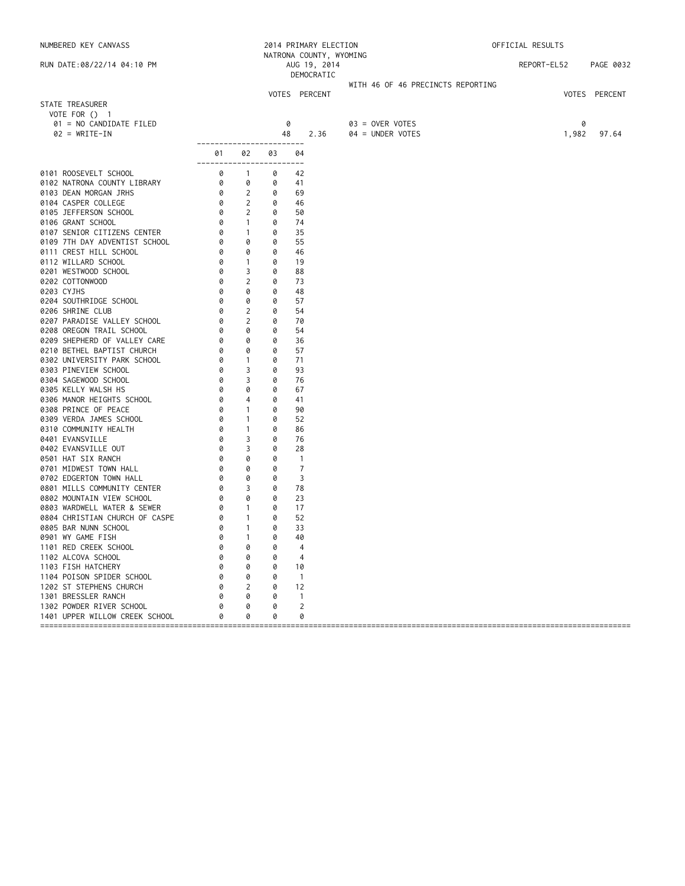NUMBERED KEY CANVASS

RUN DATE:08/22/14 04:10 PM

2014 PRIMARY ELECTION
NATRONA COUNTY, WYOMING
AUG 19, 2014
DEMOCRATIC

OFFICIAL RESULTS

REPORT-EL52

WITH 46 OF 46 PRECINCTS REPORTING

## STATE TREASURER

VOTE FOR () 1

| | VOTES | PERCENT | | VOTES | PERCENT |
|---|---|---|---|---|---|
| 01 = NO CANDIDATE FILED | 0 | | 03 = OVER VOTES | 0 | |
| 02 = WRITE-IN | 48 | 2.36 | 04 = UNDER VOTES | 1,982 | 97.64 |

| | 01 | 02 | 03 | 04 |
|---|---|---|---|---|
| 0101 ROOSEVELT SCHOOL | 0 | 1 | 0 | 42 |
| 0102 NATRONA COUNTY LIBRARY | 0 | 0 | 0 | 41 |
| 0103 DEAN MORGAN JRHS | 0 | 2 | 0 | 69 |
| 0104 CASPER COLLEGE | 0 | 2 | 0 | 46 |
| 0105 JEFFERSON SCHOOL | 0 | 2 | 0 | 50 |
| 0106 GRANT SCHOOL | 0 | 1 | 0 | 74 |
| 0107 SENIOR CITIZENS CENTER | 0 | 1 | 0 | 35 |
| 0109 7TH DAY ADVENTIST SCHOOL | 0 | 0 | 0 | 55 |
| 0111 CREST HILL SCHOOL | 0 | 0 | 0 | 46 |
| 0112 WILLARD SCHOOL | 0 | 1 | 0 | 19 |
| 0201 WESTWOOD SCHOOL | 0 | 3 | 0 | 88 |
| 0202 COTTONWOOD | 0 | 2 | 0 | 73 |
| 0203 CYJHS | 0 | 0 | 0 | 48 |
| 0204 SOUTHRIDGE SCHOOL | 0 | 0 | 0 | 57 |
| 0206 SHRINE CLUB | 0 | 2 | 0 | 54 |
| 0207 PARADISE VALLEY SCHOOL | 0 | 2 | 0 | 70 |
| 0208 OREGON TRAIL SCHOOL | 0 | 0 | 0 | 54 |
| 0209 SHEPHERD OF VALLEY CARE | 0 | 0 | 0 | 36 |
| 0210 BETHEL BAPTIST CHURCH | 0 | 0 | 0 | 57 |
| 0302 UNIVERSITY PARK SCHOOL | 0 | 1 | 0 | 71 |
| 0303 PINEVIEW SCHOOL | 0 | 3 | 0 | 93 |
| 0304 SAGEWOOD SCHOOL | 0 | 3 | 0 | 76 |
| 0305 KELLY WALSH HS | 0 | 0 | 0 | 67 |
| 0306 MANOR HEIGHTS SCHOOL | 0 | 4 | 0 | 41 |
| 0308 PRINCE OF PEACE | 0 | 1 | 0 | 90 |
| 0309 VERDA JAMES SCHOOL | 0 | 1 | 0 | 52 |
| 0310 COMMUNITY HEALTH | 0 | 1 | 0 | 86 |
| 0401 EVANSVILLE | 0 | 3 | 0 | 76 |
| 0402 EVANSVILLE OUT | 0 | 3 | 0 | 28 |
| 0501 HAT SIX RANCH | 0 | 0 | 0 | 1 |
| 0701 MIDWEST TOWN HALL | 0 | 0 | 0 | 7 |
| 0702 EDGERTON TOWN HALL | 0 | 0 | 0 | 3 |
| 0801 MILLS COMMUNITY CENTER | 0 | 3 | 0 | 78 |
| 0802 MOUNTAIN VIEW SCHOOL | 0 | 0 | 0 | 23 |
| 0803 WARDWELL WATER & SEWER | 0 | 1 | 0 | 17 |
| 0804 CHRISTIAN CHURCH OF CASPE | 0 | 1 | 0 | 52 |
| 0805 BAR NUNN SCHOOL | 0 | 1 | 0 | 33 |
| 0901 WY GAME FISH | 0 | 1 | 0 | 40 |
| 1101 RED CREEK SCHOOL | 0 | 0 | 0 | 4 |
| 1102 ALCOVA SCHOOL | 0 | 0 | 0 | 4 |
| 1103 FISH HATCHERY | 0 | 0 | 0 | 10 |
| 1104 POISON SPIDER SCHOOL | 0 | 0 | 0 | 1 |
| 1202 ST STEPHENS CHURCH | 0 | 2 | 0 | 12 |
| 1301 BRESSLER RANCH | 0 | 0 | 0 | 1 |
| 1302 POWDER RIVER SCHOOL | 0 | 0 | 0 | 2 |
| 1401 UPPER WILLOW CREEK SCHOOL | 0 | 0 | 0 | 0 |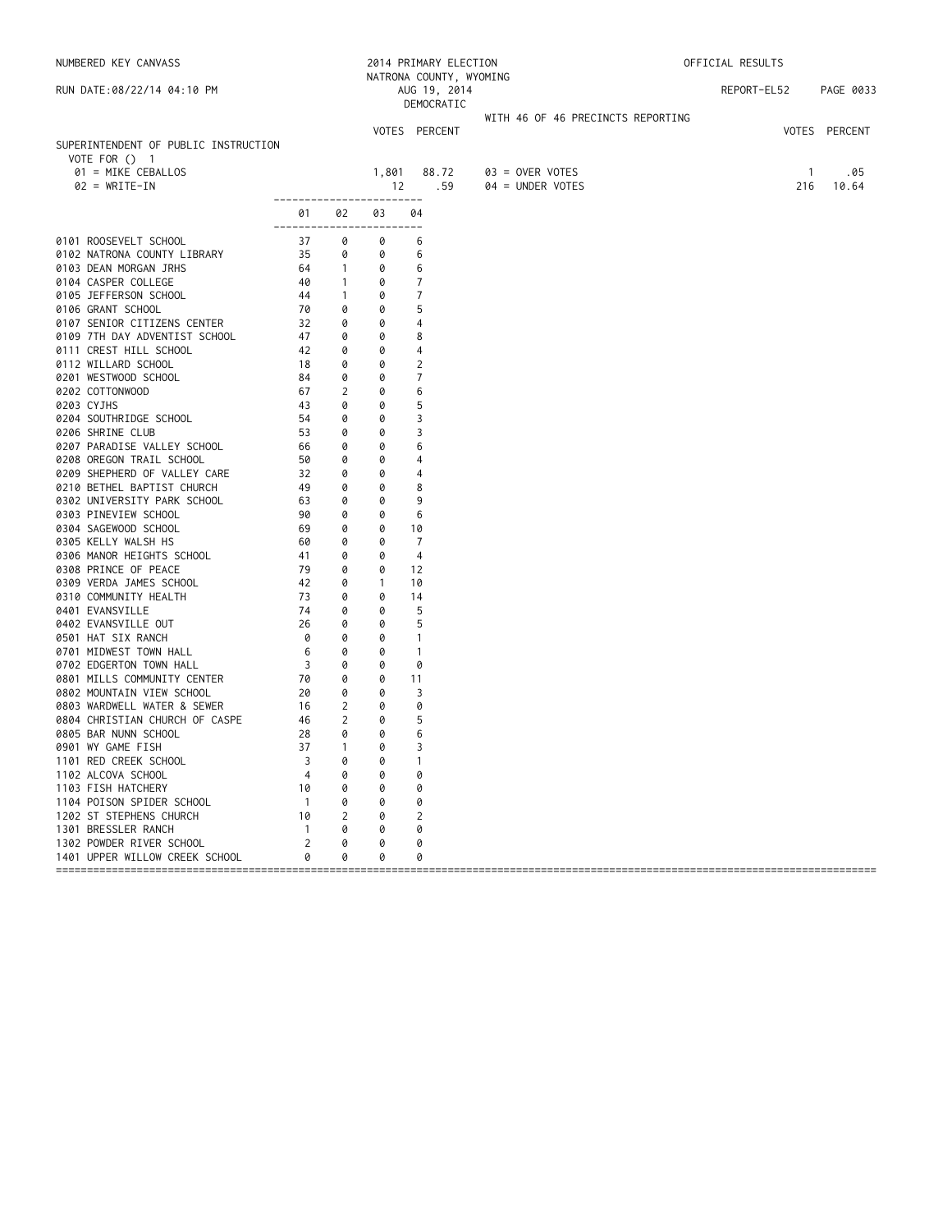NUMBERED KEY CANVASS — 2014 PRIMARY ELECTION — NATRONA COUNTY, WYOMING — OFFICIAL RESULTS

RUN DATE:08/22/14 04:10 PM — AUG 19, 2014 — DEMOCRATIC — REPORT-EL52

WITH 46 OF 46 PRECINCTS REPORTING

## SUPERINTENDENT OF PUBLIC INSTRUCTION

VOTE FOR () 1

| | VOTES | PERCENT | | VOTES | PERCENT |
|---|---|---|---|---|---|
| 01 = MIKE CEBALLOS | 1,801 | 88.72 | 03 = OVER VOTES | 1 | .05 |
| 02 = WRITE-IN | 12 | .59 | 04 = UNDER VOTES | 216 | 10.64 |

| Precinct | 01 | 02 | 03 | 04 |
|---|---|---|---|---|
| 0101 ROOSEVELT SCHOOL | 37 | 0 | 0 | 6 |
| 0102 NATRONA COUNTY LIBRARY | 35 | 0 | 0 | 6 |
| 0103 DEAN MORGAN JRHS | 64 | 1 | 0 | 6 |
| 0104 CASPER COLLEGE | 40 | 1 | 0 | 7 |
| 0105 JEFFERSON SCHOOL | 44 | 1 | 0 | 7 |
| 0106 GRANT SCHOOL | 70 | 0 | 0 | 5 |
| 0107 SENIOR CITIZENS CENTER | 32 | 0 | 0 | 4 |
| 0109 7TH DAY ADVENTIST SCHOOL | 47 | 0 | 0 | 8 |
| 0111 CREST HILL SCHOOL | 42 | 0 | 0 | 4 |
| 0112 WILLARD SCHOOL | 18 | 0 | 0 | 2 |
| 0201 WESTWOOD SCHOOL | 84 | 0 | 0 | 7 |
| 0202 COTTONWOOD | 67 | 2 | 0 | 6 |
| 0203 CYJHS | 43 | 0 | 0 | 5 |
| 0204 SOUTHRIDGE SCHOOL | 54 | 0 | 0 | 3 |
| 0206 SHRINE CLUB | 53 | 0 | 0 | 3 |
| 0207 PARADISE VALLEY SCHOOL | 66 | 0 | 0 | 6 |
| 0208 OREGON TRAIL SCHOOL | 50 | 0 | 0 | 4 |
| 0209 SHEPHERD OF VALLEY CARE | 32 | 0 | 0 | 4 |
| 0210 BETHEL BAPTIST CHURCH | 49 | 0 | 0 | 8 |
| 0302 UNIVERSITY PARK SCHOOL | 63 | 0 | 0 | 9 |
| 0303 PINEVIEW SCHOOL | 90 | 0 | 0 | 6 |
| 0304 SAGEWOOD SCHOOL | 69 | 0 | 0 | 10 |
| 0305 KELLY WALSH HS | 60 | 0 | 0 | 7 |
| 0306 MANOR HEIGHTS SCHOOL | 41 | 0 | 0 | 4 |
| 0308 PRINCE OF PEACE | 79 | 0 | 0 | 12 |
| 0309 VERDA JAMES SCHOOL | 42 | 0 | 1 | 10 |
| 0310 COMMUNITY HEALTH | 73 | 0 | 0 | 14 |
| 0401 EVANSVILLE | 74 | 0 | 0 | 5 |
| 0402 EVANSVILLE OUT | 26 | 0 | 0 | 5 |
| 0501 HAT SIX RANCH | 0 | 0 | 0 | 1 |
| 0701 MIDWEST TOWN HALL | 6 | 0 | 0 | 1 |
| 0702 EDGERTON TOWN HALL | 3 | 0 | 0 | 0 |
| 0801 MILLS COMMUNITY CENTER | 70 | 0 | 0 | 11 |
| 0802 MOUNTAIN VIEW SCHOOL | 20 | 0 | 0 | 3 |
| 0803 WARDWELL WATER & SEWER | 16 | 2 | 0 | 0 |
| 0804 CHRISTIAN CHURCH OF CASPE | 46 | 2 | 0 | 5 |
| 0805 BAR NUNN SCHOOL | 28 | 0 | 0 | 6 |
| 0901 WY GAME FISH | 37 | 1 | 0 | 3 |
| 1101 RED CREEK SCHOOL | 3 | 0 | 0 | 1 |
| 1102 ALCOVA SCHOOL | 4 | 0 | 0 | 0 |
| 1103 FISH HATCHERY | 10 | 0 | 0 | 0 |
| 1104 POISON SPIDER SCHOOL | 1 | 0 | 0 | 0 |
| 1202 ST STEPHENS CHURCH | 10 | 2 | 0 | 2 |
| 1301 BRESSLER RANCH | 1 | 0 | 0 | 0 |
| 1302 POWDER RIVER SCHOOL | 2 | 0 | 0 | 0 |
| 1401 UPPER WILLOW CREEK SCHOOL | 0 | 0 | 0 | 0 |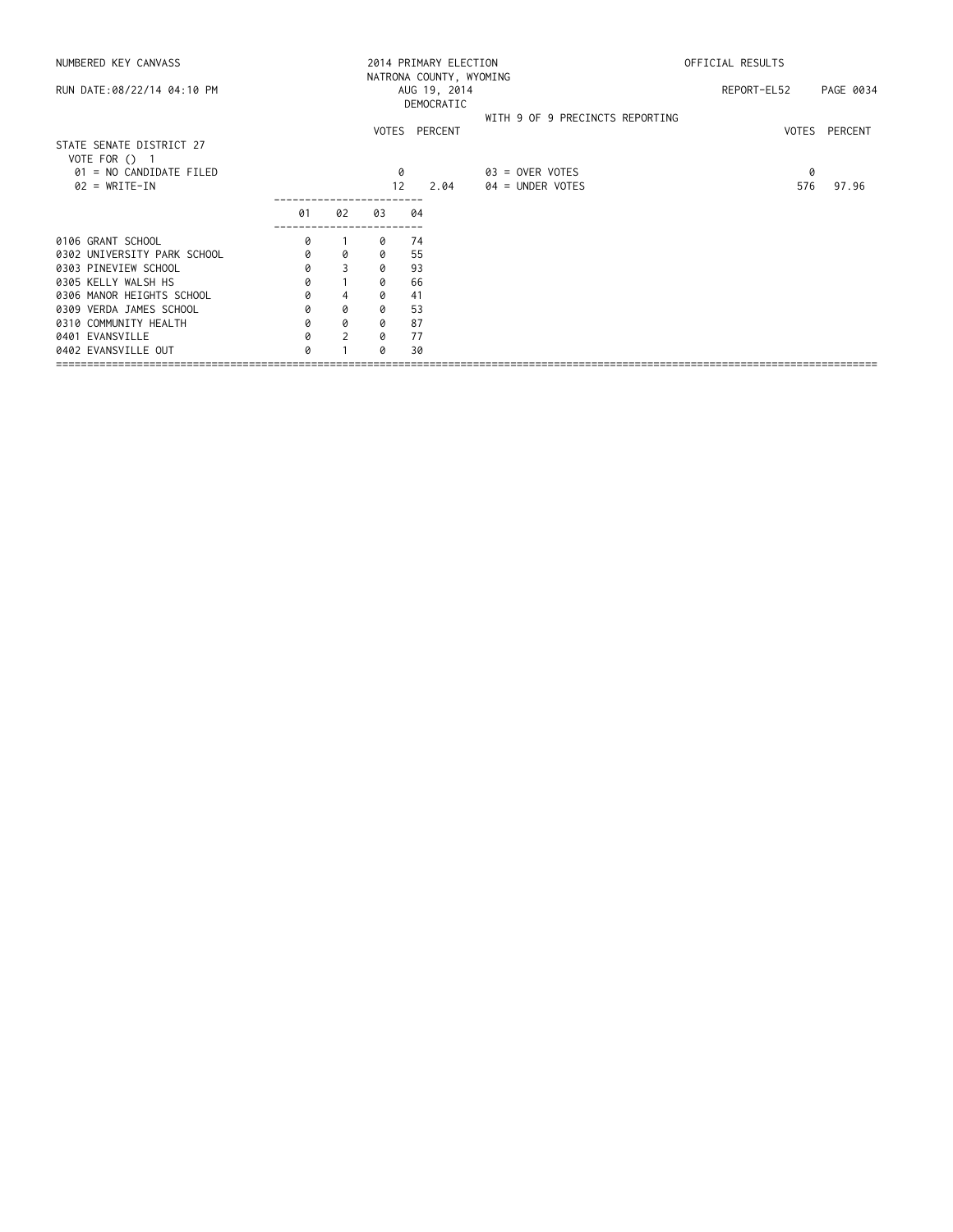NUMBERED KEY CANVASS — 2014 PRIMARY ELECTION — NATRONA COUNTY, WYOMING — AUG 19, 2014 — DEMOCRATIC — OFFICIAL RESULTS

RUN DATE:08/22/14 04:10 PM — REPORT-EL52

WITH 9 OF 9 PRECINCTS REPORTING

## STATE SENATE DISTRICT 27

VOTE FOR () 1

| | VOTES | PERCENT | | VOTES | PERCENT |
|---|---|---|---|---|---|
| 01 = NO CANDIDATE FILED | 0 | | 03 = OVER VOTES | 0 | |
| 02 = WRITE-IN | 12 | 2.04 | 04 = UNDER VOTES | 576 | 97.96 |

| | 01 | 02 | 03 | 04 |
|---|---|---|---|---|
| 0106 GRANT SCHOOL | 0 | 1 | 0 | 74 |
| 0302 UNIVERSITY PARK SCHOOL | 0 | 0 | 0 | 55 |
| 0303 PINEVIEW SCHOOL | 0 | 3 | 0 | 93 |
| 0305 KELLY WALSH HS | 0 | 1 | 0 | 66 |
| 0306 MANOR HEIGHTS SCHOOL | 0 | 4 | 0 | 41 |
| 0309 VERDA JAMES SCHOOL | 0 | 0 | 0 | 53 |
| 0310 COMMUNITY HEALTH | 0 | 0 | 0 | 87 |
| 0401 EVANSVILLE | 0 | 2 | 0 | 77 |
| 0402 EVANSVILLE OUT | 0 | 1 | 0 | 30 |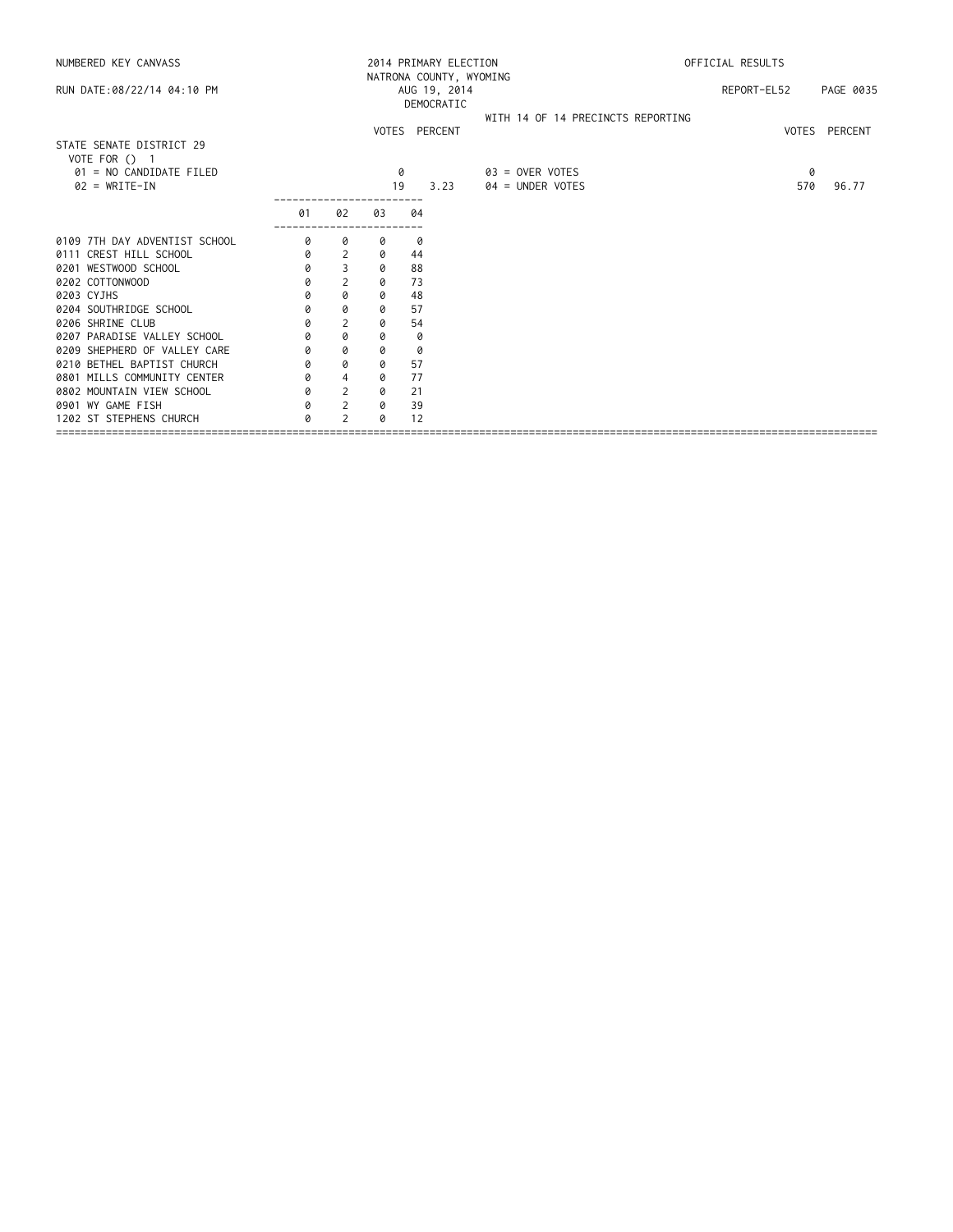NUMBERED KEY CANVASS — 2014 PRIMARY ELECTION — NATRONA COUNTY, WYOMING — OFFICIAL RESULTS

RUN DATE:08/22/14 04:10 PM — AUG 19, 2014 — REPORT-EL52

DEMOCRATIC

WITH 14 OF 14 PRECINCTS REPORTING

## STATE SENATE DISTRICT 29

VOTE FOR () 1

| | VOTES | PERCENT | | VOTES | PERCENT |
|---|---|---|---|---|---|
| 01 = NO CANDIDATE FILED | 0 | | 03 = OVER VOTES | 0 | |
| 02 = WRITE-IN | 19 | 3.23 | 04 = UNDER VOTES | 570 | 96.77 |

| Precinct | 01 | 02 | 03 | 04 |
|---|---|---|---|---|
| 0109 7TH DAY ADVENTIST SCHOOL | 0 | 0 | 0 | 0 |
| 0111 CREST HILL SCHOOL | 0 | 2 | 0 | 44 |
| 0201 WESTWOOD SCHOOL | 0 | 3 | 0 | 88 |
| 0202 COTTONWOOD | 0 | 2 | 0 | 73 |
| 0203 CYJHS | 0 | 0 | 0 | 48 |
| 0204 SOUTHRIDGE SCHOOL | 0 | 0 | 0 | 57 |
| 0206 SHRINE CLUB | 0 | 2 | 0 | 54 |
| 0207 PARADISE VALLEY SCHOOL | 0 | 0 | 0 | 0 |
| 0209 SHEPHERD OF VALLEY CARE | 0 | 0 | 0 | 0 |
| 0210 BETHEL BAPTIST CHURCH | 0 | 0 | 0 | 57 |
| 0801 MILLS COMMUNITY CENTER | 0 | 4 | 0 | 77 |
| 0802 MOUNTAIN VIEW SCHOOL | 0 | 2 | 0 | 21 |
| 0901 WY GAME FISH | 0 | 2 | 0 | 39 |
| 1202 ST STEPHENS CHURCH | 0 | 2 | 0 | 12 |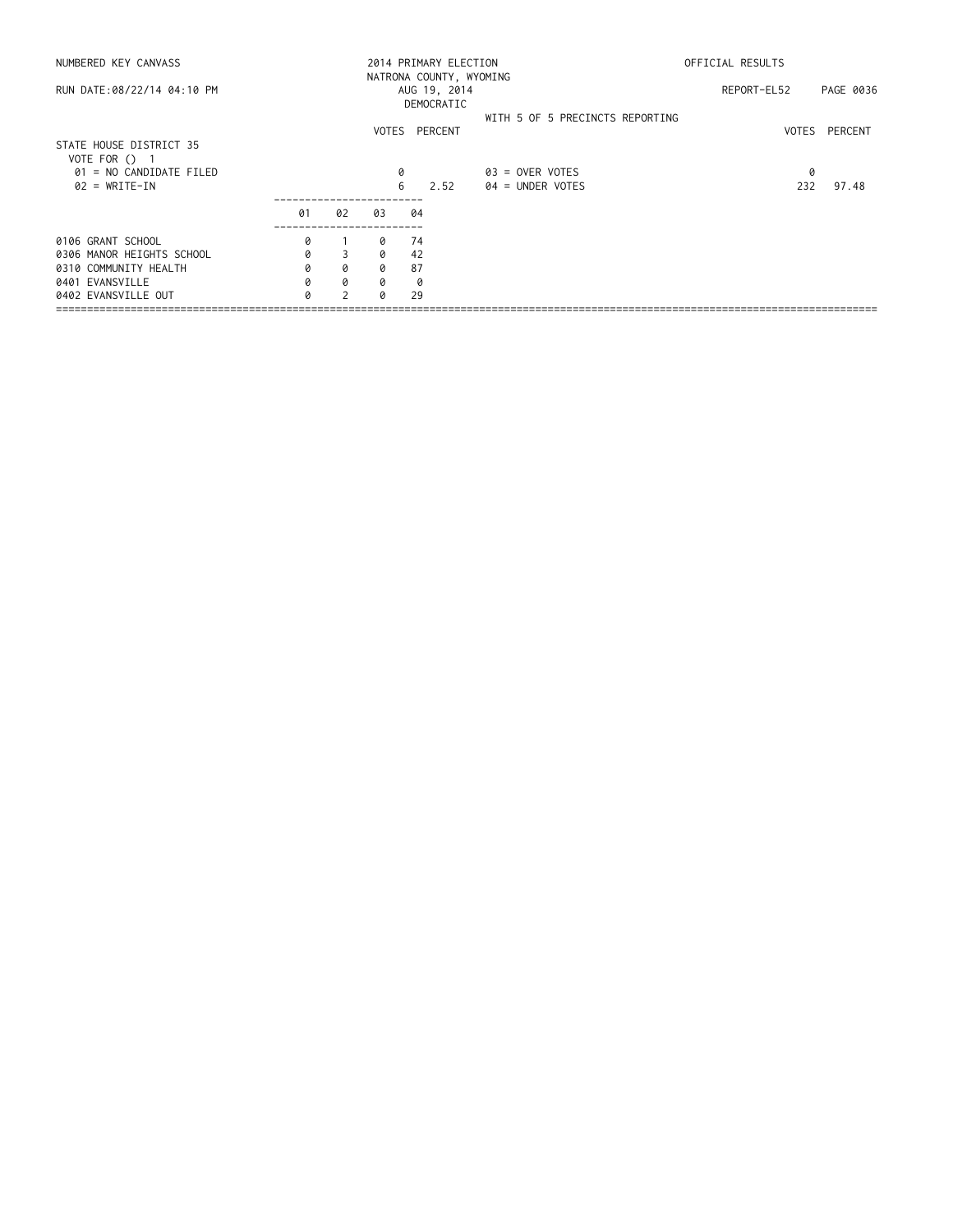NUMBERED KEY CANVASS

2014 PRIMARY ELECTION
NATRONA COUNTY, WYOMING
AUG 19, 2014
DEMOCRATIC

OFFICIAL RESULTS

RUN DATE:08/22/14 04:10 PM

REPORT-EL52 PAGE 0036

WITH 5 OF 5 PRECINCTS REPORTING

**STATE HOUSE DISTRICT 35**
VOTE FOR () 1

| | VOTES | PERCENT | | VOTES | PERCENT |
|---|---|---|---|---|---|
| 01 = NO CANDIDATE FILED | 0 | | 03 = OVER VOTES | 0 | |
| 02 = WRITE-IN | 6 | 2.52 | 04 = UNDER VOTES | 232 | 97.48 |

| | 01 | 02 | 03 | 04 |
|---|---|---|---|---|
| 0106 GRANT SCHOOL | 0 | 1 | 0 | 74 |
| 0306 MANOR HEIGHTS SCHOOL | 0 | 3 | 0 | 42 |
| 0310 COMMUNITY HEALTH | 0 | 0 | 0 | 87 |
| 0401 EVANSVILLE | 0 | 0 | 0 | 0 |
| 0402 EVANSVILLE OUT | 0 | 2 | 0 | 29 |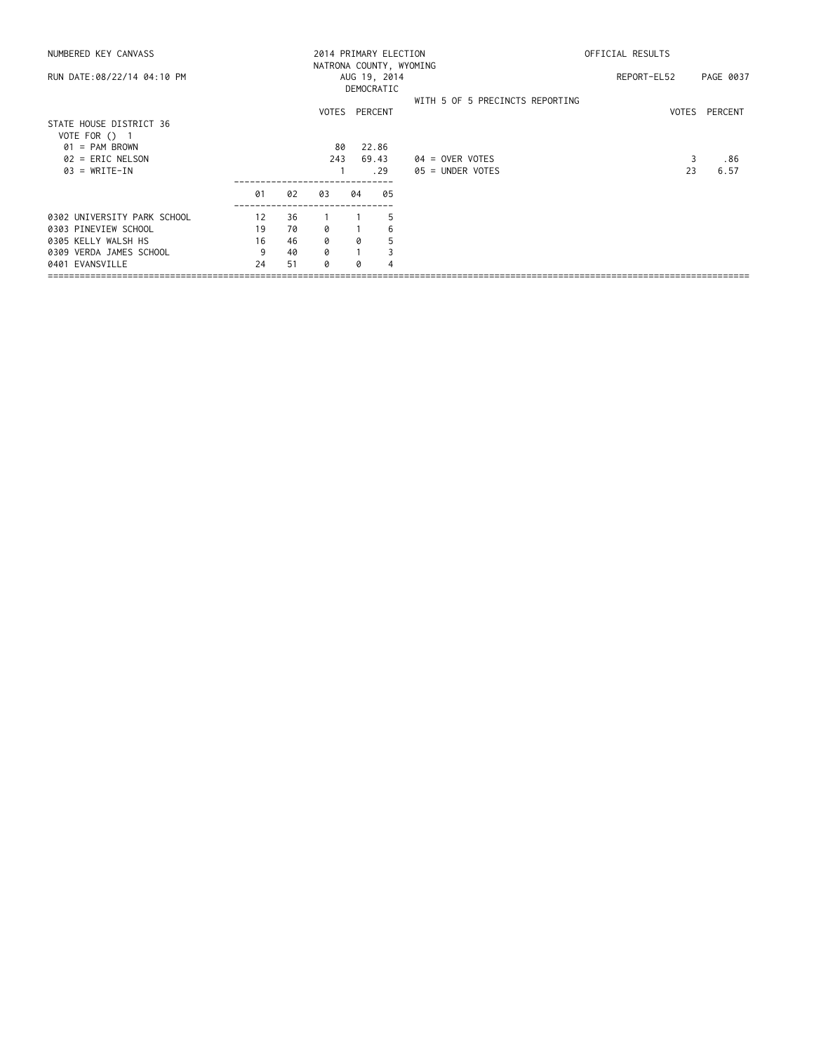NUMBERED KEY CANVASS — 2014 PRIMARY ELECTION — NATRONA COUNTY, WYOMING — OFFICIAL RESULTS

RUN DATE:08/22/14 04:10 PM — AUG 19, 2014 — DEMOCRATIC — REPORT-EL52

WITH 5 OF 5 PRECINCTS REPORTING

## STATE HOUSE DISTRICT 36

VOTE FOR () 1

| | VOTES | PERCENT |
|---|---|---|
| 01 = PAM BROWN | 80 | 22.86 |
| 02 = ERIC NELSON | 243 | 69.43 |
| 03 = WRITE-IN | 1 | .29 |
| 04 = OVER VOTES | 3 | .86 |
| 05 = UNDER VOTES | 23 | 6.57 |

| | 01 | 02 | 03 | 04 | 05 |
|---|---|---|---|---|---|
| 0302 UNIVERSITY PARK SCHOOL | 12 | 36 | 1 | 1 | 5 |
| 0303 PINEVIEW SCHOOL | 19 | 70 | 0 | 1 | 6 |
| 0305 KELLY WALSH HS | 16 | 46 | 0 | 0 | 5 |
| 0309 VERDA JAMES SCHOOL | 9 | 40 | 0 | 1 | 3 |
| 0401 EVANSVILLE | 24 | 51 | 0 | 0 | 4 |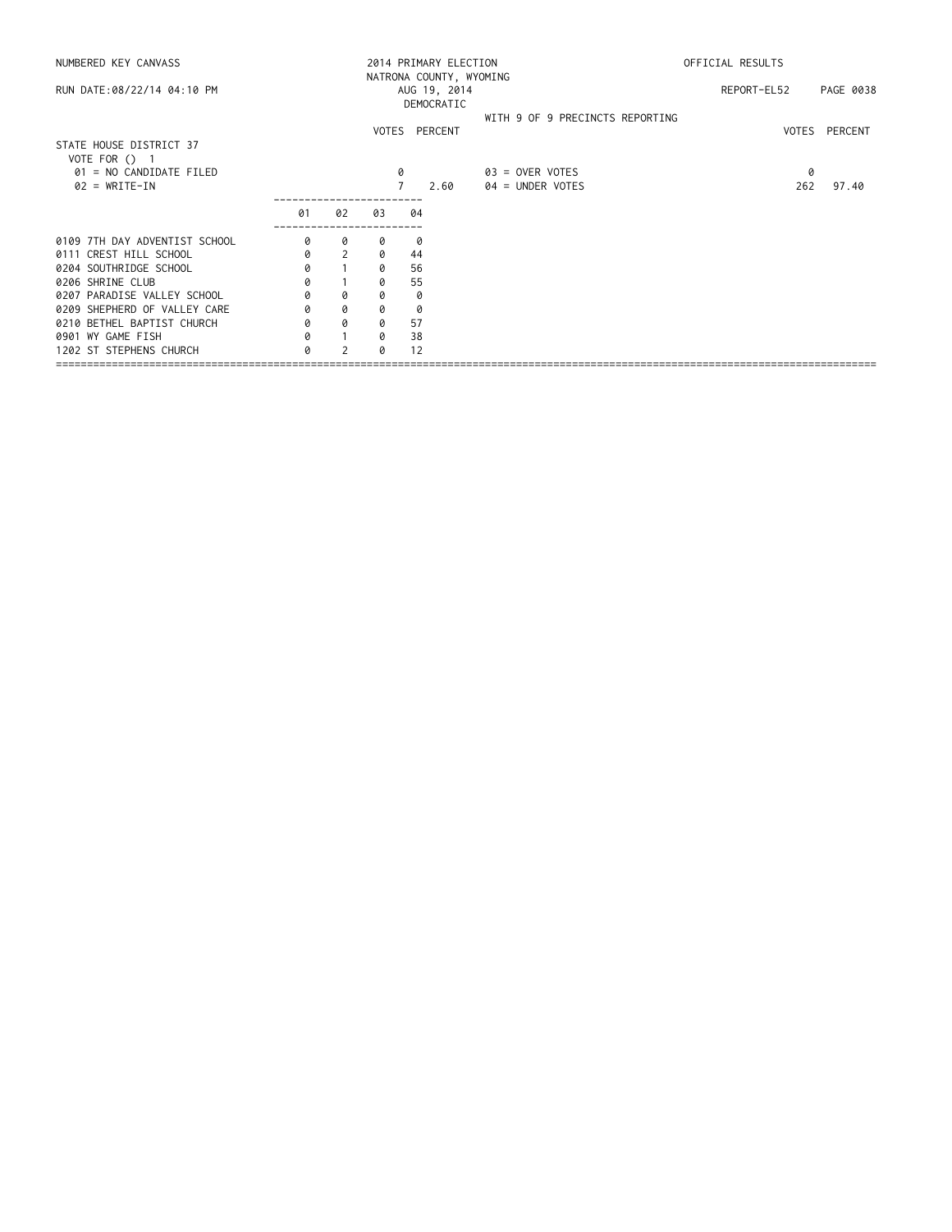NUMBERED KEY CANVASS — 2014 PRIMARY ELECTION — NATRONA COUNTY, WYOMING — AUG 19, 2014 — DEMOCRATIC — OFFICIAL RESULTS

RUN DATE:08/22/14 04:10 PM — REPORT-EL52

WITH 9 OF 9 PRECINCTS REPORTING

## STATE HOUSE DISTRICT 37

VOTE FOR () 1

| | VOTES | PERCENT | | VOTES | PERCENT |
|---|---|---|---|---|---|
| 01 = NO CANDIDATE FILED | 0 | | 03 = OVER VOTES | 0 | |
| 02 = WRITE-IN | 7 | 2.60 | 04 = UNDER VOTES | 262 | 97.40 |

| | 01 | 02 | 03 | 04 |
|---|---|---|---|---|
| 0109 7TH DAY ADVENTIST SCHOOL | 0 | 0 | 0 | 0 |
| 0111 CREST HILL SCHOOL | 0 | 2 | 0 | 44 |
| 0204 SOUTHRIDGE SCHOOL | 0 | 1 | 0 | 56 |
| 0206 SHRINE CLUB | 0 | 1 | 0 | 55 |
| 0207 PARADISE VALLEY SCHOOL | 0 | 0 | 0 | 0 |
| 0209 SHEPHERD OF VALLEY CARE | 0 | 0 | 0 | 0 |
| 0210 BETHEL BAPTIST CHURCH | 0 | 0 | 0 | 57 |
| 0901 WY GAME FISH | 0 | 1 | 0 | 38 |
| 1202 ST STEPHENS CHURCH | 0 | 2 | 0 | 12 |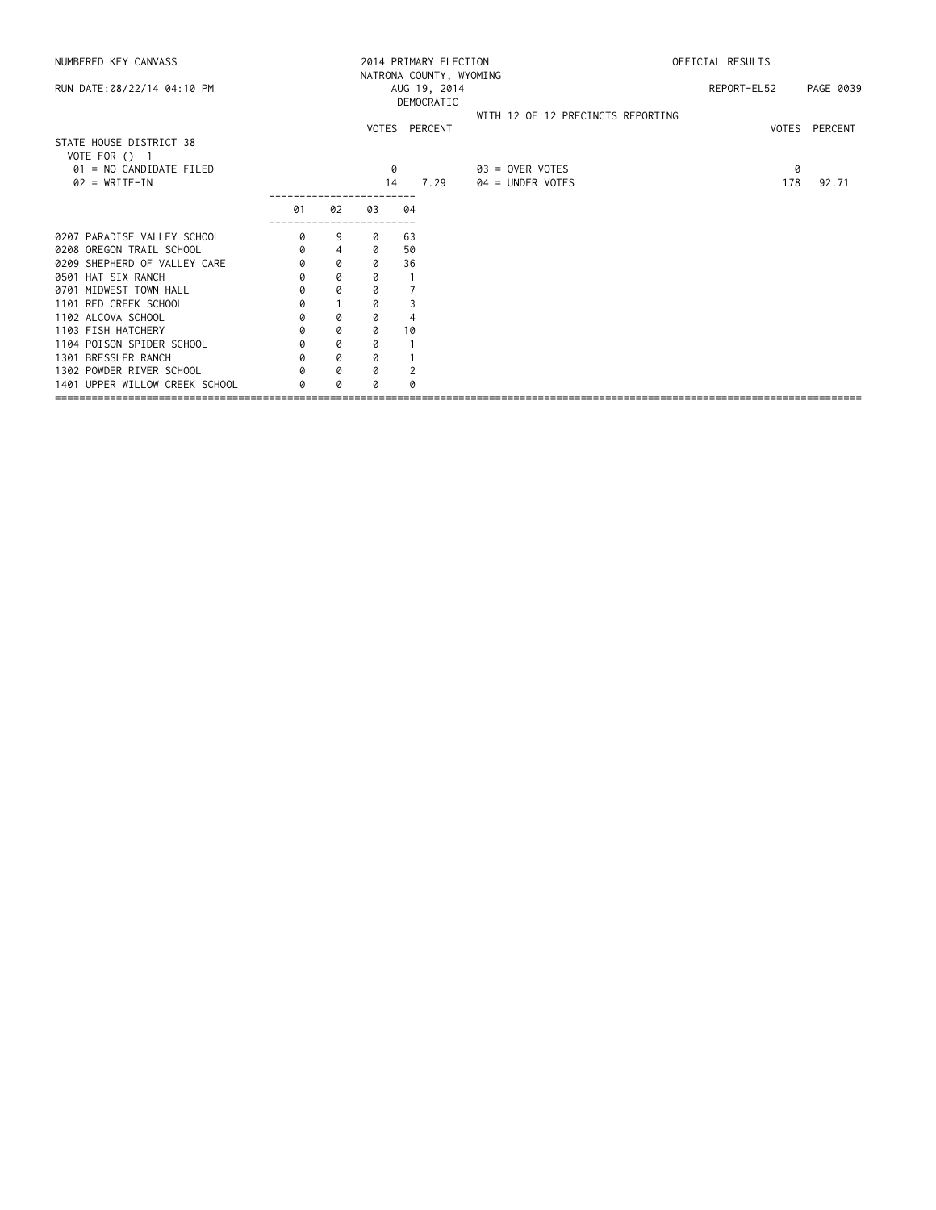NUMBERED KEY CANVASS — 2014 PRIMARY ELECTION — NATRONA COUNTY, WYOMING — AUG 19, 2014 — DEMOCRATIC — OFFICIAL RESULTS

RUN DATE:08/22/14 04:10 PM — REPORT-EL52

WITH 12 OF 12 PRECINCTS REPORTING

## STATE HOUSE DISTRICT 38

VOTE FOR () 1

| | VOTES | PERCENT | | VOTES | PERCENT |
|---|---|---|---|---|---|
| 01 = NO CANDIDATE FILED | 0 | | 03 = OVER VOTES | 0 | |
| 02 = WRITE-IN | 14 | 7.29 | 04 = UNDER VOTES | 178 | 92.71 |

| | 01 | 02 | 03 | 04 |
|---|---|---|---|---|
| 0207 PARADISE VALLEY SCHOOL | 0 | 9 | 0 | 63 |
| 0208 OREGON TRAIL SCHOOL | 0 | 4 | 0 | 50 |
| 0209 SHEPHERD OF VALLEY CARE | 0 | 0 | 0 | 36 |
| 0501 HAT SIX RANCH | 0 | 0 | 0 | 1 |
| 0701 MIDWEST TOWN HALL | 0 | 0 | 0 | 7 |
| 1101 RED CREEK SCHOOL | 0 | 1 | 0 | 3 |
| 1102 ALCOVA SCHOOL | 0 | 0 | 0 | 4 |
| 1103 FISH HATCHERY | 0 | 0 | 0 | 10 |
| 1104 POISON SPIDER SCHOOL | 0 | 0 | 0 | 1 |
| 1301 BRESSLER RANCH | 0 | 0 | 0 | 1 |
| 1302 POWDER RIVER SCHOOL | 0 | 0 | 0 | 2 |
| 1401 UPPER WILLOW CREEK SCHOOL | 0 | 0 | 0 | 0 |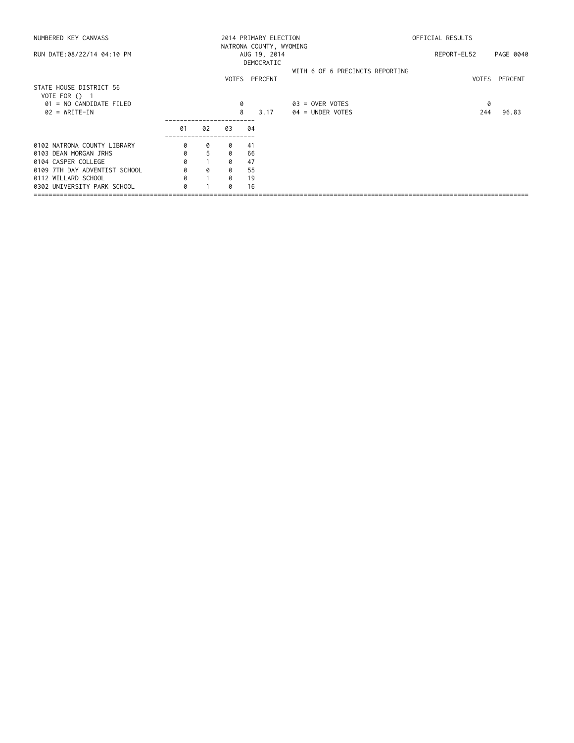NUMBERED KEY CANVASS — 2014 PRIMARY ELECTION — NATRONA COUNTY, WYOMING — OFFICIAL RESULTS

RUN DATE:08/22/14 04:10 PM — AUG 19, 2014 — DEMOCRATIC — REPORT-EL52 — PAGE 0040

WITH 6 OF 6 PRECINCTS REPORTING

## STATE HOUSE DISTRICT 56

VOTE FOR () 1

| | VOTES | PERCENT | | VOTES | PERCENT |
|---|---|---|---|---|---|
| 01 = NO CANDIDATE FILED | 0 | | 03 = OVER VOTES | 0 | |
| 02 = WRITE-IN | 8 | 3.17 | 04 = UNDER VOTES | 244 | 96.83 |

| Precinct | 01 | 02 | 03 | 04 |
|---|---|---|---|---|
| 0102 NATRONA COUNTY LIBRARY | 0 | 0 | 0 | 41 |
| 0103 DEAN MORGAN JRHS | 0 | 5 | 0 | 66 |
| 0104 CASPER COLLEGE | 0 | 1 | 0 | 47 |
| 0109 7TH DAY ADVENTIST SCHOOL | 0 | 0 | 0 | 55 |
| 0112 WILLARD SCHOOL | 0 | 1 | 0 | 19 |
| 0302 UNIVERSITY PARK SCHOOL | 0 | 1 | 0 | 16 |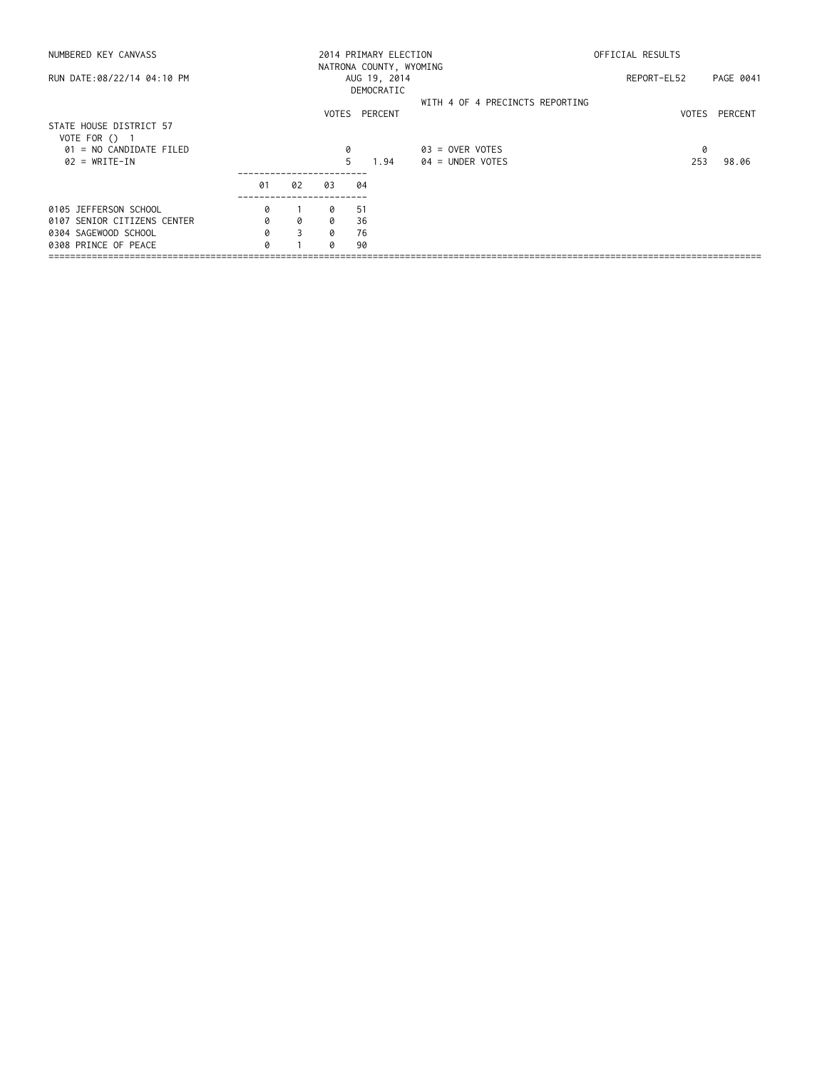NUMBERED KEY CANVASS — 2014 PRIMARY ELECTION — NATRONA COUNTY, WYOMING — OFFICIAL RESULTS

RUN DATE:08/22/14 04:10 PM — AUG 19, 2014 — DEMOCRATIC — REPORT-EL52

WITH 4 OF 4 PRECINCTS REPORTING

## STATE HOUSE DISTRICT 57

VOTE FOR () 1

| | VOTES | PERCENT | | VOTES | PERCENT |
|---|---|---|---|---|---|
| 01 = NO CANDIDATE FILED | 0 | | 03 = OVER VOTES | 0 | |
| 02 = WRITE-IN | 5 | 1.94 | 04 = UNDER VOTES | 253 | 98.06 |

| | 01 | 02 | 03 | 04 |
|---|---|---|---|---|
| 0105 JEFFERSON SCHOOL | 0 | 1 | 0 | 51 |
| 0107 SENIOR CITIZENS CENTER | 0 | 0 | 0 | 36 |
| 0304 SAGEWOOD SCHOOL | 0 | 3 | 0 | 76 |
| 0308 PRINCE OF PEACE | 0 | 1 | 0 | 90 |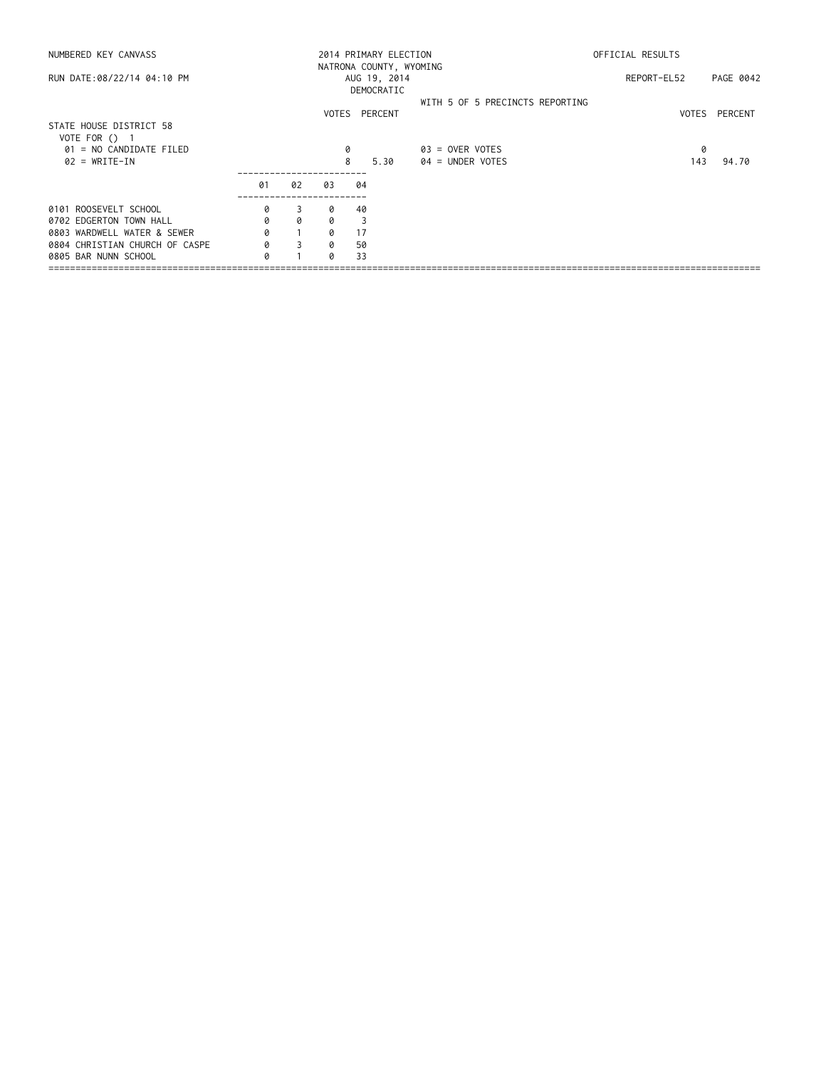NUMBERED KEY CANVASS

2014 PRIMARY ELECTION
NATRONA COUNTY, WYOMING
AUG 19, 2014
DEMOCRATIC

OFFICIAL RESULTS

RUN DATE:08/22/14 04:10 PM

REPORT-EL52 PAGE 0042

WITH 5 OF 5 PRECINCTS REPORTING

## STATE HOUSE DISTRICT 58

VOTE FOR () 1

| | VOTES | PERCENT | | VOTES | PERCENT |
|---|---|---|---|---|---|
| 01 = NO CANDIDATE FILED | 0 | | 03 = OVER VOTES | 0 | |
| 02 = WRITE-IN | 8 | 5.30 | 04 = UNDER VOTES | 143 | 94.70 |

| | 01 | 02 | 03 | 04 |
|---|---|---|---|---|
| 0101 ROOSEVELT SCHOOL | 0 | 3 | 0 | 40 |
| 0702 EDGERTON TOWN HALL | 0 | 0 | 0 | 3 |
| 0803 WARDWELL WATER & SEWER | 0 | 1 | 0 | 17 |
| 0804 CHRISTIAN CHURCH OF CASPE | 0 | 3 | 0 | 50 |
| 0805 BAR NUNN SCHOOL | 0 | 1 | 0 | 33 |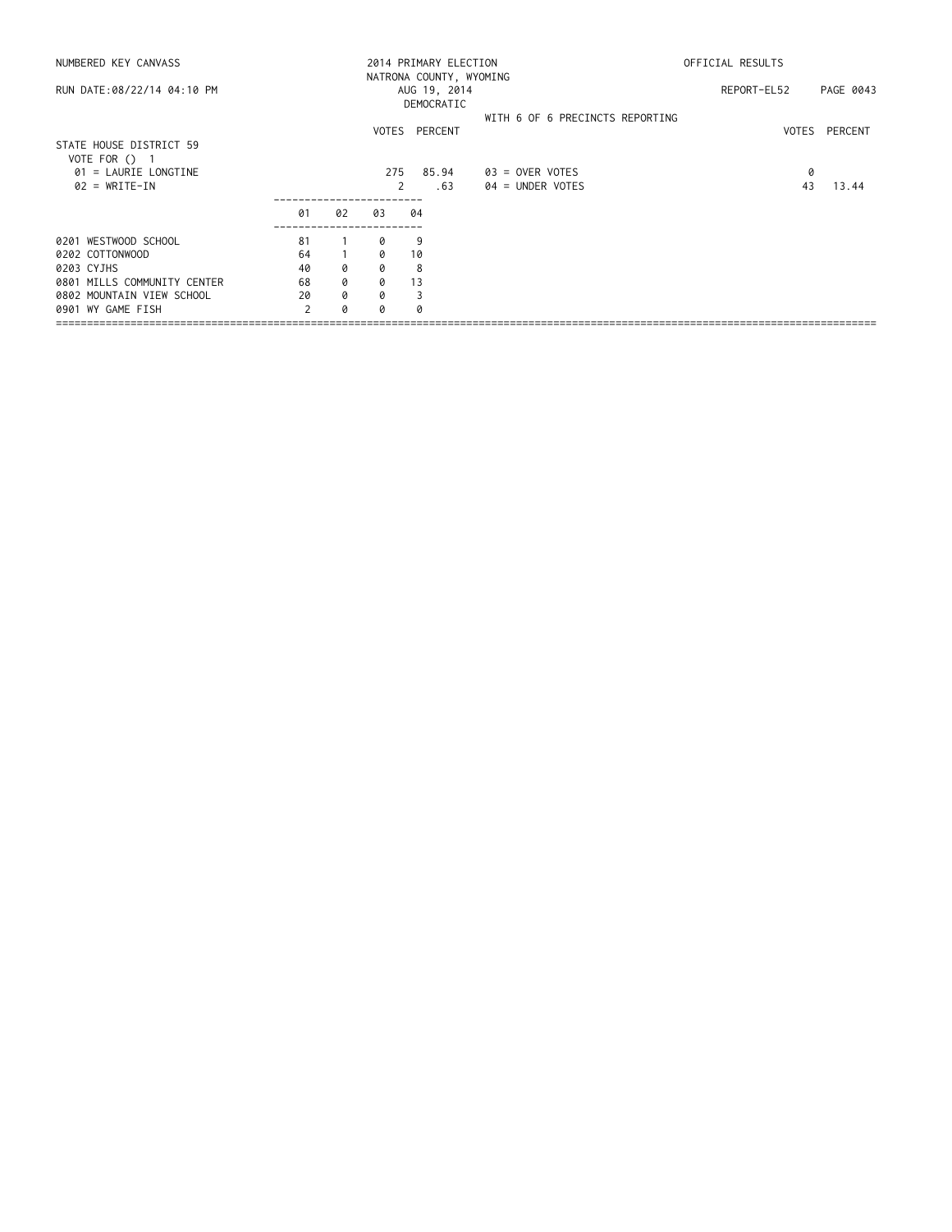NUMBERED KEY CANVASS

RUN DATE:08/22/14 04:10 PM

2014 PRIMARY ELECTION
NATRONA COUNTY, WYOMING
AUG 19, 2014
DEMOCRATIC

OFFICIAL RESULTS

REPORT-EL52 PAGE 0043

WITH 6 OF 6 PRECINCTS REPORTING

## STATE HOUSE DISTRICT 59

VOTE FOR () 1

| | VOTES | PERCENT | | VOTES | PERCENT |
|---|---|---|---|---|---|
| 01 = LAURIE LONGTINE | 275 | 85.94 | 03 = OVER VOTES | 0 | |
| 02 = WRITE-IN | 2 | .63 | 04 = UNDER VOTES | 43 | 13.44 |

| | 01 | 02 | 03 | 04 |
|---|---|---|---|---|
| 0201 WESTWOOD SCHOOL | 81 | 1 | 0 | 9 |
| 0202 COTTONWOOD | 64 | 1 | 0 | 10 |
| 0203 CYJHS | 40 | 0 | 0 | 8 |
| 0801 MILLS COMMUNITY CENTER | 68 | 0 | 0 | 13 |
| 0802 MOUNTAIN VIEW SCHOOL | 20 | 0 | 0 | 3 |
| 0901 WY GAME FISH | 2 | 0 | 0 | 0 |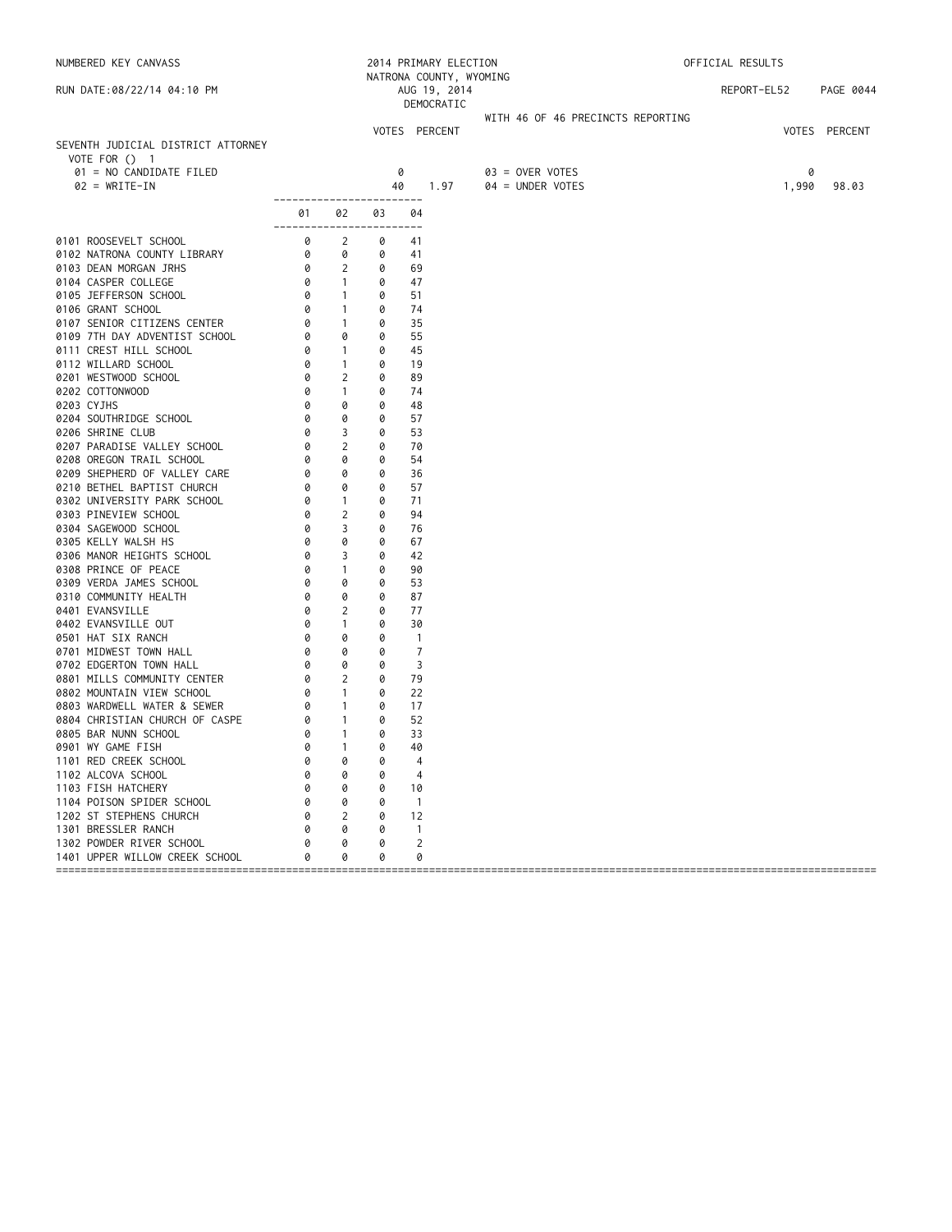NUMBERED KEY CANVASS — 2014 PRIMARY ELECTION — NATRONA COUNTY, WYOMING — AUG 19, 2014 — DEMOCRATIC — OFFICIAL RESULTS

RUN DATE:08/22/14 04:10 PM — REPORT-EL52

WITH 46 OF 46 PRECINCTS REPORTING

## SEVENTH JUDICIAL DISTRICT ATTORNEY

VOTE FOR () 1

| | VOTES | PERCENT | | VOTES | PERCENT |
|---|---|---|---|---|---|
| 01 = NO CANDIDATE FILED | 0 | | 03 = OVER VOTES | 0 | |
| 02 = WRITE-IN | 40 | 1.97 | 04 = UNDER VOTES | 1,990 | 98.03 |

| Precinct | 01 | 02 | 03 | 04 |
|---|---|---|---|---|
| 0101 ROOSEVELT SCHOOL | 0 | 2 | 0 | 41 |
| 0102 NATRONA COUNTY LIBRARY | 0 | 0 | 0 | 41 |
| 0103 DEAN MORGAN JRHS | 0 | 2 | 0 | 69 |
| 0104 CASPER COLLEGE | 0 | 1 | 0 | 47 |
| 0105 JEFFERSON SCHOOL | 0 | 1 | 0 | 51 |
| 0106 GRANT SCHOOL | 0 | 1 | 0 | 74 |
| 0107 SENIOR CITIZENS CENTER | 0 | 1 | 0 | 35 |
| 0109 7TH DAY ADVENTIST SCHOOL | 0 | 0 | 0 | 55 |
| 0111 CREST HILL SCHOOL | 0 | 1 | 0 | 45 |
| 0112 WILLARD SCHOOL | 0 | 1 | 0 | 19 |
| 0201 WESTWOOD SCHOOL | 0 | 2 | 0 | 89 |
| 0202 COTTONWOOD | 0 | 1 | 0 | 74 |
| 0203 CYJHS | 0 | 0 | 0 | 48 |
| 0204 SOUTHRIDGE SCHOOL | 0 | 0 | 0 | 57 |
| 0206 SHRINE CLUB | 0 | 3 | 0 | 53 |
| 0207 PARADISE VALLEY SCHOOL | 0 | 2 | 0 | 70 |
| 0208 OREGON TRAIL SCHOOL | 0 | 0 | 0 | 54 |
| 0209 SHEPHERD OF VALLEY CARE | 0 | 0 | 0 | 36 |
| 0210 BETHEL BAPTIST CHURCH | 0 | 0 | 0 | 57 |
| 0302 UNIVERSITY PARK SCHOOL | 0 | 1 | 0 | 71 |
| 0303 PINEVIEW SCHOOL | 0 | 2 | 0 | 94 |
| 0304 SAGEWOOD SCHOOL | 0 | 3 | 0 | 76 |
| 0305 KELLY WALSH HS | 0 | 0 | 0 | 67 |
| 0306 MANOR HEIGHTS SCHOOL | 0 | 3 | 0 | 42 |
| 0308 PRINCE OF PEACE | 0 | 1 | 0 | 90 |
| 0309 VERDA JAMES SCHOOL | 0 | 0 | 0 | 53 |
| 0310 COMMUNITY HEALTH | 0 | 0 | 0 | 87 |
| 0401 EVANSVILLE | 0 | 2 | 0 | 77 |
| 0402 EVANSVILLE OUT | 0 | 1 | 0 | 30 |
| 0501 HAT SIX RANCH | 0 | 0 | 0 | 1 |
| 0701 MIDWEST TOWN HALL | 0 | 0 | 0 | 7 |
| 0702 EDGERTON TOWN HALL | 0 | 0 | 0 | 3 |
| 0801 MILLS COMMUNITY CENTER | 0 | 2 | 0 | 79 |
| 0802 MOUNTAIN VIEW SCHOOL | 0 | 1 | 0 | 22 |
| 0803 WARDWELL WATER & SEWER | 0 | 1 | 0 | 17 |
| 0804 CHRISTIAN CHURCH OF CASPE | 0 | 1 | 0 | 52 |
| 0805 BAR NUNN SCHOOL | 0 | 1 | 0 | 33 |
| 0901 WY GAME FISH | 0 | 1 | 0 | 40 |
| 1101 RED CREEK SCHOOL | 0 | 0 | 0 | 4 |
| 1102 ALCOVA SCHOOL | 0 | 0 | 0 | 4 |
| 1103 FISH HATCHERY | 0 | 0 | 0 | 10 |
| 1104 POISON SPIDER SCHOOL | 0 | 0 | 0 | 1 |
| 1202 ST STEPHENS CHURCH | 0 | 2 | 0 | 12 |
| 1301 BRESSLER RANCH | 0 | 0 | 0 | 1 |
| 1302 POWDER RIVER SCHOOL | 0 | 0 | 0 | 2 |
| 1401 UPPER WILLOW CREEK SCHOOL | 0 | 0 | 0 | 0 |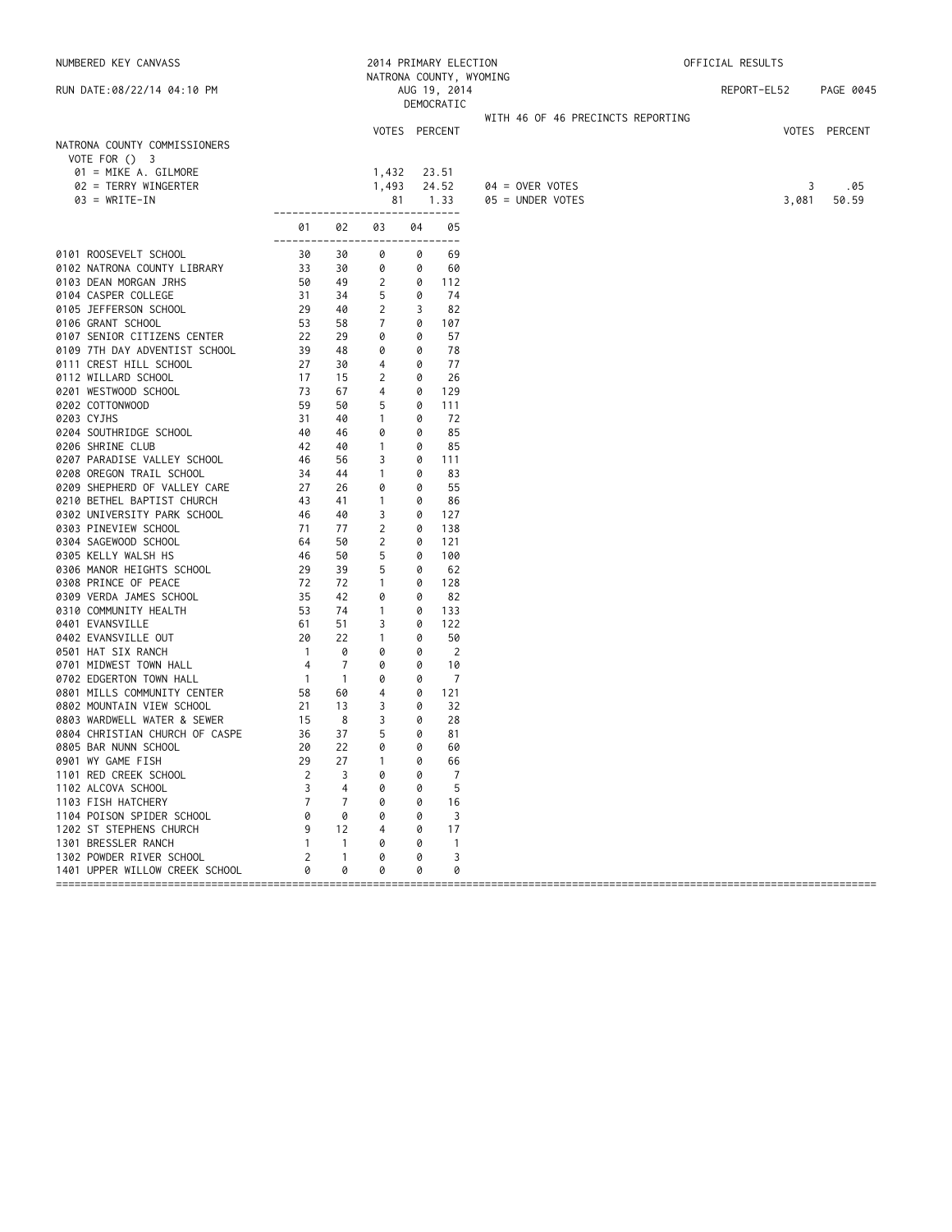NUMBERED KEY CANVASS — 2014 PRIMARY ELECTION — NATRONA COUNTY, WYOMING — AUG 19, 2014 — DEMOCRATIC — OFFICIAL RESULTS

RUN DATE:08/22/14 04:10 PM — REPORT-EL52

WITH 46 OF 46 PRECINCTS REPORTING

## NATRONA COUNTY COMMISSIONERS

VOTE FOR () 3

| | VOTES | PERCENT |
|---|---|---|
| 01 = MIKE A. GILMORE | 1,432 | 23.51 |
| 02 = TERRY WINGERTER | 1,493 | 24.52 |
| 03 = WRITE-IN | 81 | 1.33 |
| 04 = OVER VOTES | 3 | .05 |
| 05 = UNDER VOTES | 3,081 | 50.59 |

| | 01 | 02 | 03 | 04 | 05 |
|---|---|---|---|---|---|
| 0101 ROOSEVELT SCHOOL | 30 | 30 | 0 | 0 | 69 |
| 0102 NATRONA COUNTY LIBRARY | 33 | 30 | 0 | 0 | 60 |
| 0103 DEAN MORGAN JRHS | 50 | 49 | 2 | 0 | 112 |
| 0104 CASPER COLLEGE | 31 | 34 | 5 | 0 | 74 |
| 0105 JEFFERSON SCHOOL | 29 | 40 | 2 | 3 | 82 |
| 0106 GRANT SCHOOL | 53 | 58 | 7 | 0 | 107 |
| 0107 SENIOR CITIZENS CENTER | 22 | 29 | 0 | 0 | 57 |
| 0109 7TH DAY ADVENTIST SCHOOL | 39 | 48 | 0 | 0 | 78 |
| 0111 CREST HILL SCHOOL | 27 | 30 | 4 | 0 | 77 |
| 0112 WILLARD SCHOOL | 17 | 15 | 2 | 0 | 26 |
| 0201 WESTWOOD SCHOOL | 73 | 67 | 4 | 0 | 129 |
| 0202 COTTONWOOD | 59 | 50 | 5 | 0 | 111 |
| 0203 CYJHS | 31 | 40 | 1 | 0 | 72 |
| 0204 SOUTHRIDGE SCHOOL | 40 | 46 | 0 | 0 | 85 |
| 0206 SHRINE CLUB | 42 | 40 | 1 | 0 | 85 |
| 0207 PARADISE VALLEY SCHOOL | 46 | 56 | 3 | 0 | 111 |
| 0208 OREGON TRAIL SCHOOL | 34 | 44 | 1 | 0 | 83 |
| 0209 SHEPHERD OF VALLEY CARE | 27 | 26 | 0 | 0 | 55 |
| 0210 BETHEL BAPTIST CHURCH | 43 | 41 | 1 | 0 | 86 |
| 0302 UNIVERSITY PARK SCHOOL | 46 | 40 | 3 | 0 | 127 |
| 0303 PINEVIEW SCHOOL | 71 | 77 | 2 | 0 | 138 |
| 0304 SAGEWOOD SCHOOL | 64 | 50 | 2 | 0 | 121 |
| 0305 KELLY WALSH HS | 46 | 50 | 5 | 0 | 100 |
| 0306 MANOR HEIGHTS SCHOOL | 29 | 39 | 5 | 0 | 62 |
| 0308 PRINCE OF PEACE | 72 | 72 | 1 | 0 | 128 |
| 0309 VERDA JAMES SCHOOL | 35 | 42 | 0 | 0 | 82 |
| 0310 COMMUNITY HEALTH | 53 | 74 | 1 | 0 | 133 |
| 0401 EVANSVILLE | 61 | 51 | 3 | 0 | 122 |
| 0402 EVANSVILLE OUT | 20 | 22 | 1 | 0 | 50 |
| 0501 HAT SIX RANCH | 1 | 0 | 0 | 0 | 2 |
| 0701 MIDWEST TOWN HALL | 4 | 7 | 0 | 0 | 10 |
| 0702 EDGERTON TOWN HALL | 1 | 1 | 0 | 0 | 7 |
| 0801 MILLS COMMUNITY CENTER | 58 | 60 | 4 | 0 | 121 |
| 0802 MOUNTAIN VIEW SCHOOL | 21 | 13 | 3 | 0 | 32 |
| 0803 WARDWELL WATER & SEWER | 15 | 8 | 3 | 0 | 28 |
| 0804 CHRISTIAN CHURCH OF CASPE | 36 | 37 | 5 | 0 | 81 |
| 0805 BAR NUNN SCHOOL | 20 | 22 | 0 | 0 | 60 |
| 0901 WY GAME FISH | 29 | 27 | 1 | 0 | 66 |
| 1101 RED CREEK SCHOOL | 2 | 3 | 0 | 0 | 7 |
| 1102 ALCOVA SCHOOL | 3 | 4 | 0 | 0 | 5 |
| 1103 FISH HATCHERY | 7 | 7 | 0 | 0 | 16 |
| 1104 POISON SPIDER SCHOOL | 0 | 0 | 0 | 0 | 3 |
| 1202 ST STEPHENS CHURCH | 9 | 12 | 4 | 0 | 17 |
| 1301 BRESSLER RANCH | 1 | 1 | 0 | 0 | 1 |
| 1302 POWDER RIVER SCHOOL | 2 | 1 | 0 | 0 | 3 |
| 1401 UPPER WILLOW CREEK SCHOOL | 0 | 0 | 0 | 0 | 0 |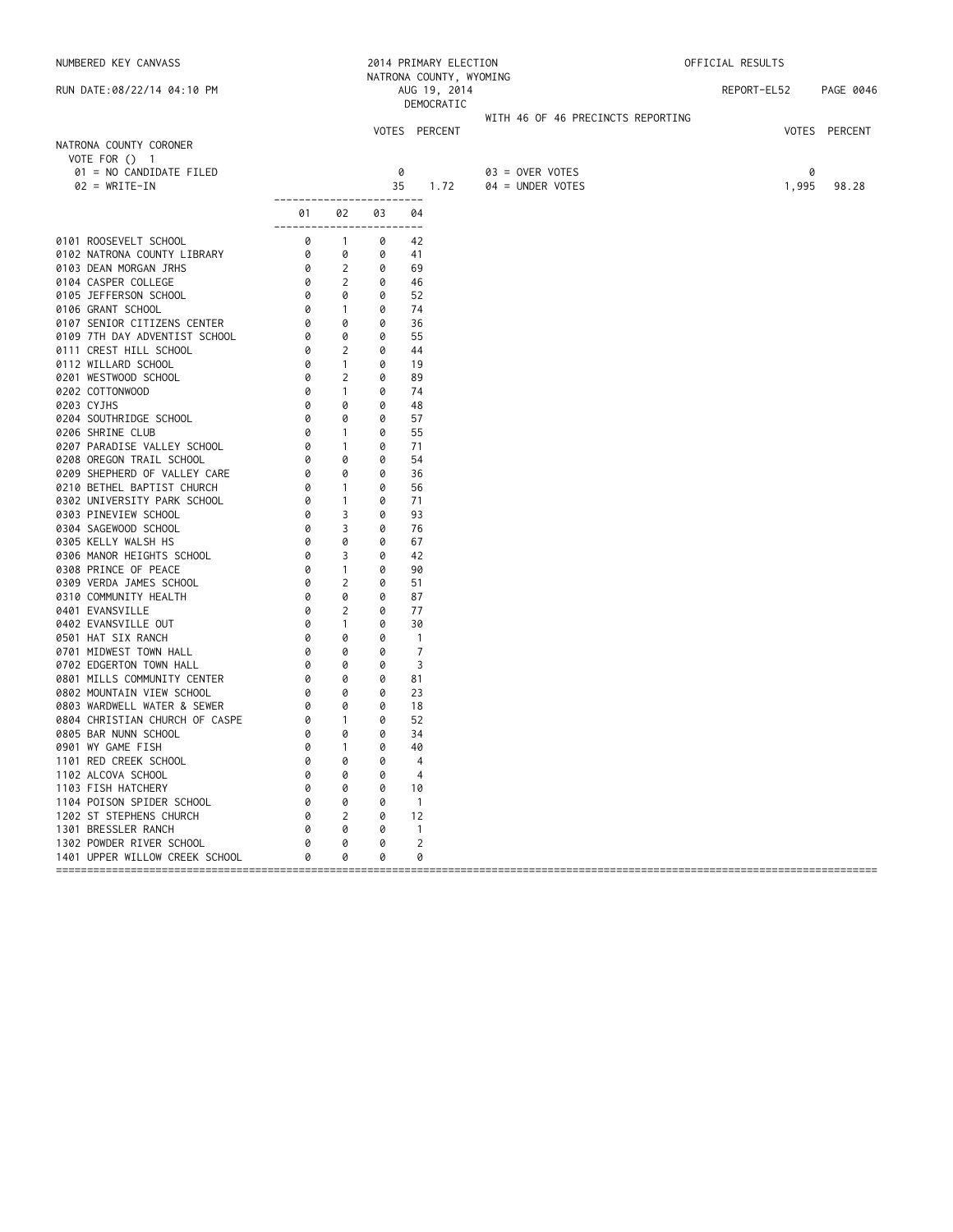NUMBERED KEY CANVASS

2014 PRIMARY ELECTION
NATRONA COUNTY, WYOMING
AUG 19, 2014
DEMOCRATIC

OFFICIAL RESULTS

RUN DATE:08/22/14 04:10 PM

REPORT-EL52

WITH 46 OF 46 PRECINCTS REPORTING

## NATRONA COUNTY CORONER

VOTE FOR () 1

| | VOTES | PERCENT | | VOTES | PERCENT |
|---|---|---|---|---|---|
| 01 = NO CANDIDATE FILED | 0 | | 03 = OVER VOTES | 0 | |
| 02 = WRITE-IN | 35 | 1.72 | 04 = UNDER VOTES | 1,995 | 98.28 |

| | 01 | 02 | 03 | 04 |
|---|---|---|---|---|
| 0101 ROOSEVELT SCHOOL | 0 | 1 | 0 | 42 |
| 0102 NATRONA COUNTY LIBRARY | 0 | 0 | 0 | 41 |
| 0103 DEAN MORGAN JRHS | 0 | 2 | 0 | 69 |
| 0104 CASPER COLLEGE | 0 | 2 | 0 | 46 |
| 0105 JEFFERSON SCHOOL | 0 | 0 | 0 | 52 |
| 0106 GRANT SCHOOL | 0 | 1 | 0 | 74 |
| 0107 SENIOR CITIZENS CENTER | 0 | 0 | 0 | 36 |
| 0109 7TH DAY ADVENTIST SCHOOL | 0 | 0 | 0 | 55 |
| 0111 CREST HILL SCHOOL | 0 | 2 | 0 | 44 |
| 0112 WILLARD SCHOOL | 0 | 1 | 0 | 19 |
| 0201 WESTWOOD SCHOOL | 0 | 2 | 0 | 89 |
| 0202 COTTONWOOD | 0 | 1 | 0 | 74 |
| 0203 CYJHS | 0 | 0 | 0 | 48 |
| 0204 SOUTHRIDGE SCHOOL | 0 | 0 | 0 | 57 |
| 0206 SHRINE CLUB | 0 | 1 | 0 | 55 |
| 0207 PARADISE VALLEY SCHOOL | 0 | 1 | 0 | 71 |
| 0208 OREGON TRAIL SCHOOL | 0 | 0 | 0 | 54 |
| 0209 SHEPHERD OF VALLEY CARE | 0 | 0 | 0 | 36 |
| 0210 BETHEL BAPTIST CHURCH | 0 | 1 | 0 | 56 |
| 0302 UNIVERSITY PARK SCHOOL | 0 | 1 | 0 | 71 |
| 0303 PINEVIEW SCHOOL | 0 | 3 | 0 | 93 |
| 0304 SAGEWOOD SCHOOL | 0 | 3 | 0 | 76 |
| 0305 KELLY WALSH HS | 0 | 0 | 0 | 67 |
| 0306 MANOR HEIGHTS SCHOOL | 0 | 3 | 0 | 42 |
| 0308 PRINCE OF PEACE | 0 | 1 | 0 | 90 |
| 0309 VERDA JAMES SCHOOL | 0 | 2 | 0 | 51 |
| 0310 COMMUNITY HEALTH | 0 | 0 | 0 | 87 |
| 0401 EVANSVILLE | 0 | 2 | 0 | 77 |
| 0402 EVANSVILLE OUT | 0 | 1 | 0 | 30 |
| 0501 HAT SIX RANCH | 0 | 0 | 0 | 1 |
| 0701 MIDWEST TOWN HALL | 0 | 0 | 0 | 7 |
| 0702 EDGERTON TOWN HALL | 0 | 0 | 0 | 3 |
| 0801 MILLS COMMUNITY CENTER | 0 | 0 | 0 | 81 |
| 0802 MOUNTAIN VIEW SCHOOL | 0 | 0 | 0 | 23 |
| 0803 WARDWELL WATER & SEWER | 0 | 0 | 0 | 18 |
| 0804 CHRISTIAN CHURCH OF CASPE | 0 | 1 | 0 | 52 |
| 0805 BAR NUNN SCHOOL | 0 | 0 | 0 | 34 |
| 0901 WY GAME FISH | 0 | 1 | 0 | 40 |
| 1101 RED CREEK SCHOOL | 0 | 0 | 0 | 4 |
| 1102 ALCOVA SCHOOL | 0 | 0 | 0 | 4 |
| 1103 FISH HATCHERY | 0 | 0 | 0 | 10 |
| 1104 POISON SPIDER SCHOOL | 0 | 0 | 0 | 1 |
| 1202 ST STEPHENS CHURCH | 0 | 2 | 0 | 12 |
| 1301 BRESSLER RANCH | 0 | 0 | 0 | 1 |
| 1302 POWDER RIVER SCHOOL | 0 | 0 | 0 | 2 |
| 1401 UPPER WILLOW CREEK SCHOOL | 0 | 0 | 0 | 0 |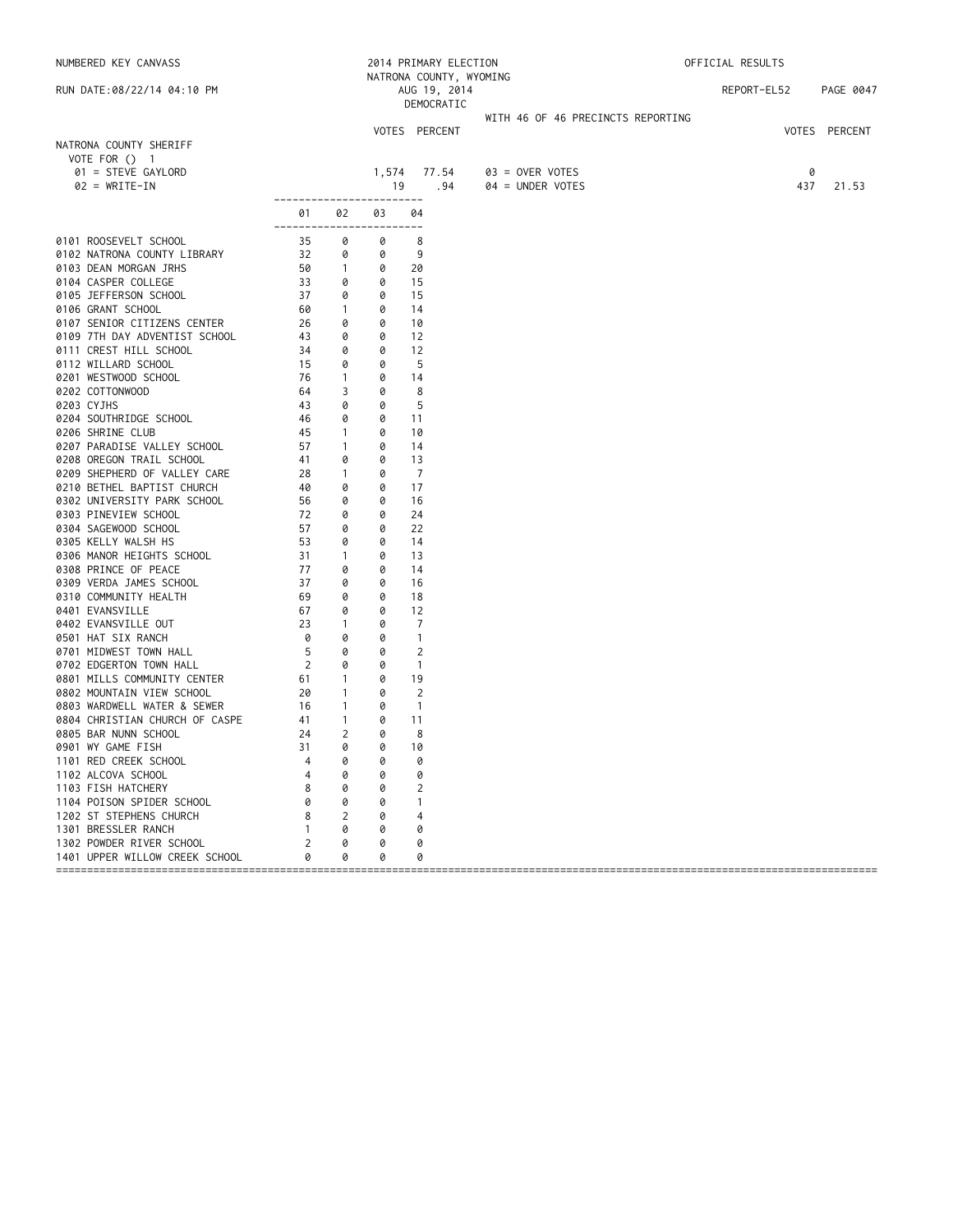NUMBERED KEY CANVASS

2014 PRIMARY ELECTION
NATRONA COUNTY, WYOMING
AUG 19, 2014
DEMOCRATIC

OFFICIAL RESULTS

RUN DATE:08/22/14 04:10 PM

REPORT-EL52

WITH 46 OF 46 PRECINCTS REPORTING

## NATRONA COUNTY SHERIFF

VOTE FOR () 1

| | VOTES | PERCENT | | VOTES | PERCENT |
|---|---|---|---|---|---|
| 01 = STEVE GAYLORD | 1,574 | 77.54 | 03 = OVER VOTES | 0 | |
| 02 = WRITE-IN | 19 | .94 | 04 = UNDER VOTES | 437 | 21.53 |

| | 01 | 02 | 03 | 04 |
|---|---|---|---|---|
| 0101 ROOSEVELT SCHOOL | 35 | 0 | 0 | 8 |
| 0102 NATRONA COUNTY LIBRARY | 32 | 0 | 0 | 9 |
| 0103 DEAN MORGAN JRHS | 50 | 1 | 0 | 20 |
| 0104 CASPER COLLEGE | 33 | 0 | 0 | 15 |
| 0105 JEFFERSON SCHOOL | 37 | 0 | 0 | 15 |
| 0106 GRANT SCHOOL | 60 | 1 | 0 | 14 |
| 0107 SENIOR CITIZENS CENTER | 26 | 0 | 0 | 10 |
| 0109 7TH DAY ADVENTIST SCHOOL | 43 | 0 | 0 | 12 |
| 0111 CREST HILL SCHOOL | 34 | 0 | 0 | 12 |
| 0112 WILLARD SCHOOL | 15 | 0 | 0 | 5 |
| 0201 WESTWOOD SCHOOL | 76 | 1 | 0 | 14 |
| 0202 COTTONWOOD | 64 | 3 | 0 | 8 |
| 0203 CYJHS | 43 | 0 | 0 | 5 |
| 0204 SOUTHRIDGE SCHOOL | 46 | 0 | 0 | 11 |
| 0206 SHRINE CLUB | 45 | 1 | 0 | 10 |
| 0207 PARADISE VALLEY SCHOOL | 57 | 1 | 0 | 14 |
| 0208 OREGON TRAIL SCHOOL | 41 | 0 | 0 | 13 |
| 0209 SHEPHERD OF VALLEY CARE | 28 | 1 | 0 | 7 |
| 0210 BETHEL BAPTIST CHURCH | 40 | 0 | 0 | 17 |
| 0302 UNIVERSITY PARK SCHOOL | 56 | 0 | 0 | 16 |
| 0303 PINEVIEW SCHOOL | 72 | 0 | 0 | 24 |
| 0304 SAGEWOOD SCHOOL | 57 | 0 | 0 | 22 |
| 0305 KELLY WALSH HS | 53 | 0 | 0 | 14 |
| 0306 MANOR HEIGHTS SCHOOL | 31 | 1 | 0 | 13 |
| 0308 PRINCE OF PEACE | 77 | 0 | 0 | 14 |
| 0309 VERDA JAMES SCHOOL | 37 | 0 | 0 | 16 |
| 0310 COMMUNITY HEALTH | 69 | 0 | 0 | 18 |
| 0401 EVANSVILLE | 67 | 0 | 0 | 12 |
| 0402 EVANSVILLE OUT | 23 | 1 | 0 | 7 |
| 0501 HAT SIX RANCH | 0 | 0 | 0 | 1 |
| 0701 MIDWEST TOWN HALL | 5 | 0 | 0 | 2 |
| 0702 EDGERTON TOWN HALL | 2 | 0 | 0 | 1 |
| 0801 MILLS COMMUNITY CENTER | 61 | 1 | 0 | 19 |
| 0802 MOUNTAIN VIEW SCHOOL | 20 | 1 | 0 | 2 |
| 0803 WARDWELL WATER & SEWER | 16 | 1 | 0 | 1 |
| 0804 CHRISTIAN CHURCH OF CASPE | 41 | 1 | 0 | 11 |
| 0805 BAR NUNN SCHOOL | 24 | 2 | 0 | 8 |
| 0901 WY GAME FISH | 31 | 0 | 0 | 10 |
| 1101 RED CREEK SCHOOL | 4 | 0 | 0 | 0 |
| 1102 ALCOVA SCHOOL | 4 | 0 | 0 | 0 |
| 1103 FISH HATCHERY | 8 | 0 | 0 | 2 |
| 1104 POISON SPIDER SCHOOL | 0 | 0 | 0 | 1 |
| 1202 ST STEPHENS CHURCH | 8 | 2 | 0 | 4 |
| 1301 BRESSLER RANCH | 1 | 0 | 0 | 0 |
| 1302 POWDER RIVER SCHOOL | 2 | 0 | 0 | 0 |
| 1401 UPPER WILLOW CREEK SCHOOL | 0 | 0 | 0 | 0 |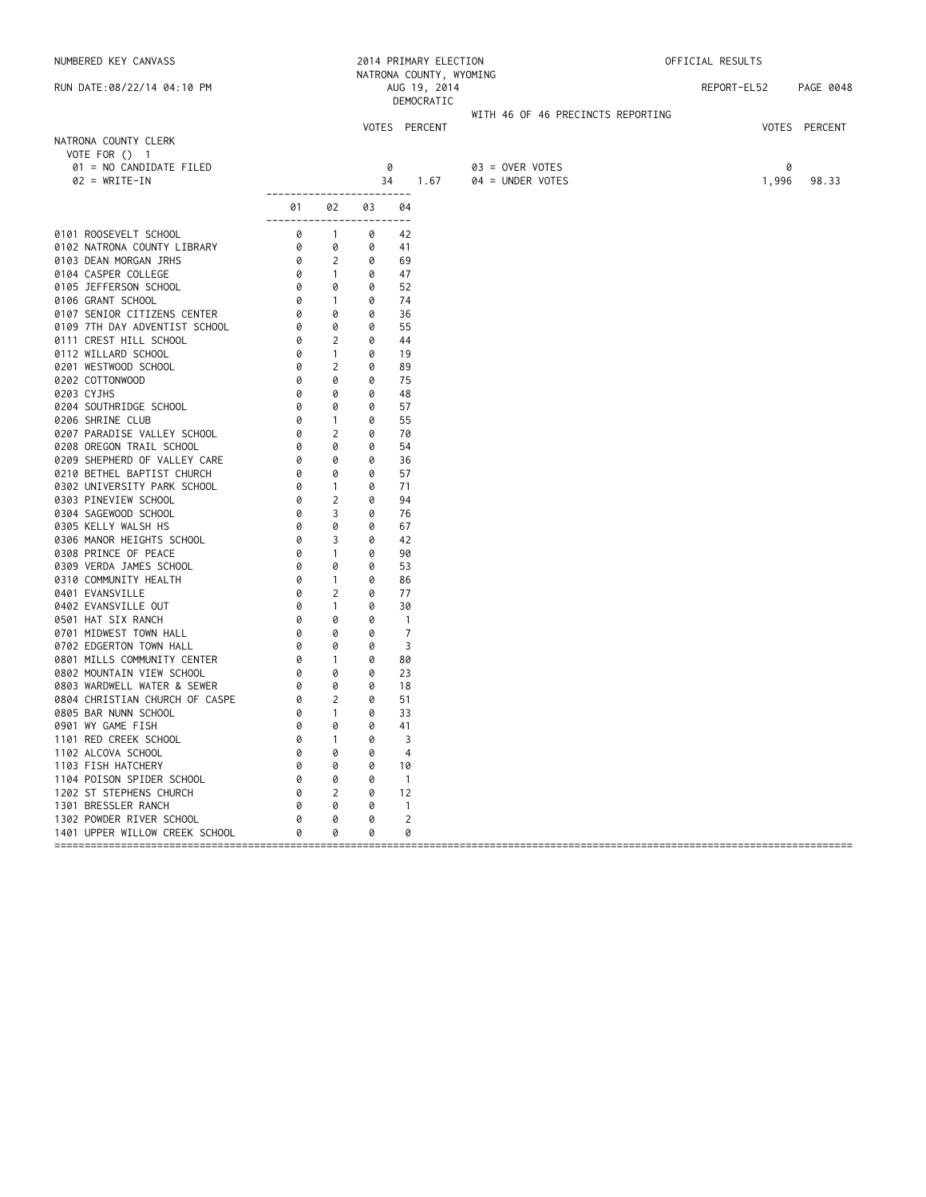NUMBERED KEY CANVASS — 2014 PRIMARY ELECTION — NATRONA COUNTY, WYOMING — AUG 19, 2014 — DEMOCRATIC — OFFICIAL RESULTS

RUN DATE:08/22/14 04:10 PM — REPORT-EL52

WITH 46 OF 46 PRECINCTS REPORTING

## NATRONA COUNTY CLERK

VOTE FOR () 1

| | VOTES | PERCENT |
|---|---|---|
| 01 = NO CANDIDATE FILED | 0 | |
| 02 = WRITE-IN | 34 | 1.67 |
| 03 = OVER VOTES | 0 | |
| 04 = UNDER VOTES | 1,996 | 98.33 |

| Precinct | 01 | 02 | 03 | 04 |
|---|---|---|---|---|
| 0101 ROOSEVELT SCHOOL | 0 | 1 | 0 | 42 |
| 0102 NATRONA COUNTY LIBRARY | 0 | 0 | 0 | 41 |
| 0103 DEAN MORGAN JRHS | 0 | 2 | 0 | 69 |
| 0104 CASPER COLLEGE | 0 | 1 | 0 | 47 |
| 0105 JEFFERSON SCHOOL | 0 | 0 | 0 | 52 |
| 0106 GRANT SCHOOL | 0 | 1 | 0 | 74 |
| 0107 SENIOR CITIZENS CENTER | 0 | 0 | 0 | 36 |
| 0109 7TH DAY ADVENTIST SCHOOL | 0 | 0 | 0 | 55 |
| 0111 CREST HILL SCHOOL | 0 | 2 | 0 | 44 |
| 0112 WILLARD SCHOOL | 0 | 1 | 0 | 19 |
| 0201 WESTWOOD SCHOOL | 0 | 2 | 0 | 89 |
| 0202 COTTONWOOD | 0 | 0 | 0 | 75 |
| 0203 CYJHS | 0 | 0 | 0 | 48 |
| 0204 SOUTHRIDGE SCHOOL | 0 | 0 | 0 | 57 |
| 0206 SHRINE CLUB | 0 | 1 | 0 | 55 |
| 0207 PARADISE VALLEY SCHOOL | 0 | 2 | 0 | 70 |
| 0208 OREGON TRAIL SCHOOL | 0 | 0 | 0 | 54 |
| 0209 SHEPHERD OF VALLEY CARE | 0 | 0 | 0 | 36 |
| 0210 BETHEL BAPTIST CHURCH | 0 | 0 | 0 | 57 |
| 0302 UNIVERSITY PARK SCHOOL | 0 | 1 | 0 | 71 |
| 0303 PINEVIEW SCHOOL | 0 | 2 | 0 | 94 |
| 0304 SAGEWOOD SCHOOL | 0 | 3 | 0 | 76 |
| 0305 KELLY WALSH HS | 0 | 0 | 0 | 67 |
| 0306 MANOR HEIGHTS SCHOOL | 0 | 3 | 0 | 42 |
| 0308 PRINCE OF PEACE | 0 | 1 | 0 | 90 |
| 0309 VERDA JAMES SCHOOL | 0 | 0 | 0 | 53 |
| 0310 COMMUNITY HEALTH | 0 | 1 | 0 | 86 |
| 0401 EVANSVILLE | 0 | 2 | 0 | 77 |
| 0402 EVANSVILLE OUT | 0 | 1 | 0 | 30 |
| 0501 HAT SIX RANCH | 0 | 0 | 0 | 1 |
| 0701 MIDWEST TOWN HALL | 0 | 0 | 0 | 7 |
| 0702 EDGERTON TOWN HALL | 0 | 0 | 0 | 3 |
| 0801 MILLS COMMUNITY CENTER | 0 | 1 | 0 | 80 |
| 0802 MOUNTAIN VIEW SCHOOL | 0 | 0 | 0 | 23 |
| 0803 WARDWELL WATER & SEWER | 0 | 0 | 0 | 18 |
| 0804 CHRISTIAN CHURCH OF CASPE | 0 | 2 | 0 | 51 |
| 0805 BAR NUNN SCHOOL | 0 | 1 | 0 | 33 |
| 0901 WY GAME FISH | 0 | 0 | 0 | 41 |
| 1101 RED CREEK SCHOOL | 0 | 1 | 0 | 3 |
| 1102 ALCOVA SCHOOL | 0 | 0 | 0 | 4 |
| 1103 FISH HATCHERY | 0 | 0 | 0 | 10 |
| 1104 POISON SPIDER SCHOOL | 0 | 0 | 0 | 1 |
| 1202 ST STEPHENS CHURCH | 0 | 2 | 0 | 12 |
| 1301 BRESSLER RANCH | 0 | 0 | 0 | 1 |
| 1302 POWDER RIVER SCHOOL | 0 | 0 | 0 | 2 |
| 1401 UPPER WILLOW CREEK SCHOOL | 0 | 0 | 0 | 0 |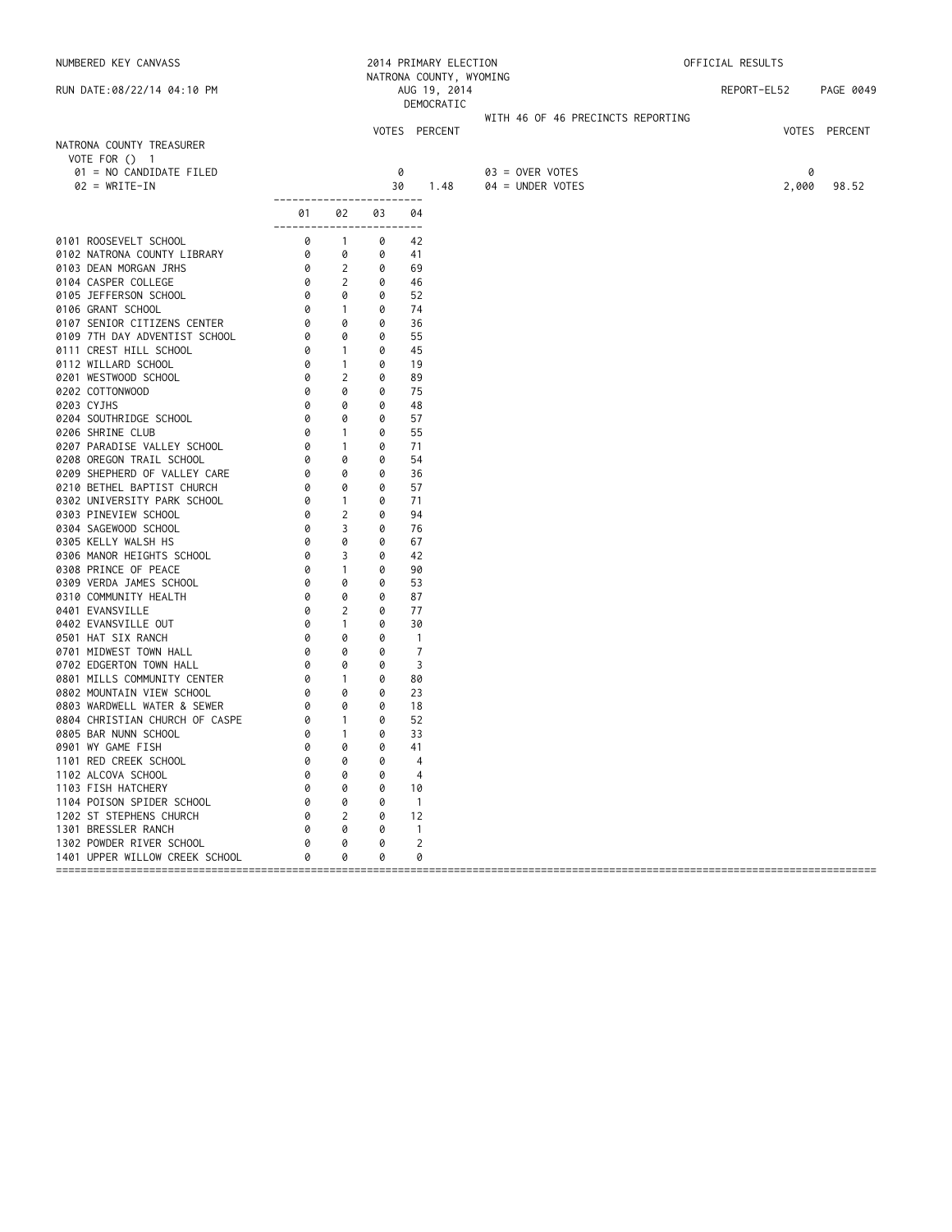NUMBERED KEY CANVASS

RUN DATE:08/22/14 04:10 PM

2014 PRIMARY ELECTION
NATRONA COUNTY, WYOMING
AUG 19, 2014
DEMOCRATIC

OFFICIAL RESULTS

REPORT-EL52

WITH 46 OF 46 PRECINCTS REPORTING

## NATRONA COUNTY TREASURER

VOTE FOR () 1

| | VOTES | PERCENT | | VOTES | PERCENT |
|---|---|---|---|---|---|
| 01 = NO CANDIDATE FILED | 0 | | 03 = OVER VOTES | 0 | |
| 02 = WRITE-IN | 30 | 1.48 | 04 = UNDER VOTES | 2,000 | 98.52 |

| | 01 | 02 | 03 | 04 |
|---|---|---|---|---|
| 0101 ROOSEVELT SCHOOL | 0 | 1 | 0 | 42 |
| 0102 NATRONA COUNTY LIBRARY | 0 | 0 | 0 | 41 |
| 0103 DEAN MORGAN JRHS | 0 | 2 | 0 | 69 |
| 0104 CASPER COLLEGE | 0 | 2 | 0 | 46 |
| 0105 JEFFERSON SCHOOL | 0 | 0 | 0 | 52 |
| 0106 GRANT SCHOOL | 0 | 1 | 0 | 74 |
| 0107 SENIOR CITIZENS CENTER | 0 | 0 | 0 | 36 |
| 0109 7TH DAY ADVENTIST SCHOOL | 0 | 0 | 0 | 55 |
| 0111 CREST HILL SCHOOL | 0 | 1 | 0 | 45 |
| 0112 WILLARD SCHOOL | 0 | 1 | 0 | 19 |
| 0201 WESTWOOD SCHOOL | 0 | 2 | 0 | 89 |
| 0202 COTTONWOOD | 0 | 0 | 0 | 75 |
| 0203 CYJHS | 0 | 0 | 0 | 48 |
| 0204 SOUTHRIDGE SCHOOL | 0 | 0 | 0 | 57 |
| 0206 SHRINE CLUB | 0 | 1 | 0 | 55 |
| 0207 PARADISE VALLEY SCHOOL | 0 | 1 | 0 | 71 |
| 0208 OREGON TRAIL SCHOOL | 0 | 0 | 0 | 54 |
| 0209 SHEPHERD OF VALLEY CARE | 0 | 0 | 0 | 36 |
| 0210 BETHEL BAPTIST CHURCH | 0 | 0 | 0 | 57 |
| 0302 UNIVERSITY PARK SCHOOL | 0 | 1 | 0 | 71 |
| 0303 PINEVIEW SCHOOL | 0 | 2 | 0 | 94 |
| 0304 SAGEWOOD SCHOOL | 0 | 3 | 0 | 76 |
| 0305 KELLY WALSH HS | 0 | 0 | 0 | 67 |
| 0306 MANOR HEIGHTS SCHOOL | 0 | 3 | 0 | 42 |
| 0308 PRINCE OF PEACE | 0 | 1 | 0 | 90 |
| 0309 VERDA JAMES SCHOOL | 0 | 0 | 0 | 53 |
| 0310 COMMUNITY HEALTH | 0 | 0 | 0 | 87 |
| 0401 EVANSVILLE | 0 | 2 | 0 | 77 |
| 0402 EVANSVILLE OUT | 0 | 1 | 0 | 30 |
| 0501 HAT SIX RANCH | 0 | 0 | 0 | 1 |
| 0701 MIDWEST TOWN HALL | 0 | 0 | 0 | 7 |
| 0702 EDGERTON TOWN HALL | 0 | 0 | 0 | 3 |
| 0801 MILLS COMMUNITY CENTER | 0 | 1 | 0 | 80 |
| 0802 MOUNTAIN VIEW SCHOOL | 0 | 0 | 0 | 23 |
| 0803 WARDWELL WATER & SEWER | 0 | 0 | 0 | 18 |
| 0804 CHRISTIAN CHURCH OF CASPE | 0 | 1 | 0 | 52 |
| 0805 BAR NUNN SCHOOL | 0 | 1 | 0 | 33 |
| 0901 WY GAME FISH | 0 | 0 | 0 | 41 |
| 1101 RED CREEK SCHOOL | 0 | 0 | 0 | 4 |
| 1102 ALCOVA SCHOOL | 0 | 0 | 0 | 4 |
| 1103 FISH HATCHERY | 0 | 0 | 0 | 10 |
| 1104 POISON SPIDER SCHOOL | 0 | 0 | 0 | 1 |
| 1202 ST STEPHENS CHURCH | 0 | 2 | 0 | 12 |
| 1301 BRESSLER RANCH | 0 | 0 | 0 | 1 |
| 1302 POWDER RIVER SCHOOL | 0 | 0 | 0 | 2 |
| 1401 UPPER WILLOW CREEK SCHOOL | 0 | 0 | 0 | 0 |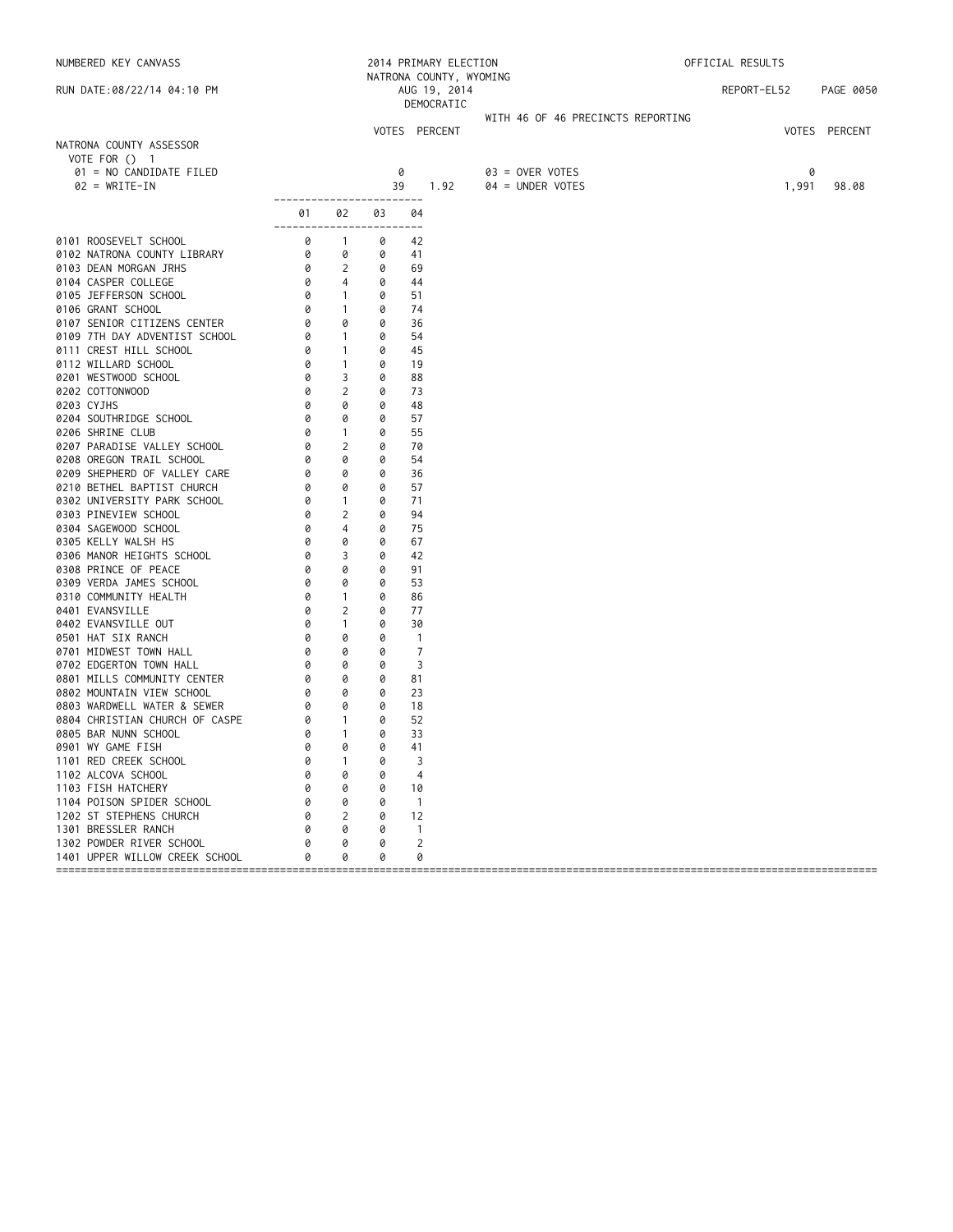NUMBERED KEY CANVASS

2014 PRIMARY ELECTION
NATRONA COUNTY, WYOMING
AUG 19, 2014
DEMOCRATIC

OFFICIAL RESULTS

RUN DATE:08/22/14 04:10 PM

REPORT-EL52

WITH 46 OF 46 PRECINCTS REPORTING

## NATRONA COUNTY ASSESSOR

VOTE FOR () 1

| | VOTES | PERCENT | | VOTES | PERCENT |
|---|---|---|---|---|---|
| 01 = NO CANDIDATE FILED | 0 | | 03 = OVER VOTES | 0 | |
| 02 = WRITE-IN | 39 | 1.92 | 04 = UNDER VOTES | 1,991 | 98.08 |

| | 01 | 02 | 03 | 04 |
|---|---|---|---|---|
| 0101 ROOSEVELT SCHOOL | 0 | 1 | 0 | 42 |
| 0102 NATRONA COUNTY LIBRARY | 0 | 0 | 0 | 41 |
| 0103 DEAN MORGAN JRHS | 0 | 2 | 0 | 69 |
| 0104 CASPER COLLEGE | 0 | 4 | 0 | 44 |
| 0105 JEFFERSON SCHOOL | 0 | 1 | 0 | 51 |
| 0106 GRANT SCHOOL | 0 | 1 | 0 | 74 |
| 0107 SENIOR CITIZENS CENTER | 0 | 0 | 0 | 36 |
| 0109 7TH DAY ADVENTIST SCHOOL | 0 | 1 | 0 | 54 |
| 0111 CREST HILL SCHOOL | 0 | 1 | 0 | 45 |
| 0112 WILLARD SCHOOL | 0 | 1 | 0 | 19 |
| 0201 WESTWOOD SCHOOL | 0 | 3 | 0 | 88 |
| 0202 COTTONWOOD | 0 | 2 | 0 | 73 |
| 0203 CYJHS | 0 | 0 | 0 | 48 |
| 0204 SOUTHRIDGE SCHOOL | 0 | 0 | 0 | 57 |
| 0206 SHRINE CLUB | 0 | 1 | 0 | 55 |
| 0207 PARADISE VALLEY SCHOOL | 0 | 2 | 0 | 70 |
| 0208 OREGON TRAIL SCHOOL | 0 | 0 | 0 | 54 |
| 0209 SHEPHERD OF VALLEY CARE | 0 | 0 | 0 | 36 |
| 0210 BETHEL BAPTIST CHURCH | 0 | 0 | 0 | 57 |
| 0302 UNIVERSITY PARK SCHOOL | 0 | 1 | 0 | 71 |
| 0303 PINEVIEW SCHOOL | 0 | 2 | 0 | 94 |
| 0304 SAGEWOOD SCHOOL | 0 | 4 | 0 | 75 |
| 0305 KELLY WALSH HS | 0 | 0 | 0 | 67 |
| 0306 MANOR HEIGHTS SCHOOL | 0 | 3 | 0 | 42 |
| 0308 PRINCE OF PEACE | 0 | 0 | 0 | 91 |
| 0309 VERDA JAMES SCHOOL | 0 | 0 | 0 | 53 |
| 0310 COMMUNITY HEALTH | 0 | 1 | 0 | 86 |
| 0401 EVANSVILLE | 0 | 2 | 0 | 77 |
| 0402 EVANSVILLE OUT | 0 | 1 | 0 | 30 |
| 0501 HAT SIX RANCH | 0 | 0 | 0 | 1 |
| 0701 MIDWEST TOWN HALL | 0 | 0 | 0 | 7 |
| 0702 EDGERTON TOWN HALL | 0 | 0 | 0 | 3 |
| 0801 MILLS COMMUNITY CENTER | 0 | 0 | 0 | 81 |
| 0802 MOUNTAIN VIEW SCHOOL | 0 | 0 | 0 | 23 |
| 0803 WARDWELL WATER & SEWER | 0 | 0 | 0 | 18 |
| 0804 CHRISTIAN CHURCH OF CASPE | 0 | 1 | 0 | 52 |
| 0805 BAR NUNN SCHOOL | 0 | 1 | 0 | 33 |
| 0901 WY GAME FISH | 0 | 0 | 0 | 41 |
| 1101 RED CREEK SCHOOL | 0 | 1 | 0 | 3 |
| 1102 ALCOVA SCHOOL | 0 | 0 | 0 | 4 |
| 1103 FISH HATCHERY | 0 | 0 | 0 | 10 |
| 1104 POISON SPIDER SCHOOL | 0 | 0 | 0 | 1 |
| 1202 ST STEPHENS CHURCH | 0 | 2 | 0 | 12 |
| 1301 BRESSLER RANCH | 0 | 0 | 0 | 1 |
| 1302 POWDER RIVER SCHOOL | 0 | 0 | 0 | 2 |
| 1401 UPPER WILLOW CREEK SCHOOL | 0 | 0 | 0 | 0 |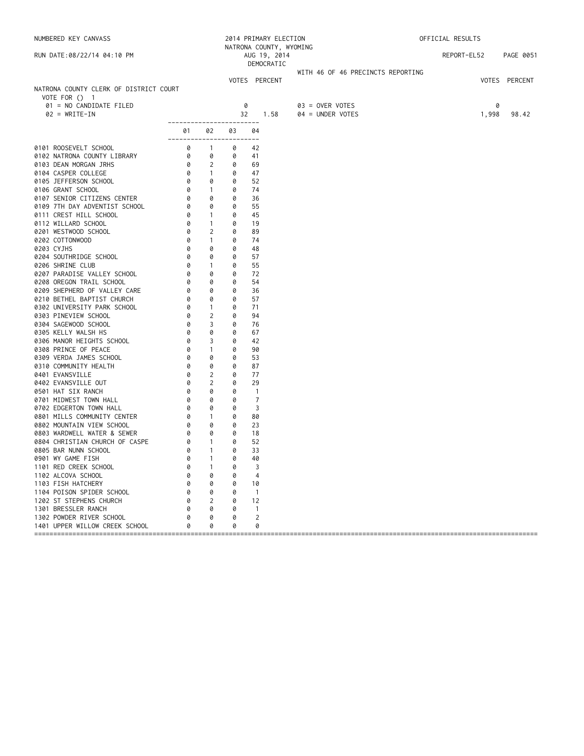NUMBERED KEY CANVASS

2014 PRIMARY ELECTION
NATRONA COUNTY, WYOMING
AUG 19, 2014
DEMOCRATIC

OFFICIAL RESULTS

RUN DATE:08/22/14 04:10 PM

REPORT-EL52

WITH 46 OF 46 PRECINCTS REPORTING

## NATRONA COUNTY CLERK OF DISTRICT COURT

VOTE FOR () 1

| | VOTES | PERCENT | | VOTES | PERCENT |
|---|---|---|---|---|---|
| 01 = NO CANDIDATE FILED | 0 | | 03 = OVER VOTES | 0 | |
| 02 = WRITE-IN | 32 | 1.58 | 04 = UNDER VOTES | 1,998 | 98.42 |

| | 01 | 02 | 03 | 04 |
|---|---|---|---|---|
| 0101 ROOSEVELT SCHOOL | 0 | 1 | 0 | 42 |
| 0102 NATRONA COUNTY LIBRARY | 0 | 0 | 0 | 41 |
| 0103 DEAN MORGAN JRHS | 0 | 2 | 0 | 69 |
| 0104 CASPER COLLEGE | 0 | 1 | 0 | 47 |
| 0105 JEFFERSON SCHOOL | 0 | 0 | 0 | 52 |
| 0106 GRANT SCHOOL | 0 | 1 | 0 | 74 |
| 0107 SENIOR CITIZENS CENTER | 0 | 0 | 0 | 36 |
| 0109 7TH DAY ADVENTIST SCHOOL | 0 | 0 | 0 | 55 |
| 0111 CREST HILL SCHOOL | 0 | 1 | 0 | 45 |
| 0112 WILLARD SCHOOL | 0 | 1 | 0 | 19 |
| 0201 WESTWOOD SCHOOL | 0 | 2 | 0 | 89 |
| 0202 COTTONWOOD | 0 | 1 | 0 | 74 |
| 0203 CYJHS | 0 | 0 | 0 | 48 |
| 0204 SOUTHRIDGE SCHOOL | 0 | 0 | 0 | 57 |
| 0206 SHRINE CLUB | 0 | 1 | 0 | 55 |
| 0207 PARADISE VALLEY SCHOOL | 0 | 0 | 0 | 72 |
| 0208 OREGON TRAIL SCHOOL | 0 | 0 | 0 | 54 |
| 0209 SHEPHERD OF VALLEY CARE | 0 | 0 | 0 | 36 |
| 0210 BETHEL BAPTIST CHURCH | 0 | 0 | 0 | 57 |
| 0302 UNIVERSITY PARK SCHOOL | 0 | 1 | 0 | 71 |
| 0303 PINEVIEW SCHOOL | 0 | 2 | 0 | 94 |
| 0304 SAGEWOOD SCHOOL | 0 | 3 | 0 | 76 |
| 0305 KELLY WALSH HS | 0 | 0 | 0 | 67 |
| 0306 MANOR HEIGHTS SCHOOL | 0 | 3 | 0 | 42 |
| 0308 PRINCE OF PEACE | 0 | 1 | 0 | 90 |
| 0309 VERDA JAMES SCHOOL | 0 | 0 | 0 | 53 |
| 0310 COMMUNITY HEALTH | 0 | 0 | 0 | 87 |
| 0401 EVANSVILLE | 0 | 2 | 0 | 77 |
| 0402 EVANSVILLE OUT | 0 | 2 | 0 | 29 |
| 0501 HAT SIX RANCH | 0 | 0 | 0 | 1 |
| 0701 MIDWEST TOWN HALL | 0 | 0 | 0 | 7 |
| 0702 EDGERTON TOWN HALL | 0 | 0 | 0 | 3 |
| 0801 MILLS COMMUNITY CENTER | 0 | 1 | 0 | 80 |
| 0802 MOUNTAIN VIEW SCHOOL | 0 | 0 | 0 | 23 |
| 0803 WARDWELL WATER & SEWER | 0 | 0 | 0 | 18 |
| 0804 CHRISTIAN CHURCH OF CASPE | 0 | 1 | 0 | 52 |
| 0805 BAR NUNN SCHOOL | 0 | 1 | 0 | 33 |
| 0901 WY GAME FISH | 0 | 1 | 0 | 40 |
| 1101 RED CREEK SCHOOL | 0 | 1 | 0 | 3 |
| 1102 ALCOVA SCHOOL | 0 | 0 | 0 | 4 |
| 1103 FISH HATCHERY | 0 | 0 | 0 | 10 |
| 1104 POISON SPIDER SCHOOL | 0 | 0 | 0 | 1 |
| 1202 ST STEPHENS CHURCH | 0 | 2 | 0 | 12 |
| 1301 BRESSLER RANCH | 0 | 0 | 0 | 1 |
| 1302 POWDER RIVER SCHOOL | 0 | 0 | 0 | 2 |
| 1401 UPPER WILLOW CREEK SCHOOL | 0 | 0 | 0 | 0 |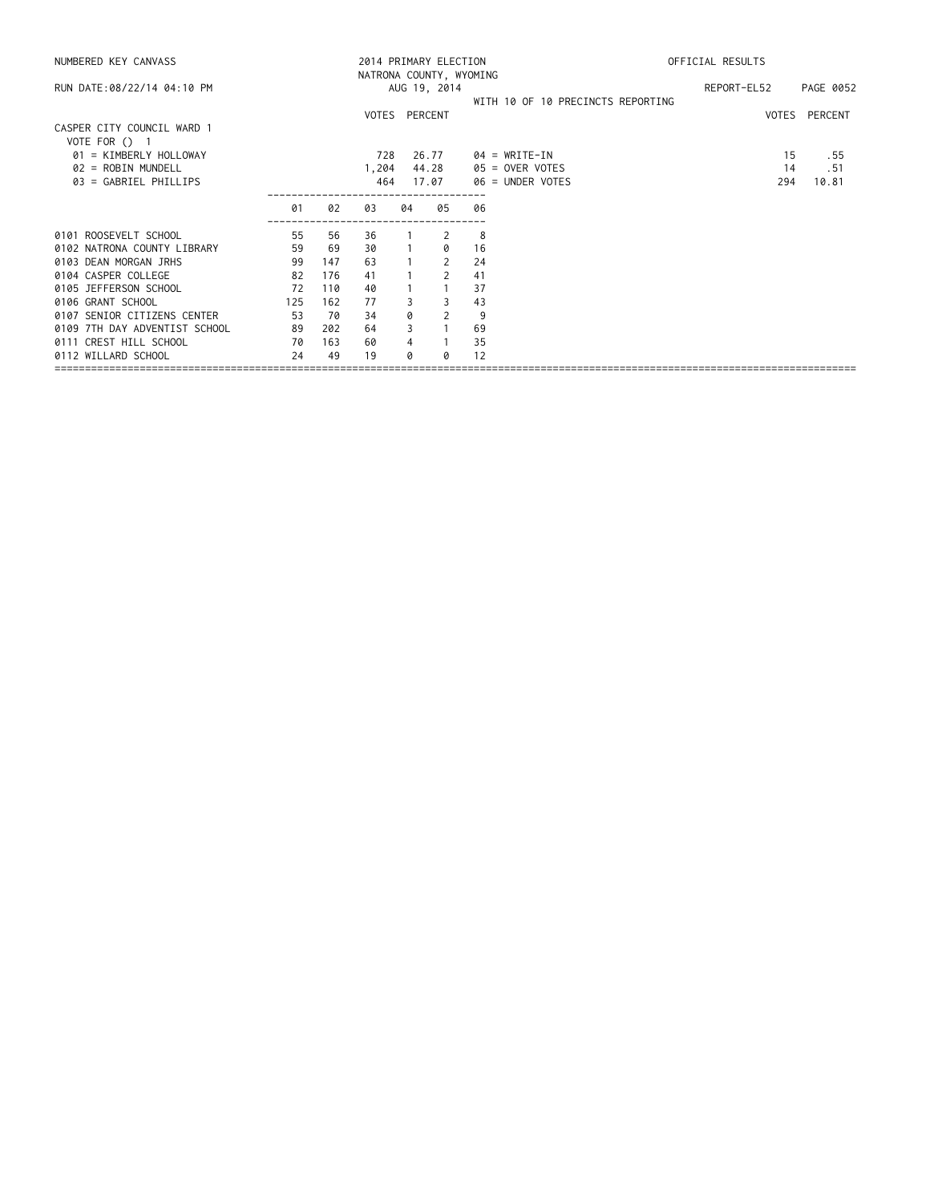NUMBERED KEY CANVASS — 2014 PRIMARY ELECTION — NATRONA COUNTY, WYOMING — OFFICIAL RESULTS

RUN DATE:08/22/14 04:10 PM — AUG 19, 2014 — REPORT-EL52

WITH 10 OF 10 PRECINCTS REPORTING

## CASPER CITY COUNCIL WARD 1

VOTE FOR () 1

| | VOTES | PERCENT | | VOTES | PERCENT |
|---|---|---|---|---|---|
| 01 = KIMBERLY HOLLOWAY | 728 | 26.77 | 04 = WRITE-IN | 15 | .55 |
| 02 = ROBIN MUNDELL | 1,204 | 44.28 | 05 = OVER VOTES | 14 | .51 |
| 03 = GABRIEL PHILLIPS | 464 | 17.07 | 06 = UNDER VOTES | 294 | 10.81 |

| | 01 | 02 | 03 | 04 | 05 | 06 |
|---|---|---|---|---|---|---|
| 0101 ROOSEVELT SCHOOL | 55 | 56 | 36 | 1 | 2 | 8 |
| 0102 NATRONA COUNTY LIBRARY | 59 | 69 | 30 | 1 | 0 | 16 |
| 0103 DEAN MORGAN JRHS | 99 | 147 | 63 | 1 | 2 | 24 |
| 0104 CASPER COLLEGE | 82 | 176 | 41 | 1 | 2 | 41 |
| 0105 JEFFERSON SCHOOL | 72 | 110 | 40 | 1 | 1 | 37 |
| 0106 GRANT SCHOOL | 125 | 162 | 77 | 3 | 3 | 43 |
| 0107 SENIOR CITIZENS CENTER | 53 | 70 | 34 | 0 | 2 | 9 |
| 0109 7TH DAY ADVENTIST SCHOOL | 89 | 202 | 64 | 3 | 1 | 69 |
| 0111 CREST HILL SCHOOL | 70 | 163 | 60 | 4 | 1 | 35 |
| 0112 WILLARD SCHOOL | 24 | 49 | 19 | 0 | 0 | 12 |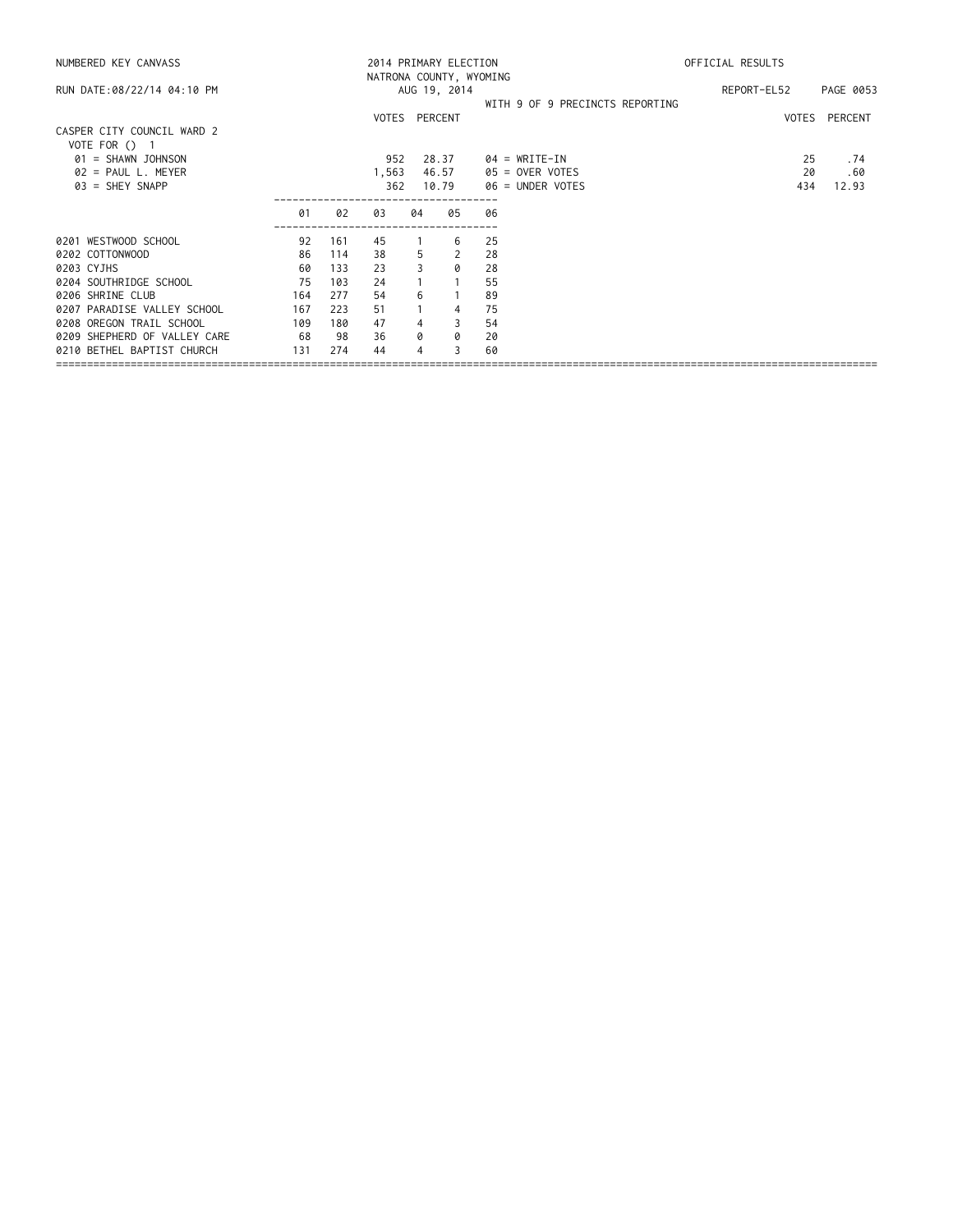NUMBERED KEY CANVASS — 2014 PRIMARY ELECTION — NATRONA COUNTY, WYOMING — OFFICIAL RESULTS

RUN DATE:08/22/14 04:10 PM — AUG 19, 2014 — REPORT-EL52

WITH 9 OF 9 PRECINCTS REPORTING

## CASPER CITY COUNCIL WARD 2

VOTE FOR () 1

| | VOTES | PERCENT | | VOTES | PERCENT |
|---|---|---|---|---|---|
| 01 = SHAWN JOHNSON | 952 | 28.37 | 04 = WRITE-IN | 25 | .74 |
| 02 = PAUL L. MEYER | 1,563 | 46.57 | 05 = OVER VOTES | 20 | .60 |
| 03 = SHEY SNAPP | 362 | 10.79 | 06 = UNDER VOTES | 434 | 12.93 |

| | 01 | 02 | 03 | 04 | 05 | 06 |
|---|---|---|---|---|---|---|
| 0201 WESTWOOD SCHOOL | 92 | 161 | 45 | 1 | 6 | 25 |
| 0202 COTTONWOOD | 86 | 114 | 38 | 5 | 2 | 28 |
| 0203 CYJHS | 60 | 133 | 23 | 3 | 0 | 28 |
| 0204 SOUTHRIDGE SCHOOL | 75 | 103 | 24 | 1 | 1 | 55 |
| 0206 SHRINE CLUB | 164 | 277 | 54 | 6 | 1 | 89 |
| 0207 PARADISE VALLEY SCHOOL | 167 | 223 | 51 | 1 | 4 | 75 |
| 0208 OREGON TRAIL SCHOOL | 109 | 180 | 47 | 4 | 3 | 54 |
| 0209 SHEPHERD OF VALLEY CARE | 68 | 98 | 36 | 0 | 0 | 20 |
| 0210 BETHEL BAPTIST CHURCH | 131 | 274 | 44 | 4 | 3 | 60 |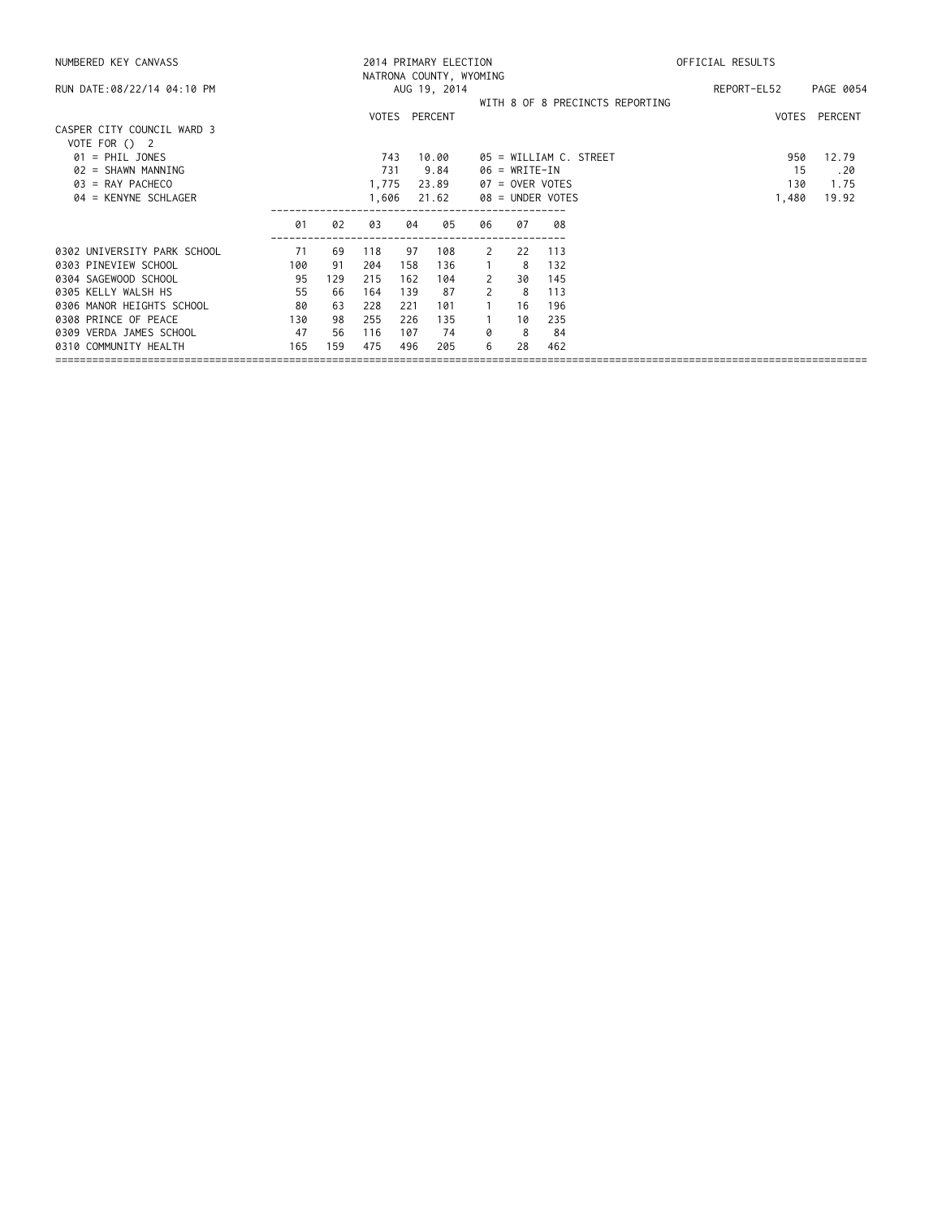NUMBERED KEY CANVASS — 2014 PRIMARY ELECTION — NATRONA COUNTY, WYOMING — AUG 19, 2014 — OFFICIAL RESULTS

RUN DATE:08/22/14 04:10 PM — REPORT-EL52

WITH 8 OF 8 PRECINCTS REPORTING

## CASPER CITY COUNCIL WARD 3

VOTE FOR () 2

| Candidate | VOTES | PERCENT |
|---|---|---|
| 01 = PHIL JONES | 743 | 10.00 |
| 02 = SHAWN MANNING | 731 | 9.84 |
| 03 = RAY PACHECO | 1,775 | 23.89 |
| 04 = KENYNE SCHLAGER | 1,606 | 21.62 |
| 05 = WILLIAM C. STREET | 950 | 12.79 |
| 06 = WRITE-IN | 15 | .20 |
| 07 = OVER VOTES | 130 | 1.75 |
| 08 = UNDER VOTES | 1,480 | 19.92 |

| Precinct | 01 | 02 | 03 | 04 | 05 | 06 | 07 | 08 |
|---|---|---|---|---|---|---|---|---|
| 0302 UNIVERSITY PARK SCHOOL | 71 | 69 | 118 | 97 | 108 | 2 | 22 | 113 |
| 0303 PINEVIEW SCHOOL | 100 | 91 | 204 | 158 | 136 | 1 | 8 | 132 |
| 0304 SAGEWOOD SCHOOL | 95 | 129 | 215 | 162 | 104 | 2 | 30 | 145 |
| 0305 KELLY WALSH HS | 55 | 66 | 164 | 139 | 87 | 2 | 8 | 113 |
| 0306 MANOR HEIGHTS SCHOOL | 80 | 63 | 228 | 221 | 101 | 1 | 16 | 196 |
| 0308 PRINCE OF PEACE | 130 | 98 | 255 | 226 | 135 | 1 | 10 | 235 |
| 0309 VERDA JAMES SCHOOL | 47 | 56 | 116 | 107 | 74 | 0 | 8 | 84 |
| 0310 COMMUNITY HEALTH | 165 | 159 | 475 | 496 | 205 | 6 | 28 | 462 |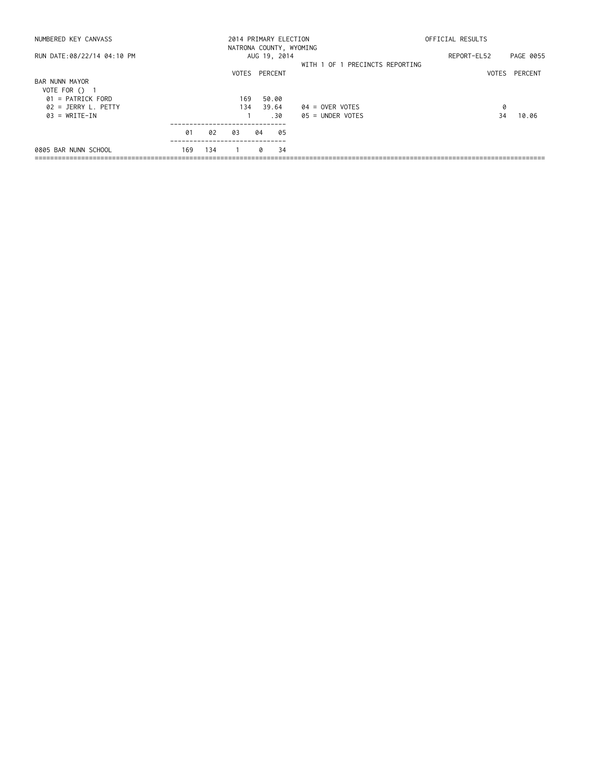NUMBERED KEY CANVASS — 2014 PRIMARY ELECTION — NATRONA COUNTY, WYOMING — AUG 19, 2014 — OFFICIAL RESULTS

RUN DATE:08/22/14 04:10 PM — REPORT-EL52 — PAGE 0055

WITH 1 OF 1 PRECINCTS REPORTING

## BAR NUNN MAYOR

VOTE FOR () 1

| | VOTES | PERCENT |
|---|---|---|
| 01 = PATRICK FORD | 169 | 50.00 |
| 02 = JERRY L. PETTY | 134 | 39.64 |
| 03 = WRITE-IN | 1 | .30 |

| | VOTES | PERCENT |
|---|---|---|
| 04 = OVER VOTES | 0 | |
| 05 = UNDER VOTES | 34 | 10.06 |

| | 01 | 02 | 03 | 04 | 05 |
|---|---|---|---|---|---|
| 0805 BAR NUNN SCHOOL | 169 | 134 | 1 | 0 | 34 |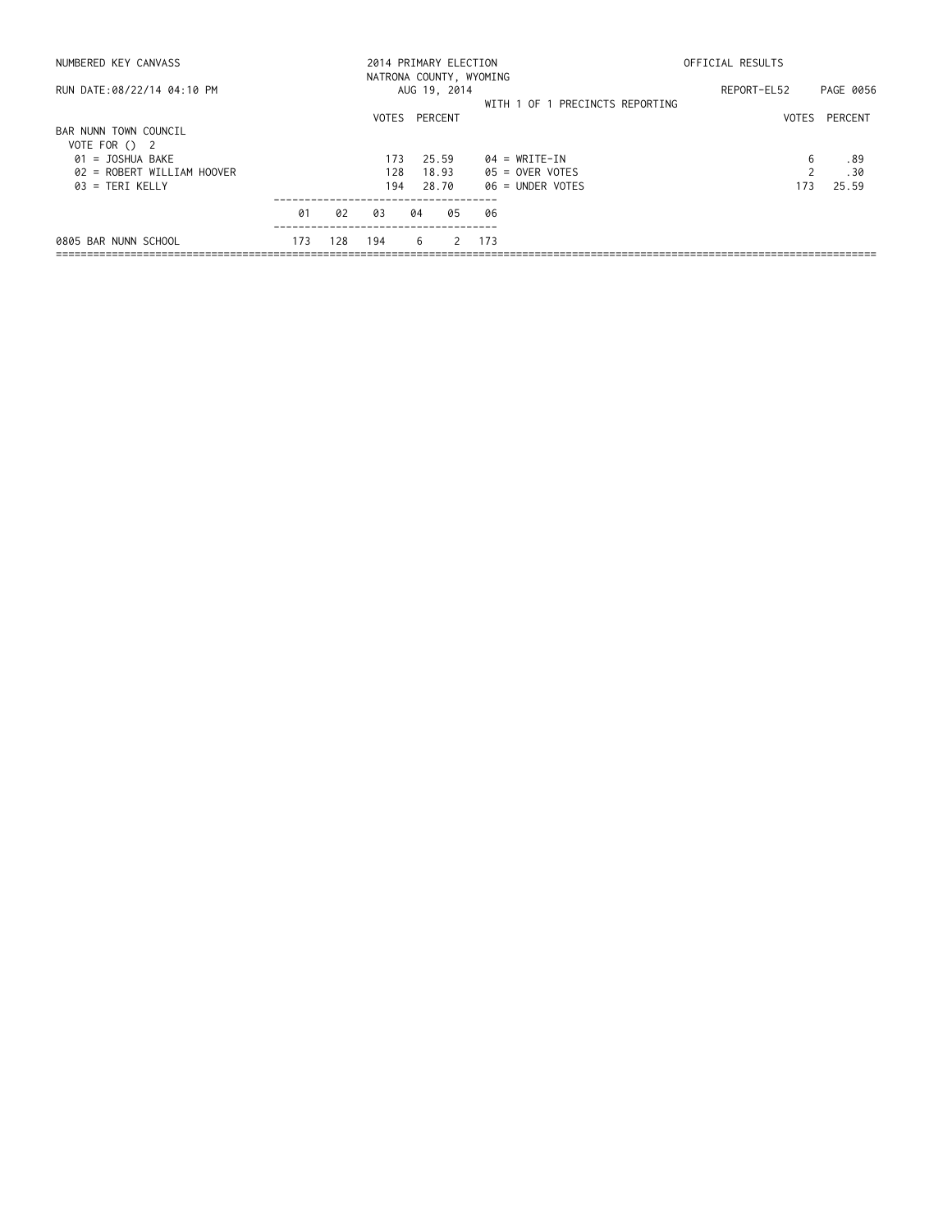NUMBERED KEY CANVASS

2014 PRIMARY ELECTION
NATRONA COUNTY, WYOMING
AUG 19, 2014

OFFICIAL RESULTS

RUN DATE:08/22/14 04:10 PM

REPORT-EL52 PAGE 0056

WITH 1 OF 1 PRECINCTS REPORTING

BAR NUNN TOWN COUNCIL
VOTE FOR () 2

| Candidate | VOTES | PERCENT | | VOTES | PERCENT |
|---|---|---|---|---|---|
| 01 = JOSHUA BAKE | 173 | 25.59 | 04 = WRITE-IN | 6 | .89 |
| 02 = ROBERT WILLIAM HOOVER | 128 | 18.93 | 05 = OVER VOTES | 2 | .30 |
| 03 = TERI KELLY | 194 | 28.70 | 06 = UNDER VOTES | 173 | 25.59 |

| | 01 | 02 | 03 | 04 | 05 | 06 |
|---|---|---|---|---|---|---|
| 0805 BAR NUNN SCHOOL | 173 | 128 | 194 | 6 | 2 | 173 |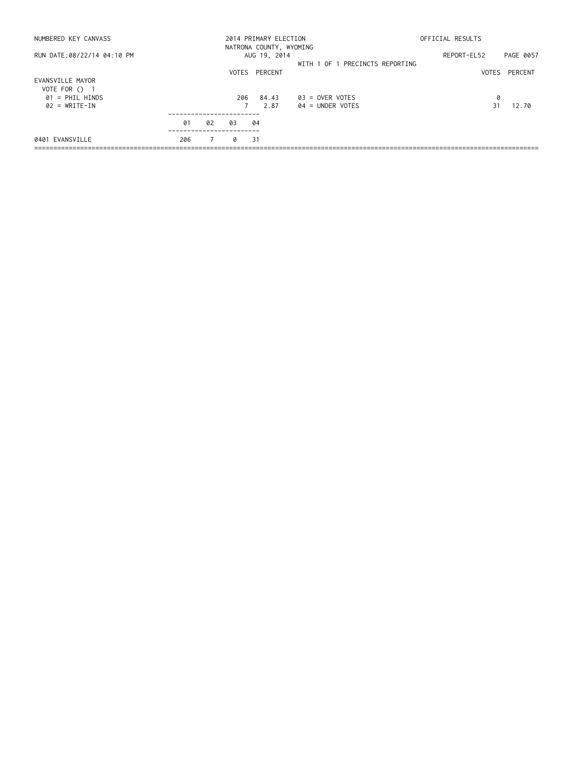NUMBERED KEY CANVASS — 2014 PRIMARY ELECTION — NATRONA COUNTY, WYOMING — AUG 19, 2014 — OFFICIAL RESULTS

RUN DATE:08/22/14 04:10 PM — REPORT-EL52

WITH 1 OF 1 PRECINCTS REPORTING

## EVANSVILLE MAYOR

VOTE FOR () 1

| | VOTES | PERCENT | | VOTES | PERCENT |
|---|---|---|---|---|---|
| 01 = PHIL HINDS | 206 | 84.43 | 03 = OVER VOTES | 0 | |
| 02 = WRITE-IN | 7 | 2.87 | 04 = UNDER VOTES | 31 | 12.70 |

| | 01 | 02 | 03 | 04 |
|---|---|---|---|---|
| 0401 EVANSVILLE | 206 | 7 | 0 | 31 |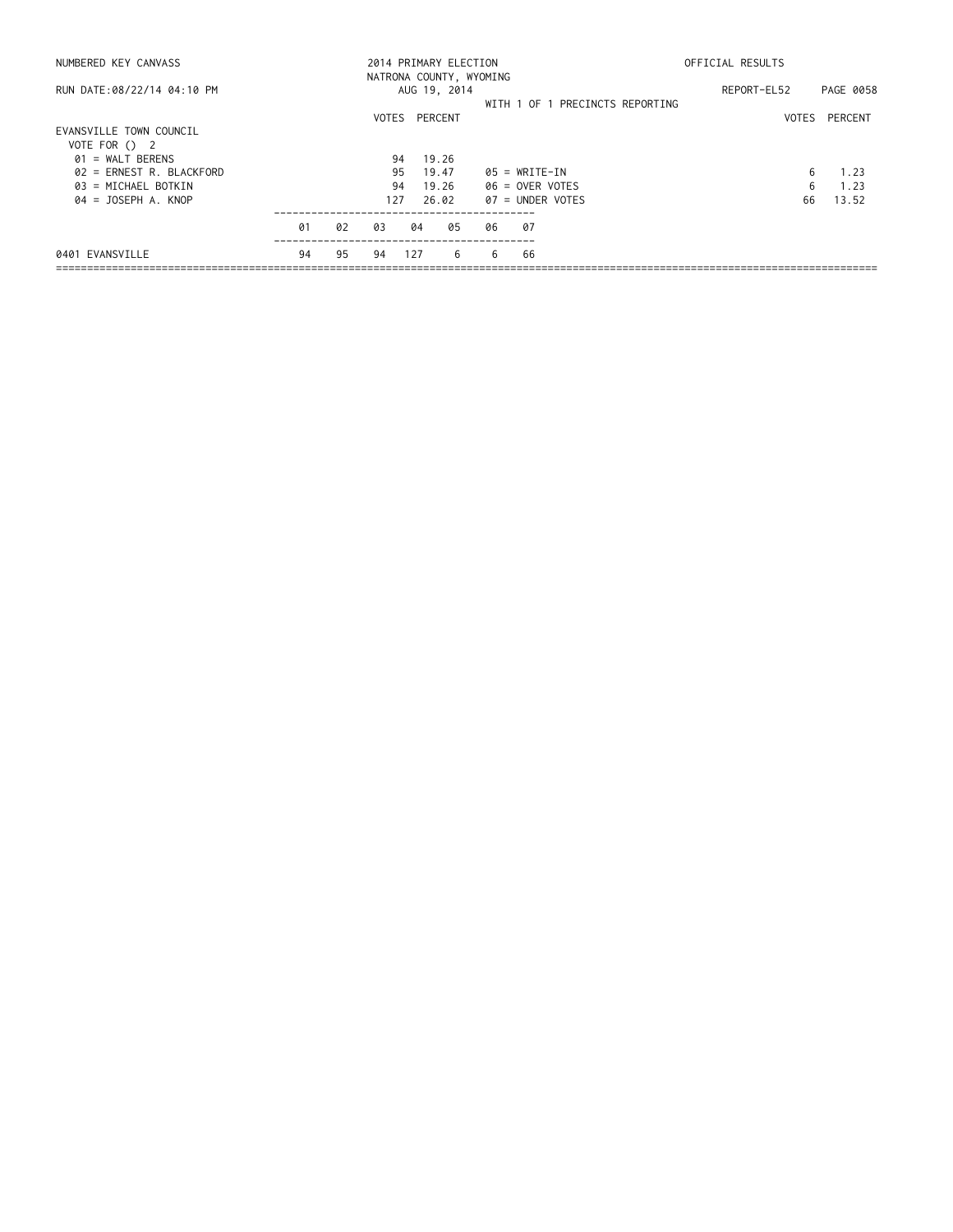NUMBERED KEY CANVASS — 2014 PRIMARY ELECTION — NATRONA COUNTY, WYOMING — OFFICIAL RESULTS

RUN DATE:08/22/14 04:10 PM — AUG 19, 2014 — REPORT-EL52

WITH 1 OF 1 PRECINCTS REPORTING

## EVANSVILLE TOWN COUNCIL

VOTE FOR () 2

| Candidate | VOTES | PERCENT |
|---|---|---|
| 01 = WALT BERENS | 94 | 19.26 |
| 02 = ERNEST R. BLACKFORD | 95 | 19.47 |
| 03 = MICHAEL BOTKIN | 94 | 19.26 |
| 04 = JOSEPH A. KNOP | 127 | 26.02 |
| 05 = WRITE-IN | 6 | 1.23 |
| 06 = OVER VOTES | 6 | 1.23 |
| 07 = UNDER VOTES | 66 | 13.52 |

| Precinct | 01 | 02 | 03 | 04 | 05 | 06 | 07 |
|---|---|---|---|---|---|---|---|
| 0401 EVANSVILLE | 94 | 95 | 94 | 127 | 6 | 6 | 66 |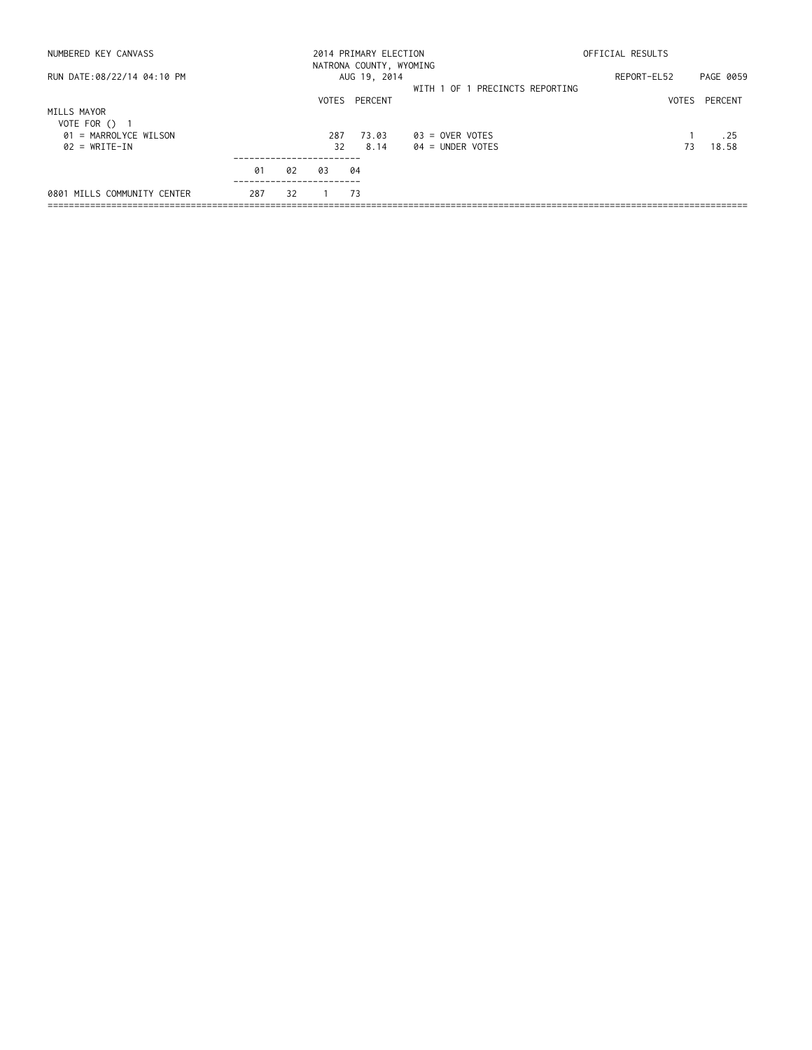NUMBERED KEY CANVASS — 2014 PRIMARY ELECTION — NATRONA COUNTY, WYOMING — AUG 19, 2014 — OFFICIAL RESULTS

RUN DATE:08/22/14 04:10 PM — REPORT-EL52 — PAGE 0059

WITH 1 OF 1 PRECINCTS REPORTING

## MILLS MAYOR

VOTE FOR () 1

| Candidate | VOTES | PERCENT |
|---|---|---|
| 01 = MARROLYCE WILSON | 287 | 73.03 |
| 02 = WRITE-IN | 32 | 8.14 |
| 03 = OVER VOTES | 1 | .25 |
| 04 = UNDER VOTES | 73 | 18.58 |

| Precinct | 01 | 02 | 03 | 04 |
|---|---|---|---|---|
| 0801 MILLS COMMUNITY CENTER | 287 | 32 | 1 | 73 |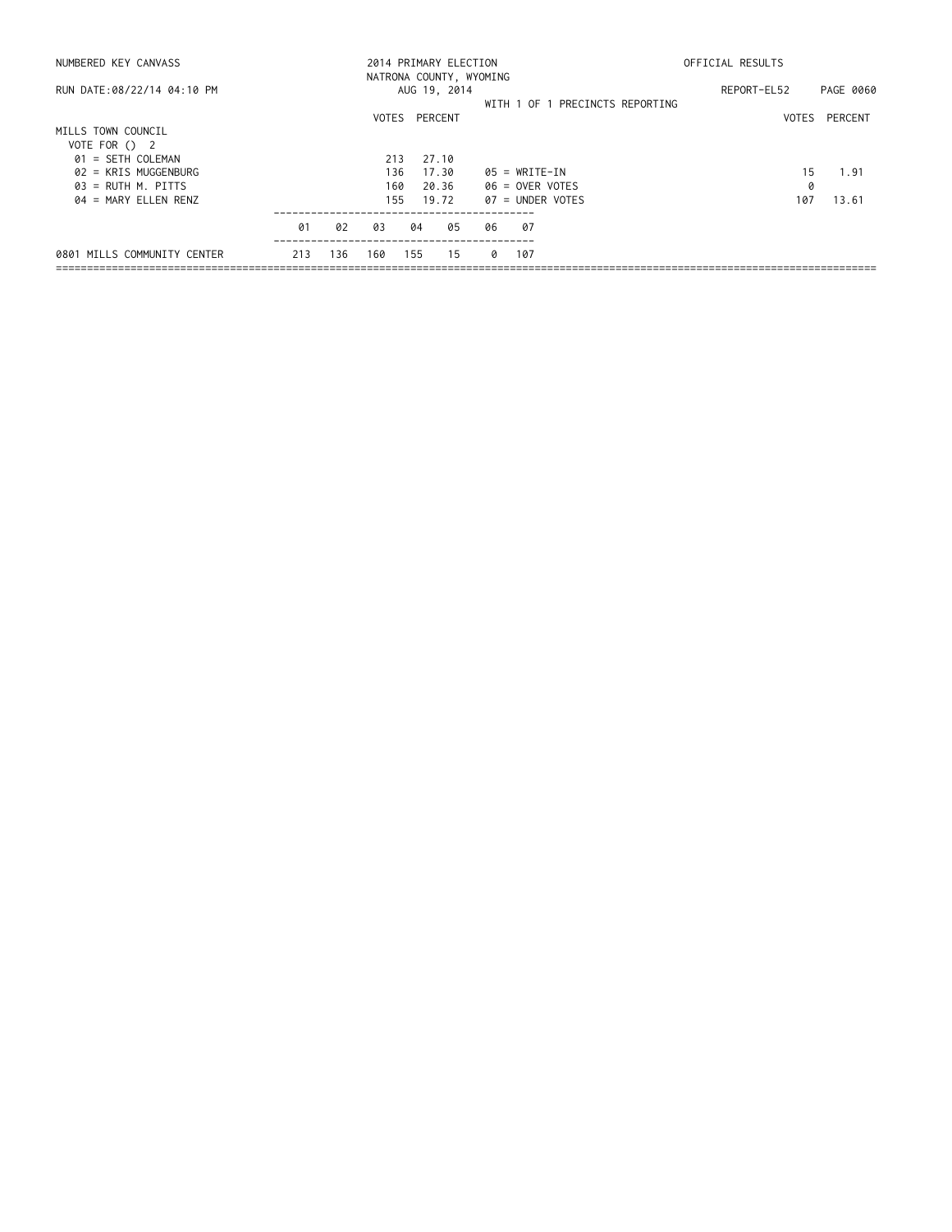NUMBERED KEY CANVASS

2014 PRIMARY ELECTION
NATRONA COUNTY, WYOMING
AUG 19, 2014

OFFICIAL RESULTS

RUN DATE:08/22/14 04:10 PM

REPORT-EL52 PAGE 0060

WITH 1 OF 1 PRECINCTS REPORTING

MILLS TOWN COUNCIL
VOTE FOR () 2

| | VOTES | PERCENT |
|---|---|---|
| 01 = SETH COLEMAN | 213 | 27.10 |
| 02 = KRIS MUGGENBURG | 136 | 17.30 |
| 03 = RUTH M. PITTS | 160 | 20.36 |
| 04 = MARY ELLEN RENZ | 155 | 19.72 |
| 05 = WRITE-IN | 15 | 1.91 |
| 06 = OVER VOTES | 0 | |
| 07 = UNDER VOTES | 107 | 13.61 |

| | 01 | 02 | 03 | 04 | 05 | 06 | 07 |
|---|---|---|---|---|---|---|---|
| 0801 MILLS COMMUNITY CENTER | 213 | 136 | 160 | 155 | 15 | 0 | 107 |